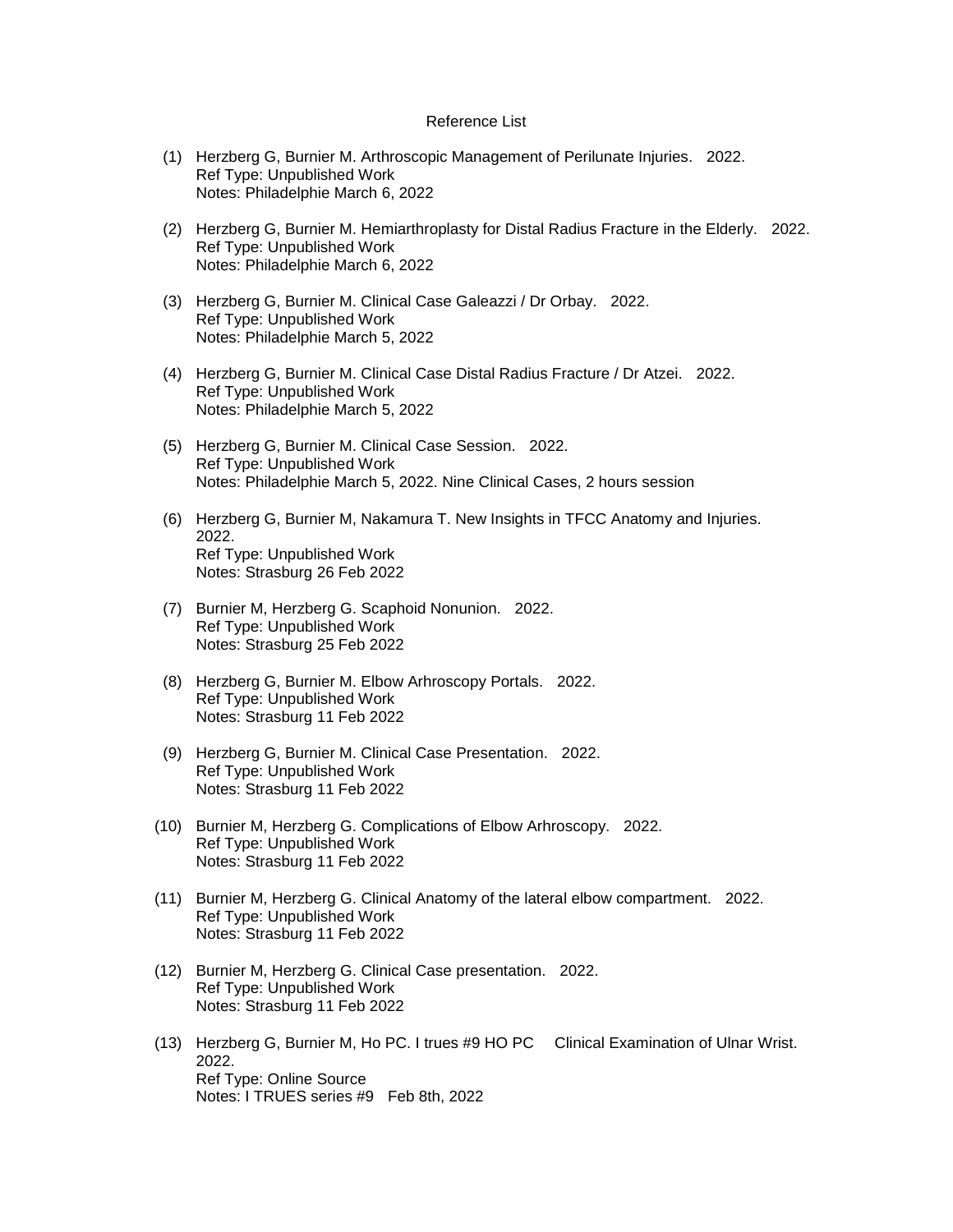Reference List

(1) Herzberg G, Burnier M. Arthroscopic Management of Perilunate Injuries. 2022.
Ref Type: Unpublished Work
Notes: Philadelphie March 6, 2022

(2) Herzberg G, Burnier M. Hemiarthroplasty for Distal Radius Fracture in the Elderly. 2022.
Ref Type: Unpublished Work
Notes: Philadelphie March 6, 2022

(3) Herzberg G, Burnier M. Clinical Case Galeazzi / Dr Orbay. 2022.
Ref Type: Unpublished Work
Notes: Philadelphie March 5, 2022

(4) Herzberg G, Burnier M. Clinical Case Distal Radius Fracture / Dr Atzei. 2022.
Ref Type: Unpublished Work
Notes: Philadelphie March 5, 2022

(5) Herzberg G, Burnier M. Clinical Case Session. 2022.
Ref Type: Unpublished Work
Notes: Philadelphie March 5, 2022. Nine Clinical Cases, 2 hours session

(6) Herzberg G, Burnier M, Nakamura T. New Insights in TFCC Anatomy and Injuries. 2022.
Ref Type: Unpublished Work
Notes: Strasburg 26 Feb 2022

(7) Burnier M, Herzberg G. Scaphoid Nonunion. 2022.
Ref Type: Unpublished Work
Notes: Strasburg 25 Feb 2022

(8) Herzberg G, Burnier M. Elbow Arhroscopy Portals. 2022.
Ref Type: Unpublished Work
Notes: Strasburg 11 Feb 2022

(9) Herzberg G, Burnier M. Clinical Case Presentation. 2022.
Ref Type: Unpublished Work
Notes: Strasburg 11 Feb 2022

(10) Burnier M, Herzberg G. Complications of Elbow Arhroscopy. 2022.
Ref Type: Unpublished Work
Notes: Strasburg 11 Feb 2022

(11) Burnier M, Herzberg G. Clinical Anatomy of the lateral elbow compartment. 2022.
Ref Type: Unpublished Work
Notes: Strasburg 11 Feb 2022

(12) Burnier M, Herzberg G. Clinical Case presentation. 2022.
Ref Type: Unpublished Work
Notes: Strasburg 11 Feb 2022

(13) Herzberg G, Burnier M, Ho PC. I trues #9 HO PC Clinical Examination of Ulnar Wrist. 2022.
Ref Type: Online Source
Notes: I TRUES series #9 Feb 8th, 2022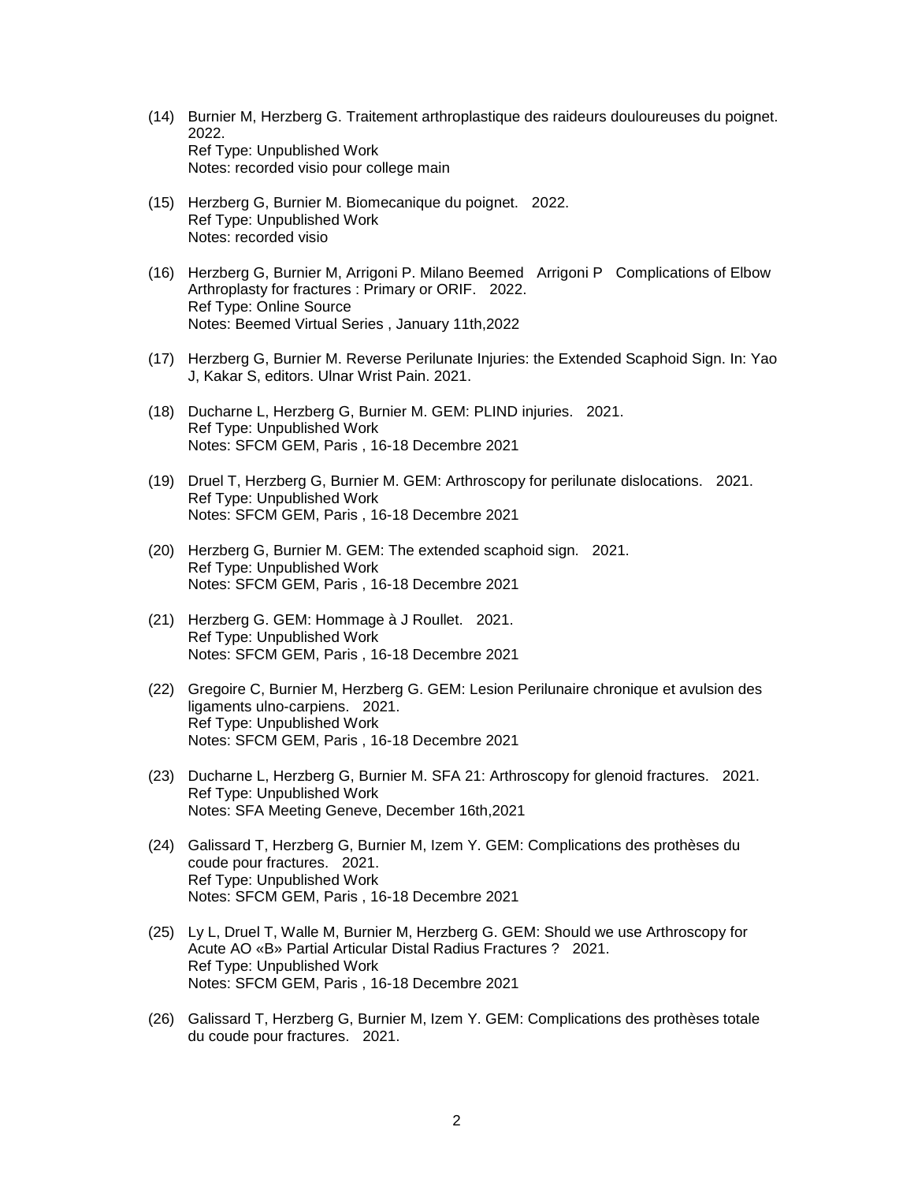(14) Burnier M, Herzberg G. Traitement arthroplastique des raideurs douloureuses du poignet. 2022.
Ref Type: Unpublished Work
Notes: recorded visio pour college main

(15) Herzberg G, Burnier M. Biomecanique du poignet. 2022.
Ref Type: Unpublished Work
Notes: recorded visio

(16) Herzberg G, Burnier M, Arrigoni P. Milano Beemed Arrigoni P Complications of Elbow Arthroplasty for fractures : Primary or ORIF. 2022.
Ref Type: Online Source
Notes: Beemed Virtual Series , January 11th,2022

(17) Herzberg G, Burnier M. Reverse Perilunate Injuries: the Extended Scaphoid Sign. In: Yao J, Kakar S, editors. Ulnar Wrist Pain. 2021.

(18) Ducharne L, Herzberg G, Burnier M. GEM: PLIND injuries. 2021.
Ref Type: Unpublished Work
Notes: SFCM GEM, Paris , 16-18 Decembre 2021

(19) Druel T, Herzberg G, Burnier M. GEM: Arthroscopy for perilunate dislocations. 2021.
Ref Type: Unpublished Work
Notes: SFCM GEM, Paris , 16-18 Decembre 2021

(20) Herzberg G, Burnier M. GEM: The extended scaphoid sign. 2021.
Ref Type: Unpublished Work
Notes: SFCM GEM, Paris , 16-18 Decembre 2021

(21) Herzberg G. GEM: Hommage à J Roullet. 2021.
Ref Type: Unpublished Work
Notes: SFCM GEM, Paris , 16-18 Decembre 2021

(22) Gregoire C, Burnier M, Herzberg G. GEM: Lesion Perilunaire chronique et avulsion des ligaments ulno-carpiens. 2021.
Ref Type: Unpublished Work
Notes: SFCM GEM, Paris , 16-18 Decembre 2021

(23) Ducharne L, Herzberg G, Burnier M. SFA 21: Arthroscopy for glenoid fractures. 2021.
Ref Type: Unpublished Work
Notes: SFA Meeting Geneve, December 16th,2021

(24) Galissard T, Herzberg G, Burnier M, Izem Y. GEM: Complications des prothèses du coude pour fractures. 2021.
Ref Type: Unpublished Work
Notes: SFCM GEM, Paris , 16-18 Decembre 2021

(25) Ly L, Druel T, Walle M, Burnier M, Herzberg G. GEM: Should we use Arthroscopy for Acute AO «B» Partial Articular Distal Radius Fractures ? 2021.
Ref Type: Unpublished Work
Notes: SFCM GEM, Paris , 16-18 Decembre 2021

(26) Galissard T, Herzberg G, Burnier M, Izem Y. GEM: Complications des prothèses totale du coude pour fractures. 2021.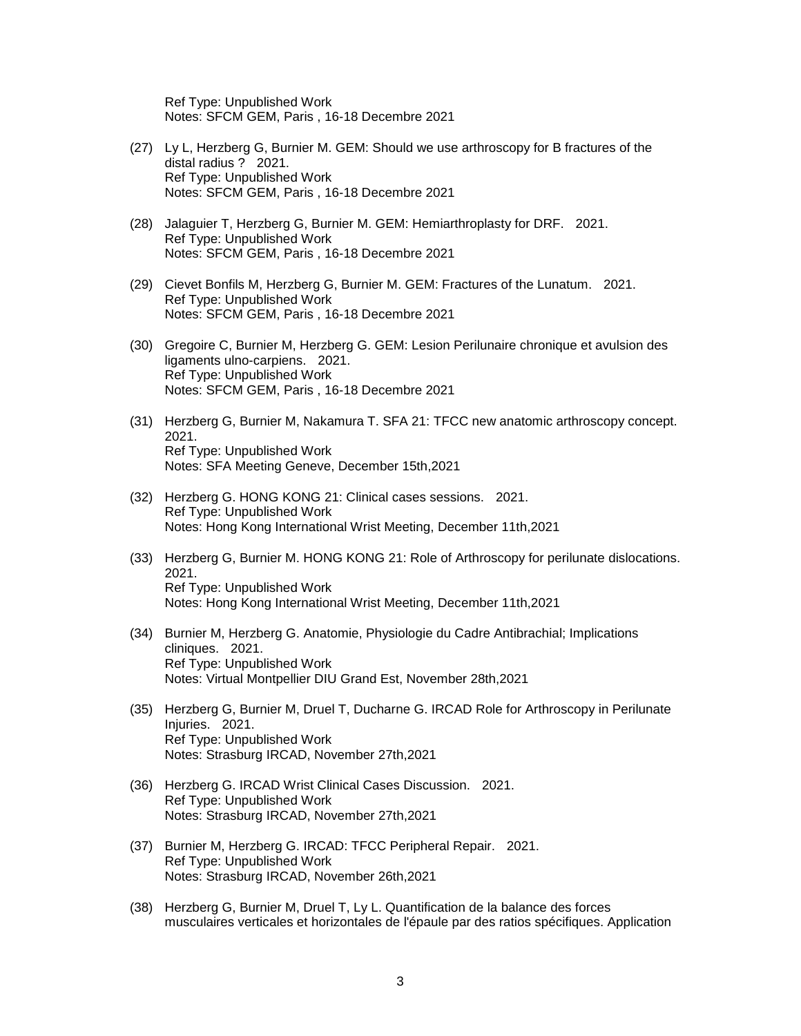Ref Type: Unpublished Work
Notes: SFCM GEM, Paris , 16-18 Decembre 2021

(27) Ly L, Herzberg G, Burnier M. GEM: Should we use arthroscopy for B fractures of the distal radius ? 2021.
Ref Type: Unpublished Work
Notes: SFCM GEM, Paris , 16-18 Decembre 2021

(28) Jalaguier T, Herzberg G, Burnier M. GEM: Hemiarthroplasty for DRF. 2021.
Ref Type: Unpublished Work
Notes: SFCM GEM, Paris , 16-18 Decembre 2021

(29) Cievet Bonfils M, Herzberg G, Burnier M. GEM: Fractures of the Lunatum. 2021.
Ref Type: Unpublished Work
Notes: SFCM GEM, Paris , 16-18 Decembre 2021

(30) Gregoire C, Burnier M, Herzberg G. GEM: Lesion Perilunaire chronique et avulsion des ligaments ulno-carpiens. 2021.
Ref Type: Unpublished Work
Notes: SFCM GEM, Paris , 16-18 Decembre 2021

(31) Herzberg G, Burnier M, Nakamura T. SFA 21: TFCC new anatomic arthroscopy concept. 2021.
Ref Type: Unpublished Work
Notes: SFA Meeting Geneve, December 15th,2021

(32) Herzberg G. HONG KONG 21: Clinical cases sessions. 2021.
Ref Type: Unpublished Work
Notes: Hong Kong International Wrist Meeting, December 11th,2021

(33) Herzberg G, Burnier M. HONG KONG 21: Role of Arthroscopy for perilunate dislocations. 2021.
Ref Type: Unpublished Work
Notes: Hong Kong International Wrist Meeting, December 11th,2021

(34) Burnier M, Herzberg G. Anatomie, Physiologie du Cadre Antibrachial; Implications cliniques. 2021.
Ref Type: Unpublished Work
Notes: Virtual Montpellier DIU Grand Est, November 28th,2021

(35) Herzberg G, Burnier M, Druel T, Ducharne G. IRCAD Role for Arthroscopy in Perilunate Injuries. 2021.
Ref Type: Unpublished Work
Notes: Strasburg IRCAD, November 27th,2021

(36) Herzberg G. IRCAD Wrist Clinical Cases Discussion. 2021.
Ref Type: Unpublished Work
Notes: Strasburg IRCAD, November 27th,2021

(37) Burnier M, Herzberg G. IRCAD: TFCC Peripheral Repair. 2021.
Ref Type: Unpublished Work
Notes: Strasburg IRCAD, November 26th,2021

(38) Herzberg G, Burnier M, Druel T, Ly L. Quantification de la balance des forces musculaires verticales et horizontales de l'épaule par des ratios spécifiques. Application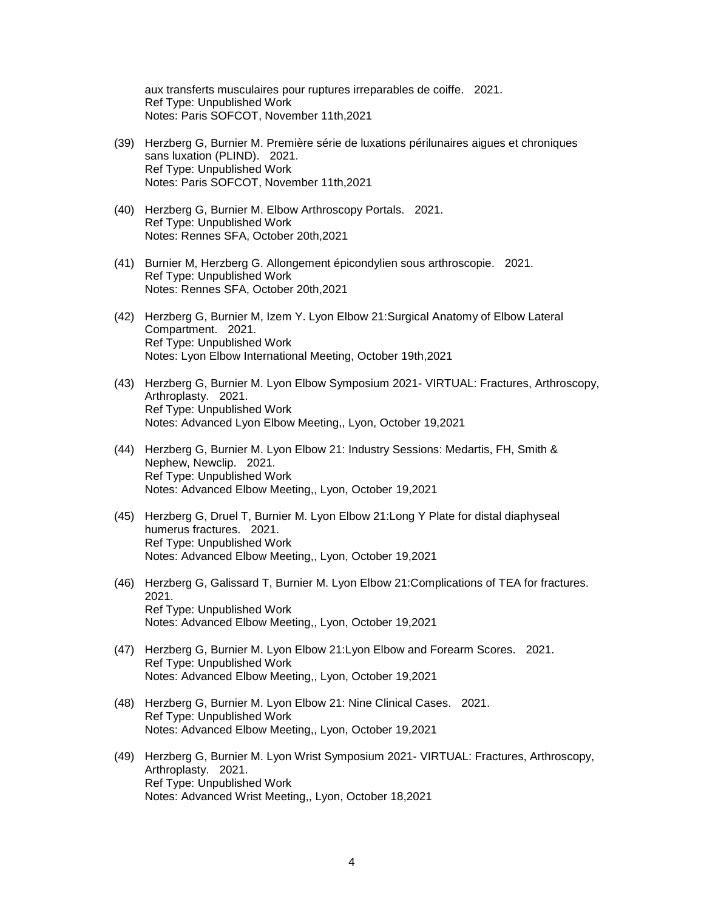aux transferts musculaires pour ruptures irreparables de coiffe.   2021.
Ref Type: Unpublished Work
Notes: Paris SOFCOT, November 11th,2021

(39) Herzberg G, Burnier M. Première série de luxations périlunaires aigues et chroniques sans luxation (PLIND).   2021.
Ref Type: Unpublished Work
Notes: Paris SOFCOT, November 11th,2021

(40) Herzberg G, Burnier M. Elbow Arthroscopy Portals.   2021.
Ref Type: Unpublished Work
Notes: Rennes SFA, October 20th,2021

(41) Burnier M, Herzberg G. Allongement épicondylien sous arthroscopie.   2021.
Ref Type: Unpublished Work
Notes: Rennes SFA, October 20th,2021

(42) Herzberg G, Burnier M, Izem Y. Lyon Elbow 21:Surgical Anatomy of Elbow Lateral Compartment.   2021.
Ref Type: Unpublished Work
Notes: Lyon Elbow International Meeting, October 19th,2021

(43) Herzberg G, Burnier M. Lyon Elbow Symposium 2021- VIRTUAL: Fractures, Arthroscopy, Arthroplasty.   2021.
Ref Type: Unpublished Work
Notes: Advanced Lyon Elbow Meeting,, Lyon, October 19,2021

(44) Herzberg G, Burnier M. Lyon Elbow 21: Industry Sessions: Medartis, FH, Smith & Nephew, Newclip.   2021.
Ref Type: Unpublished Work
Notes: Advanced Elbow Meeting,, Lyon, October 19,2021

(45) Herzberg G, Druel T, Burnier M. Lyon Elbow 21:Long Y Plate for distal diaphyseal humerus fractures.   2021.
Ref Type: Unpublished Work
Notes: Advanced Elbow Meeting,, Lyon, October 19,2021

(46) Herzberg G, Galissard T, Burnier M. Lyon Elbow 21:Complications of TEA for fractures.   2021.
Ref Type: Unpublished Work
Notes: Advanced Elbow Meeting,, Lyon, October 19,2021

(47) Herzberg G, Burnier M. Lyon Elbow 21:Lyon Elbow and Forearm Scores.   2021.
Ref Type: Unpublished Work
Notes: Advanced Elbow Meeting,, Lyon, October 19,2021

(48) Herzberg G, Burnier M. Lyon Elbow 21: Nine Clinical Cases.   2021.
Ref Type: Unpublished Work
Notes: Advanced Elbow Meeting,, Lyon, October 19,2021

(49) Herzberg G, Burnier M. Lyon Wrist Symposium 2021- VIRTUAL: Fractures, Arthroscopy, Arthroplasty.   2021.
Ref Type: Unpublished Work
Notes: Advanced Wrist Meeting,, Lyon, October 18,2021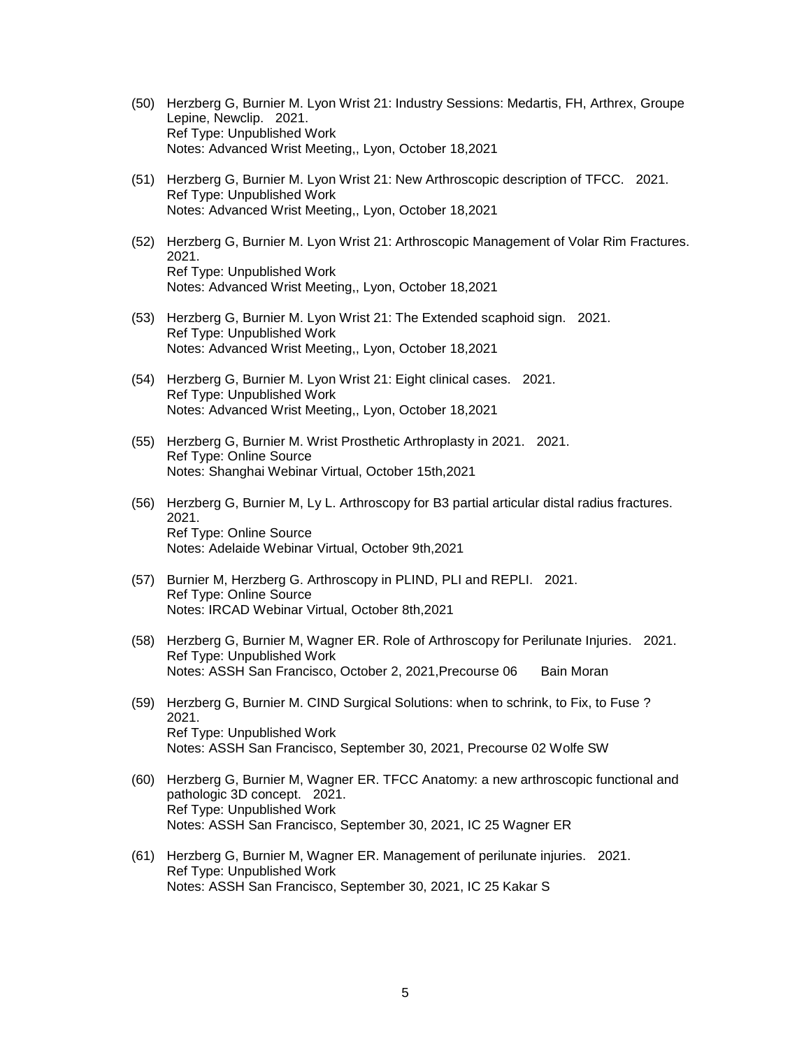(50) Herzberg G, Burnier M. Lyon Wrist 21: Industry Sessions: Medartis, FH, Arthrex, Groupe Lepine, Newclip. 2021.
Ref Type: Unpublished Work
Notes: Advanced Wrist Meeting,, Lyon, October 18,2021

(51) Herzberg G, Burnier M. Lyon Wrist 21: New Arthroscopic description of TFCC. 2021.
Ref Type: Unpublished Work
Notes: Advanced Wrist Meeting,, Lyon, October 18,2021

(52) Herzberg G, Burnier M. Lyon Wrist 21: Arthroscopic Management of Volar Rim Fractures. 2021.
Ref Type: Unpublished Work
Notes: Advanced Wrist Meeting,, Lyon, October 18,2021

(53) Herzberg G, Burnier M. Lyon Wrist 21: The Extended scaphoid sign. 2021.
Ref Type: Unpublished Work
Notes: Advanced Wrist Meeting,, Lyon, October 18,2021

(54) Herzberg G, Burnier M. Lyon Wrist 21: Eight clinical cases. 2021.
Ref Type: Unpublished Work
Notes: Advanced Wrist Meeting,, Lyon, October 18,2021

(55) Herzberg G, Burnier M. Wrist Prosthetic Arthroplasty in 2021. 2021.
Ref Type: Online Source
Notes: Shanghai Webinar Virtual, October 15th,2021

(56) Herzberg G, Burnier M, Ly L. Arthroscopy for B3 partial articular distal radius fractures. 2021.
Ref Type: Online Source
Notes: Adelaide Webinar Virtual, October 9th,2021

(57) Burnier M, Herzberg G. Arthroscopy in PLIND, PLI and REPLI. 2021.
Ref Type: Online Source
Notes: IRCAD Webinar Virtual, October 8th,2021

(58) Herzberg G, Burnier M, Wagner ER. Role of Arthroscopy for Perilunate Injuries. 2021.
Ref Type: Unpublished Work
Notes: ASSH San Francisco, October 2, 2021,Precourse 06 Bain Moran

(59) Herzberg G, Burnier M. CIND Surgical Solutions: when to schrink, to Fix, to Fuse ? 2021.
Ref Type: Unpublished Work
Notes: ASSH San Francisco, September 30, 2021, Precourse 02 Wolfe SW

(60) Herzberg G, Burnier M, Wagner ER. TFCC Anatomy: a new arthroscopic functional and pathologic 3D concept. 2021.
Ref Type: Unpublished Work
Notes: ASSH San Francisco, September 30, 2021, IC 25 Wagner ER

(61) Herzberg G, Burnier M, Wagner ER. Management of perilunate injuries. 2021.
Ref Type: Unpublished Work
Notes: ASSH San Francisco, September 30, 2021, IC 25 Kakar S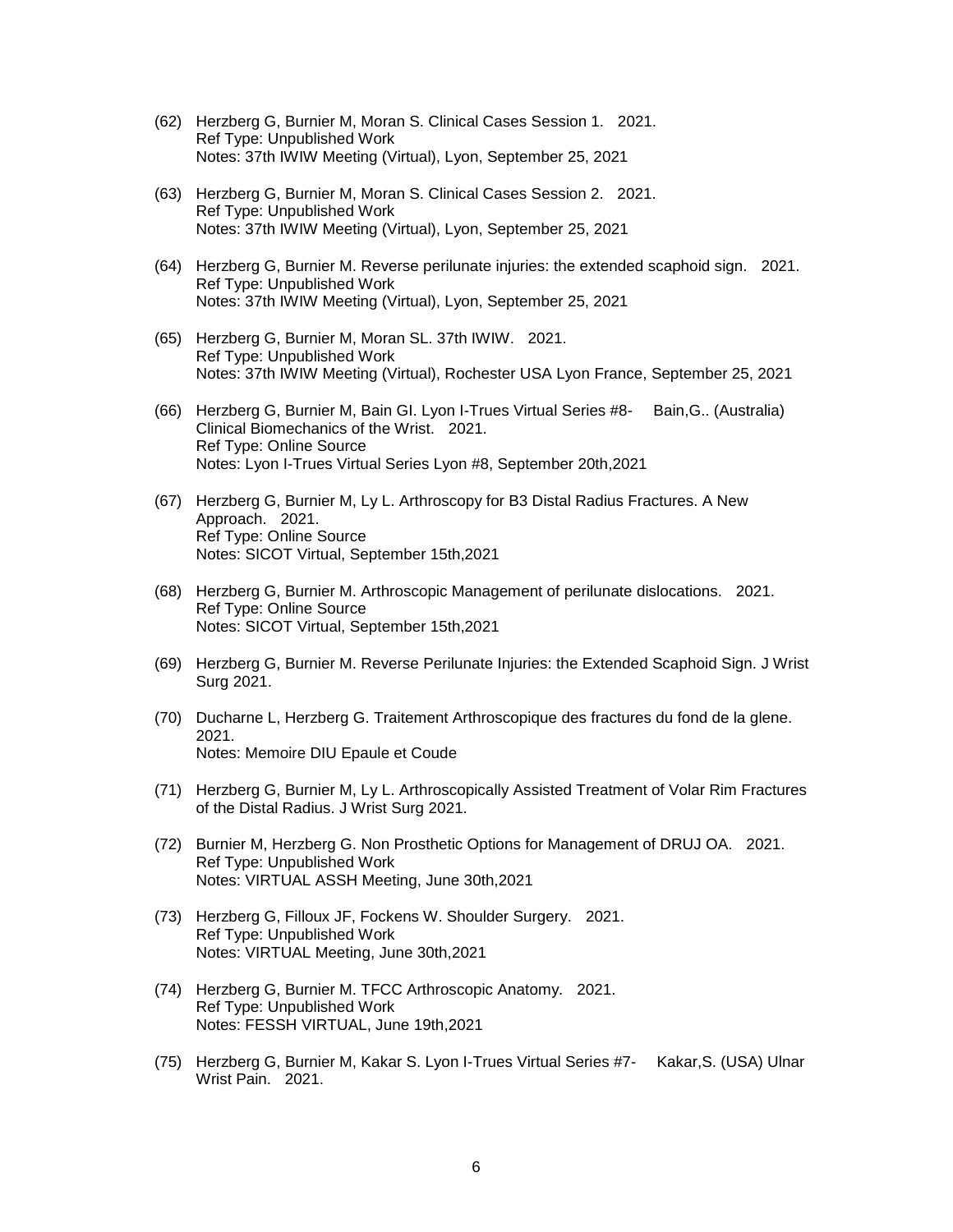(62) Herzberg G, Burnier M, Moran S. Clinical Cases Session 1. 2021.
Ref Type: Unpublished Work
Notes: 37th IWIW Meeting (Virtual), Lyon, September 25, 2021

(63) Herzberg G, Burnier M, Moran S. Clinical Cases Session 2. 2021.
Ref Type: Unpublished Work
Notes: 37th IWIW Meeting (Virtual), Lyon, September 25, 2021

(64) Herzberg G, Burnier M. Reverse perilunate injuries: the extended scaphoid sign. 2021.
Ref Type: Unpublished Work
Notes: 37th IWIW Meeting (Virtual), Lyon, September 25, 2021

(65) Herzberg G, Burnier M, Moran SL. 37th IWIW. 2021.
Ref Type: Unpublished Work
Notes: 37th IWIW Meeting (Virtual), Rochester USA Lyon France, September 25, 2021

(66) Herzberg G, Burnier M, Bain GI. Lyon I-Trues Virtual Series #8- Bain,G.. (Australia) Clinical Biomechanics of the Wrist. 2021.
Ref Type: Online Source
Notes: Lyon I-Trues Virtual Series Lyon #8, September 20th,2021

(67) Herzberg G, Burnier M, Ly L. Arthroscopy for B3 Distal Radius Fractures. A New Approach. 2021.
Ref Type: Online Source
Notes: SICOT Virtual, September 15th,2021

(68) Herzberg G, Burnier M. Arthroscopic Management of perilunate dislocations. 2021.
Ref Type: Online Source
Notes: SICOT Virtual, September 15th,2021

(69) Herzberg G, Burnier M. Reverse Perilunate Injuries: the Extended Scaphoid Sign. J Wrist Surg 2021.

(70) Ducharne L, Herzberg G. Traitement Arthroscopique des fractures du fond de la glene. 2021.
Notes: Memoire DIU Epaule et Coude

(71) Herzberg G, Burnier M, Ly L. Arthroscopically Assisted Treatment of Volar Rim Fractures of the Distal Radius. J Wrist Surg 2021.

(72) Burnier M, Herzberg G. Non Prosthetic Options for Management of DRUJ OA. 2021.
Ref Type: Unpublished Work
Notes: VIRTUAL ASSH Meeting, June 30th,2021

(73) Herzberg G, Filloux JF, Fockens W. Shoulder Surgery. 2021.
Ref Type: Unpublished Work
Notes: VIRTUAL Meeting, June 30th,2021

(74) Herzberg G, Burnier M. TFCC Arthroscopic Anatomy. 2021.
Ref Type: Unpublished Work
Notes: FESSH VIRTUAL, June 19th,2021

(75) Herzberg G, Burnier M, Kakar S. Lyon I-Trues Virtual Series #7- Kakar,S. (USA) Ulnar Wrist Pain. 2021.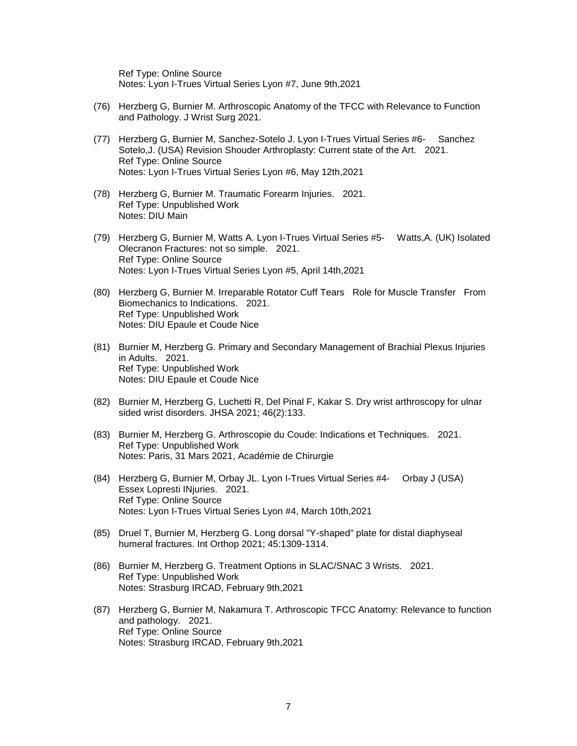Ref Type: Online Source
Notes: Lyon I-Trues Virtual Series Lyon #7, June 9th,2021

(76) Herzberg G, Burnier M. Arthroscopic Anatomy of the TFCC with Relevance to Function and Pathology. J Wrist Surg 2021.

(77) Herzberg G, Burnier M, Sanchez-Sotelo J. Lyon I-Trues Virtual Series #6- Sanchez Sotelo,J. (USA) Revision Shouder Arthroplasty: Current state of the Art. 2021.
Ref Type: Online Source
Notes: Lyon I-Trues Virtual Series Lyon #6, May 12th,2021

(78) Herzberg G, Burnier M. Traumatic Forearm Injuries. 2021.
Ref Type: Unpublished Work
Notes: DIU Main

(79) Herzberg G, Burnier M, Watts A. Lyon I-Trues Virtual Series #5- Watts,A. (UK) Isolated Olecranon Fractures: not so simple. 2021.
Ref Type: Online Source
Notes: Lyon I-Trues Virtual Series Lyon #5, April 14th,2021

(80) Herzberg G, Burnier M. Irreparable Rotator Cuff Tears Role for Muscle Transfer From Biomechanics to Indications. 2021.
Ref Type: Unpublished Work
Notes: DIU Epaule et Coude Nice

(81) Burnier M, Herzberg G. Primary and Secondary Management of Brachial Plexus Injuries in Adults. 2021.
Ref Type: Unpublished Work
Notes: DIU Epaule et Coude Nice

(82) Burnier M, Herzberg G, Luchetti R, Del Pinal F, Kakar S. Dry wrist arthroscopy for ulnar sided wrist disorders. JHSA 2021; 46(2):133.

(83) Burnier M, Herzberg G. Arthroscopie du Coude: Indications et Techniques. 2021.
Ref Type: Unpublished Work
Notes: Paris, 31 Mars 2021, Académie de Chirurgie

(84) Herzberg G, Burnier M, Orbay JL. Lyon I-Trues Virtual Series #4- Orbay J (USA) Essex Lopresti INjuries. 2021.
Ref Type: Online Source
Notes: Lyon I-Trues Virtual Series Lyon #4, March 10th,2021

(85) Druel T, Burnier M, Herzberg G. Long dorsal "Y-shaped" plate for distal diaphyseal humeral fractures. Int Orthop 2021; 45:1309-1314.

(86) Burnier M, Herzberg G. Treatment Options in SLAC/SNAC 3 Wrists. 2021.
Ref Type: Unpublished Work
Notes: Strasburg IRCAD, February 9th,2021

(87) Herzberg G, Burnier M, Nakamura T. Arthroscopic TFCC Anatomy: Relevance to function and pathology. 2021.
Ref Type: Online Source
Notes: Strasburg IRCAD, February 9th,2021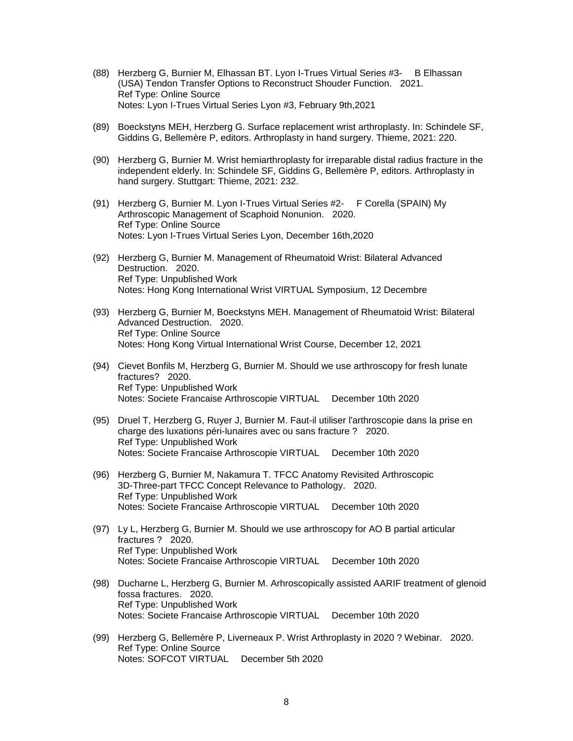(88) Herzberg G, Burnier M, Elhassan BT. Lyon I-Trues Virtual Series #3- B Elhassan (USA) Tendon Transfer Options to Reconstruct Shouder Function. 2021.
Ref Type: Online Source
Notes: Lyon I-Trues Virtual Series Lyon #3, February 9th,2021

(89) Boeckstyns MEH, Herzberg G. Surface replacement wrist arthroplasty. In: Schindele SF, Giddins G, Bellemère P, editors. Arthroplasty in hand surgery. Thieme, 2021: 220.

(90) Herzberg G, Burnier M. Wrist hemiarthroplasty for irreparable distal radius fracture in the independent elderly. In: Schindele SF, Giddins G, Bellemère P, editors. Arthroplasty in hand surgery. Stuttgart: Thieme, 2021: 232.

(91) Herzberg G, Burnier M. Lyon I-Trues Virtual Series #2- F Corella (SPAIN) My Arthroscopic Management of Scaphoid Nonunion. 2020.
Ref Type: Online Source
Notes: Lyon I-Trues Virtual Series Lyon, December 16th,2020

(92) Herzberg G, Burnier M. Management of Rheumatoid Wrist: Bilateral Advanced Destruction. 2020.
Ref Type: Unpublished Work
Notes: Hong Kong International Wrist VIRTUAL Symposium, 12 Decembre

(93) Herzberg G, Burnier M, Boeckstyns MEH. Management of Rheumatoid Wrist: Bilateral Advanced Destruction. 2020.
Ref Type: Online Source
Notes: Hong Kong Virtual International Wrist Course, December 12, 2021

(94) Cievet Bonfils M, Herzberg G, Burnier M. Should we use arthroscopy for fresh lunate fractures? 2020.
Ref Type: Unpublished Work
Notes: Societe Francaise Arthroscopie VIRTUAL December 10th 2020

(95) Druel T, Herzberg G, Ruyer J, Burnier M. Faut-il utiliser l'arthroscopie dans la prise en charge des luxations péri-lunaires avec ou sans fracture ? 2020.
Ref Type: Unpublished Work
Notes: Societe Francaise Arthroscopie VIRTUAL December 10th 2020

(96) Herzberg G, Burnier M, Nakamura T. TFCC Anatomy Revisited Arthroscopic 3D-Three-part TFCC Concept Relevance to Pathology. 2020.
Ref Type: Unpublished Work
Notes: Societe Francaise Arthroscopie VIRTUAL December 10th 2020

(97) Ly L, Herzberg G, Burnier M. Should we use arthroscopy for AO B partial articular fractures ? 2020.
Ref Type: Unpublished Work
Notes: Societe Francaise Arthroscopie VIRTUAL December 10th 2020

(98) Ducharne L, Herzberg G, Burnier M. Arhroscopically assisted AARIF treatment of glenoid fossa fractures. 2020.
Ref Type: Unpublished Work
Notes: Societe Francaise Arthroscopie VIRTUAL December 10th 2020

(99) Herzberg G, Bellemère P, Liverneaux P. Wrist Arthroplasty in 2020 ? Webinar. 2020.
Ref Type: Online Source
Notes: SOFCOT VIRTUAL December 5th 2020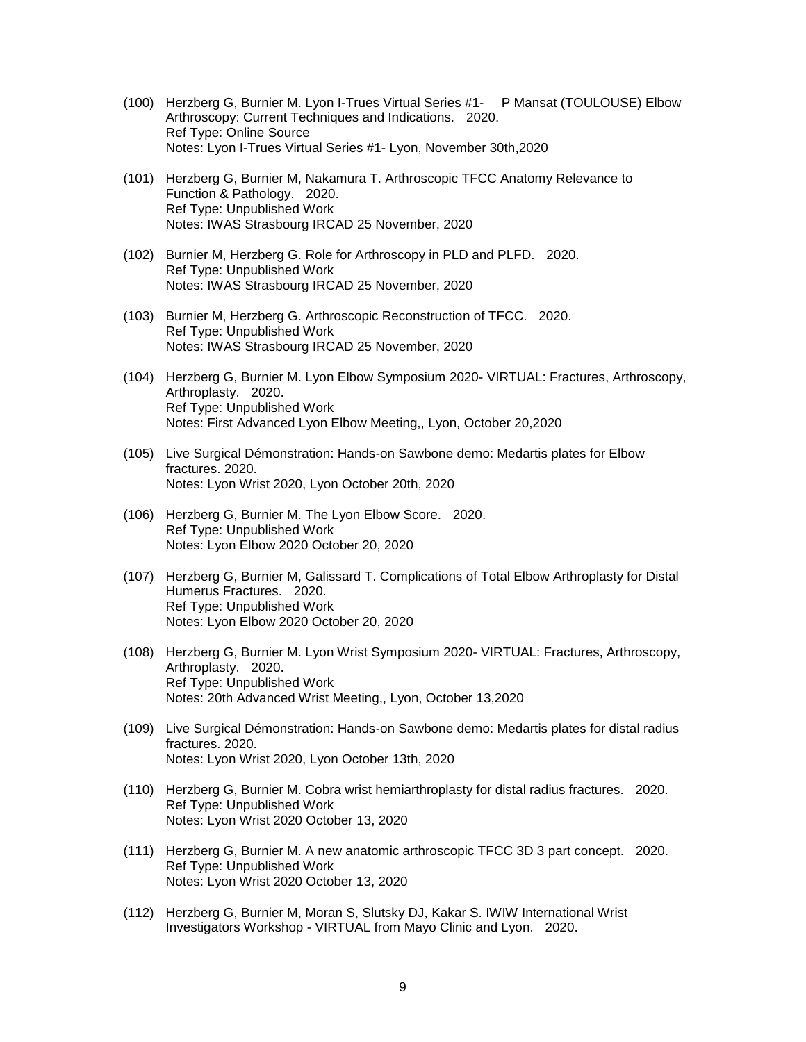(100) Herzberg G, Burnier M. Lyon I-Trues Virtual Series #1- P Mansat (TOULOUSE) Elbow Arthroscopy: Current Techniques and Indications. 2020.
Ref Type: Online Source
Notes: Lyon I-Trues Virtual Series #1- Lyon, November 30th,2020

(101) Herzberg G, Burnier M, Nakamura T. Arthroscopic TFCC Anatomy Relevance to Function & Pathology. 2020.
Ref Type: Unpublished Work
Notes: IWAS Strasbourg IRCAD 25 November, 2020

(102) Burnier M, Herzberg G. Role for Arthroscopy in PLD and PLFD. 2020.
Ref Type: Unpublished Work
Notes: IWAS Strasbourg IRCAD 25 November, 2020

(103) Burnier M, Herzberg G. Arthroscopic Reconstruction of TFCC. 2020.
Ref Type: Unpublished Work
Notes: IWAS Strasbourg IRCAD 25 November, 2020

(104) Herzberg G, Burnier M. Lyon Elbow Symposium 2020- VIRTUAL: Fractures, Arthroscopy, Arthroplasty. 2020.
Ref Type: Unpublished Work
Notes: First Advanced Lyon Elbow Meeting,, Lyon, October 20,2020

(105) Live Surgical Démonstration: Hands-on Sawbone demo: Medartis plates for Elbow fractures. 2020.
Notes: Lyon Wrist 2020, Lyon October 20th, 2020

(106) Herzberg G, Burnier M. The Lyon Elbow Score. 2020.
Ref Type: Unpublished Work
Notes: Lyon Elbow 2020 October 20, 2020

(107) Herzberg G, Burnier M, Galissard T. Complications of Total Elbow Arthroplasty for Distal Humerus Fractures. 2020.
Ref Type: Unpublished Work
Notes: Lyon Elbow 2020 October 20, 2020

(108) Herzberg G, Burnier M. Lyon Wrist Symposium 2020- VIRTUAL: Fractures, Arthroscopy, Arthroplasty. 2020.
Ref Type: Unpublished Work
Notes: 20th Advanced Wrist Meeting,, Lyon, October 13,2020

(109) Live Surgical Démonstration: Hands-on Sawbone demo: Medartis plates for distal radius fractures. 2020.
Notes: Lyon Wrist 2020, Lyon October 13th, 2020

(110) Herzberg G, Burnier M. Cobra wrist hemiarthroplasty for distal radius fractures. 2020.
Ref Type: Unpublished Work
Notes: Lyon Wrist 2020 October 13, 2020

(111) Herzberg G, Burnier M. A new anatomic arthroscopic TFCC 3D 3 part concept. 2020.
Ref Type: Unpublished Work
Notes: Lyon Wrist 2020 October 13, 2020

(112) Herzberg G, Burnier M, Moran S, Slutsky DJ, Kakar S. IWIW International Wrist Investigators Workshop - VIRTUAL from Mayo Clinic and Lyon. 2020.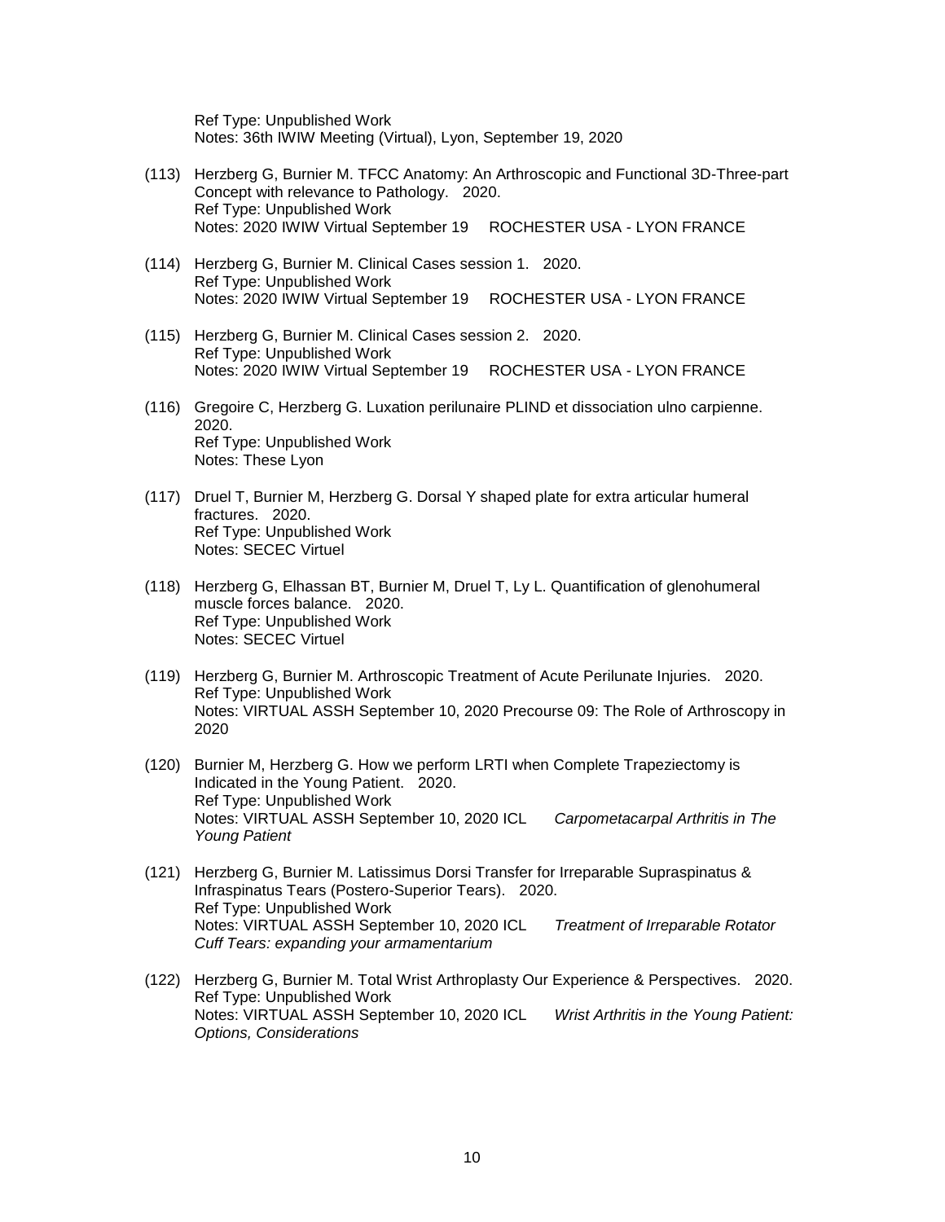Ref Type: Unpublished Work
Notes: 36th IWIW Meeting (Virtual), Lyon, September 19, 2020

(113) Herzberg G, Burnier M. TFCC Anatomy: An Arthroscopic and Functional 3D-Three-part Concept with relevance to Pathology. 2020.
Ref Type: Unpublished Work
Notes: 2020 IWIW Virtual September 19 ROCHESTER USA - LYON FRANCE

(114) Herzberg G, Burnier M. Clinical Cases session 1. 2020.
Ref Type: Unpublished Work
Notes: 2020 IWIW Virtual September 19 ROCHESTER USA - LYON FRANCE

(115) Herzberg G, Burnier M. Clinical Cases session 2. 2020.
Ref Type: Unpublished Work
Notes: 2020 IWIW Virtual September 19 ROCHESTER USA - LYON FRANCE

(116) Gregoire C, Herzberg G. Luxation perilunaire PLIND et dissociation ulno carpienne. 2020.
Ref Type: Unpublished Work
Notes: These Lyon

(117) Druel T, Burnier M, Herzberg G. Dorsal Y shaped plate for extra articular humeral fractures. 2020.
Ref Type: Unpublished Work
Notes: SECEC Virtuel

(118) Herzberg G, Elhassan BT, Burnier M, Druel T, Ly L. Quantification of glenohumeral muscle forces balance. 2020.
Ref Type: Unpublished Work
Notes: SECEC Virtuel

(119) Herzberg G, Burnier M. Arthroscopic Treatment of Acute Perilunate Injuries. 2020.
Ref Type: Unpublished Work
Notes: VIRTUAL ASSH September 10, 2020 Precourse 09: The Role of Arthroscopy in 2020

(120) Burnier M, Herzberg G. How we perform LRTI when Complete Trapeziectomy is Indicated in the Young Patient. 2020.
Ref Type: Unpublished Work
Notes: VIRTUAL ASSH September 10, 2020 ICL *Carpometacarpal Arthritis in The Young Patient*

(121) Herzberg G, Burnier M. Latissimus Dorsi Transfer for Irreparable Supraspinatus & Infraspinatus Tears (Postero-Superior Tears). 2020.
Ref Type: Unpublished Work
Notes: VIRTUAL ASSH September 10, 2020 ICL *Treatment of Irreparable Rotator Cuff Tears: expanding your armamentarium*

(122) Herzberg G, Burnier M. Total Wrist Arthroplasty Our Experience & Perspectives. 2020.
Ref Type: Unpublished Work
Notes: VIRTUAL ASSH September 10, 2020 ICL *Wrist Arthritis in the Young Patient: Options, Considerations*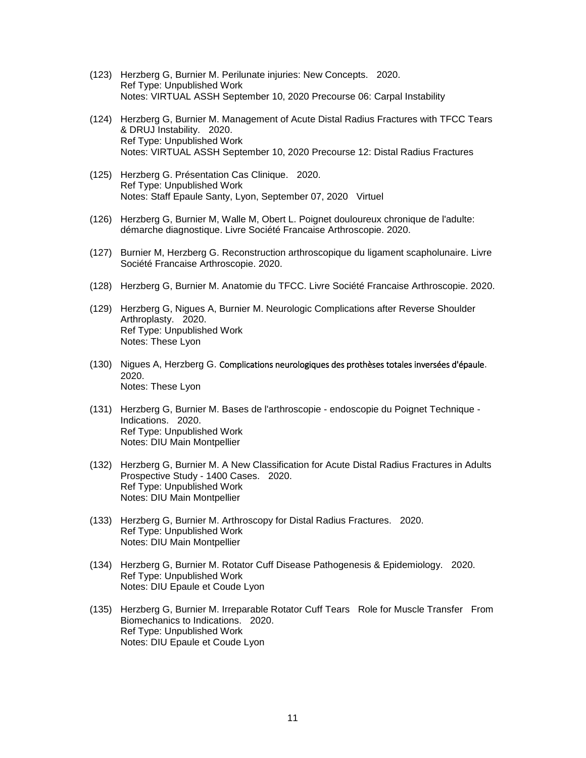(123) Herzberg G, Burnier M. Perilunate injuries: New Concepts. 2020.
Ref Type: Unpublished Work
Notes: VIRTUAL ASSH September 10, 2020 Precourse 06: Carpal Instability

(124) Herzberg G, Burnier M. Management of Acute Distal Radius Fractures with TFCC Tears & DRUJ Instability. 2020.
Ref Type: Unpublished Work
Notes: VIRTUAL ASSH September 10, 2020 Precourse 12: Distal Radius Fractures

(125) Herzberg G. Présentation Cas Clinique. 2020.
Ref Type: Unpublished Work
Notes: Staff Epaule Santy, Lyon, September 07, 2020 Virtuel

(126) Herzberg G, Burnier M, Walle M, Obert L. Poignet douloureux chronique de l'adulte: démarche diagnostique. Livre Société Francaise Arthroscopie. 2020.

(127) Burnier M, Herzberg G. Reconstruction arthroscopique du ligament scapholunaire. Livre Société Francaise Arthroscopie. 2020.

(128) Herzberg G, Burnier M. Anatomie du TFCC. Livre Société Francaise Arthroscopie. 2020.

(129) Herzberg G, Nigues A, Burnier M. Neurologic Complications after Reverse Shoulder Arthroplasty. 2020.
Ref Type: Unpublished Work
Notes: These Lyon

(130) Nigues A, Herzberg G. Complications neurologiques des prothèses totales inversées d'épaule. 2020.
Notes: These Lyon

(131) Herzberg G, Burnier M. Bases de l'arthroscopie - endoscopie du Poignet Technique - Indications. 2020.
Ref Type: Unpublished Work
Notes: DIU Main Montpellier

(132) Herzberg G, Burnier M. A New Classification for Acute Distal Radius Fractures in Adults Prospective Study - 1400 Cases. 2020.
Ref Type: Unpublished Work
Notes: DIU Main Montpellier

(133) Herzberg G, Burnier M. Arthroscopy for Distal Radius Fractures. 2020.
Ref Type: Unpublished Work
Notes: DIU Main Montpellier

(134) Herzberg G, Burnier M. Rotator Cuff Disease Pathogenesis & Epidemiology. 2020.
Ref Type: Unpublished Work
Notes: DIU Epaule et Coude Lyon

(135) Herzberg G, Burnier M. Irreparable Rotator Cuff Tears Role for Muscle Transfer From Biomechanics to Indications. 2020.
Ref Type: Unpublished Work
Notes: DIU Epaule et Coude Lyon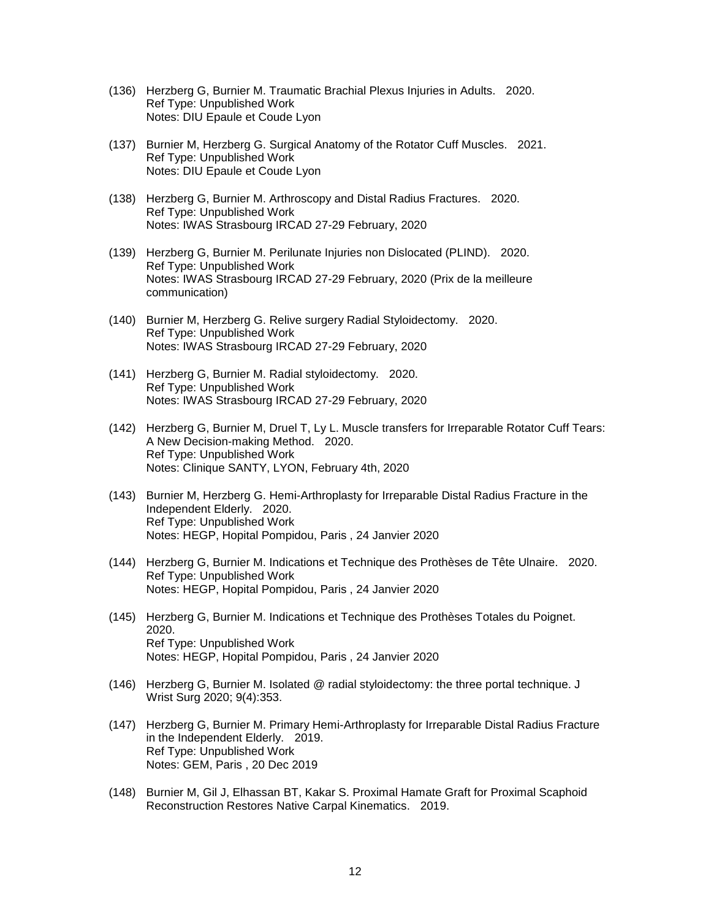(136) Herzberg G, Burnier M. Traumatic Brachial Plexus Injuries in Adults. 2020.
Ref Type: Unpublished Work
Notes: DIU Epaule et Coude Lyon

(137) Burnier M, Herzberg G. Surgical Anatomy of the Rotator Cuff Muscles. 2021.
Ref Type: Unpublished Work
Notes: DIU Epaule et Coude Lyon

(138) Herzberg G, Burnier M. Arthroscopy and Distal Radius Fractures. 2020.
Ref Type: Unpublished Work
Notes: IWAS Strasbourg IRCAD 27-29 February, 2020

(139) Herzberg G, Burnier M. Perilunate Injuries non Dislocated (PLIND). 2020.
Ref Type: Unpublished Work
Notes: IWAS Strasbourg IRCAD 27-29 February, 2020 (Prix de la meilleure communication)

(140) Burnier M, Herzberg G. Relive surgery Radial Styloidectomy. 2020.
Ref Type: Unpublished Work
Notes: IWAS Strasbourg IRCAD 27-29 February, 2020

(141) Herzberg G, Burnier M. Radial styloidectomy. 2020.
Ref Type: Unpublished Work
Notes: IWAS Strasbourg IRCAD 27-29 February, 2020

(142) Herzberg G, Burnier M, Druel T, Ly L. Muscle transfers for Irreparable Rotator Cuff Tears: A New Decision-making Method. 2020.
Ref Type: Unpublished Work
Notes: Clinique SANTY, LYON, February 4th, 2020

(143) Burnier M, Herzberg G. Hemi-Arthroplasty for Irreparable Distal Radius Fracture in the Independent Elderly. 2020.
Ref Type: Unpublished Work
Notes: HEGP, Hopital Pompidou, Paris , 24 Janvier 2020

(144) Herzberg G, Burnier M. Indications et Technique des Prothèses de Tête Ulnaire. 2020.
Ref Type: Unpublished Work
Notes: HEGP, Hopital Pompidou, Paris , 24 Janvier 2020

(145) Herzberg G, Burnier M. Indications et Technique des Prothèses Totales du Poignet. 2020.
Ref Type: Unpublished Work
Notes: HEGP, Hopital Pompidou, Paris , 24 Janvier 2020

(146) Herzberg G, Burnier M. Isolated @ radial styloidectomy: the three portal technique. J Wrist Surg 2020; 9(4):353.

(147) Herzberg G, Burnier M. Primary Hemi-Arthroplasty for Irreparable Distal Radius Fracture in the Independent Elderly. 2019.
Ref Type: Unpublished Work
Notes: GEM, Paris , 20 Dec 2019

(148) Burnier M, Gil J, Elhassan BT, Kakar S. Proximal Hamate Graft for Proximal Scaphoid Reconstruction Restores Native Carpal Kinematics. 2019.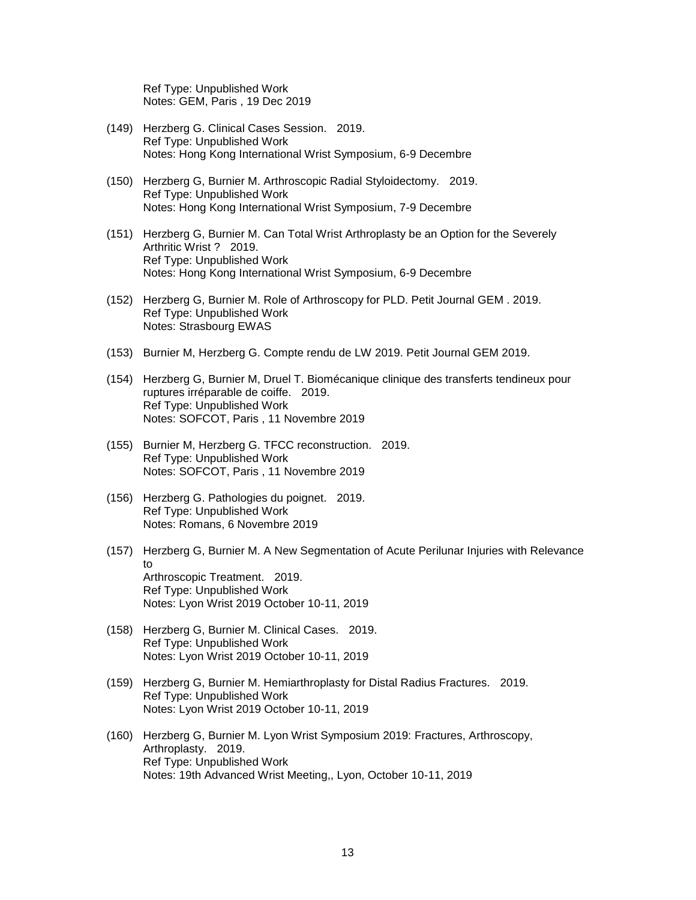Ref Type: Unpublished Work
Notes: GEM, Paris , 19 Dec 2019

(149) Herzberg G. Clinical Cases Session. 2019.
Ref Type: Unpublished Work
Notes: Hong Kong International Wrist Symposium, 6-9 Decembre

(150) Herzberg G, Burnier M. Arthroscopic Radial Styloidectomy. 2019.
Ref Type: Unpublished Work
Notes: Hong Kong International Wrist Symposium, 7-9 Decembre

(151) Herzberg G, Burnier M. Can Total Wrist Arthroplasty be an Option for the Severely Arthritic Wrist ? 2019.
Ref Type: Unpublished Work
Notes: Hong Kong International Wrist Symposium, 6-9 Decembre

(152) Herzberg G, Burnier M. Role of Arthroscopy for PLD. Petit Journal GEM . 2019.
Ref Type: Unpublished Work
Notes: Strasbourg EWAS

(153) Burnier M, Herzberg G. Compte rendu de LW 2019. Petit Journal GEM 2019.

(154) Herzberg G, Burnier M, Druel T. Biomécanique clinique des transferts tendineux pour ruptures irréparable de coiffe. 2019.
Ref Type: Unpublished Work
Notes: SOFCOT, Paris , 11 Novembre 2019

(155) Burnier M, Herzberg G. TFCC reconstruction. 2019.
Ref Type: Unpublished Work
Notes: SOFCOT, Paris , 11 Novembre 2019

(156) Herzberg G. Pathologies du poignet. 2019.
Ref Type: Unpublished Work
Notes: Romans, 6 Novembre 2019

(157) Herzberg G, Burnier M. A New Segmentation of Acute Perilunar Injuries with Relevance to
Arthroscopic Treatment. 2019.
Ref Type: Unpublished Work
Notes: Lyon Wrist 2019 October 10-11, 2019

(158) Herzberg G, Burnier M. Clinical Cases. 2019.
Ref Type: Unpublished Work
Notes: Lyon Wrist 2019 October 10-11, 2019

(159) Herzberg G, Burnier M. Hemiarthroplasty for Distal Radius Fractures. 2019.
Ref Type: Unpublished Work
Notes: Lyon Wrist 2019 October 10-11, 2019

(160) Herzberg G, Burnier M. Lyon Wrist Symposium 2019: Fractures, Arthroscopy, Arthroplasty. 2019.
Ref Type: Unpublished Work
Notes: 19th Advanced Wrist Meeting,, Lyon, October 10-11, 2019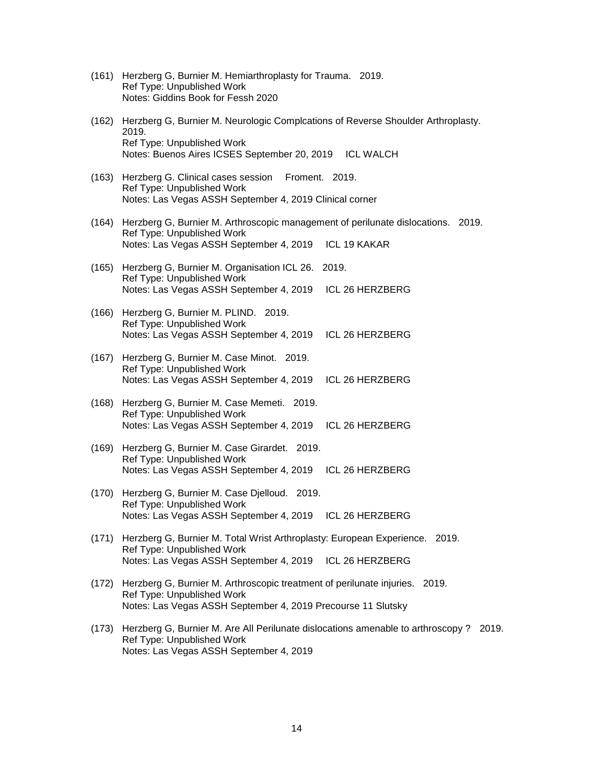(161) Herzberg G, Burnier M. Hemiarthroplasty for Trauma. 2019.
Ref Type: Unpublished Work
Notes: Giddins Book for Fessh 2020

(162) Herzberg G, Burnier M. Neurologic Complcations of Reverse Shoulder Arthroplasty. 2019.
Ref Type: Unpublished Work
Notes: Buenos Aires ICSES September 20, 2019 ICL WALCH

(163) Herzberg G. Clinical cases session Froment. 2019.
Ref Type: Unpublished Work
Notes: Las Vegas ASSH September 4, 2019 Clinical corner

(164) Herzberg G, Burnier M. Arthroscopic management of perilunate dislocations. 2019.
Ref Type: Unpublished Work
Notes: Las Vegas ASSH September 4, 2019 ICL 19 KAKAR

(165) Herzberg G, Burnier M. Organisation ICL 26. 2019.
Ref Type: Unpublished Work
Notes: Las Vegas ASSH September 4, 2019 ICL 26 HERZBERG

(166) Herzberg G, Burnier M. PLIND. 2019.
Ref Type: Unpublished Work
Notes: Las Vegas ASSH September 4, 2019 ICL 26 HERZBERG

(167) Herzberg G, Burnier M. Case Minot. 2019.
Ref Type: Unpublished Work
Notes: Las Vegas ASSH September 4, 2019 ICL 26 HERZBERG

(168) Herzberg G, Burnier M. Case Memeti. 2019.
Ref Type: Unpublished Work
Notes: Las Vegas ASSH September 4, 2019 ICL 26 HERZBERG

(169) Herzberg G, Burnier M. Case Girardet. 2019.
Ref Type: Unpublished Work
Notes: Las Vegas ASSH September 4, 2019 ICL 26 HERZBERG

(170) Herzberg G, Burnier M. Case Djelloud. 2019.
Ref Type: Unpublished Work
Notes: Las Vegas ASSH September 4, 2019 ICL 26 HERZBERG

(171) Herzberg G, Burnier M. Total Wrist Arthroplasty: European Experience. 2019.
Ref Type: Unpublished Work
Notes: Las Vegas ASSH September 4, 2019 ICL 26 HERZBERG

(172) Herzberg G, Burnier M. Arthroscopic treatment of perilunate injuries. 2019.
Ref Type: Unpublished Work
Notes: Las Vegas ASSH September 4, 2019 Precourse 11 Slutsky

(173) Herzberg G, Burnier M. Are All Perilunate dislocations amenable to arthroscopy ? 2019.
Ref Type: Unpublished Work
Notes: Las Vegas ASSH September 4, 2019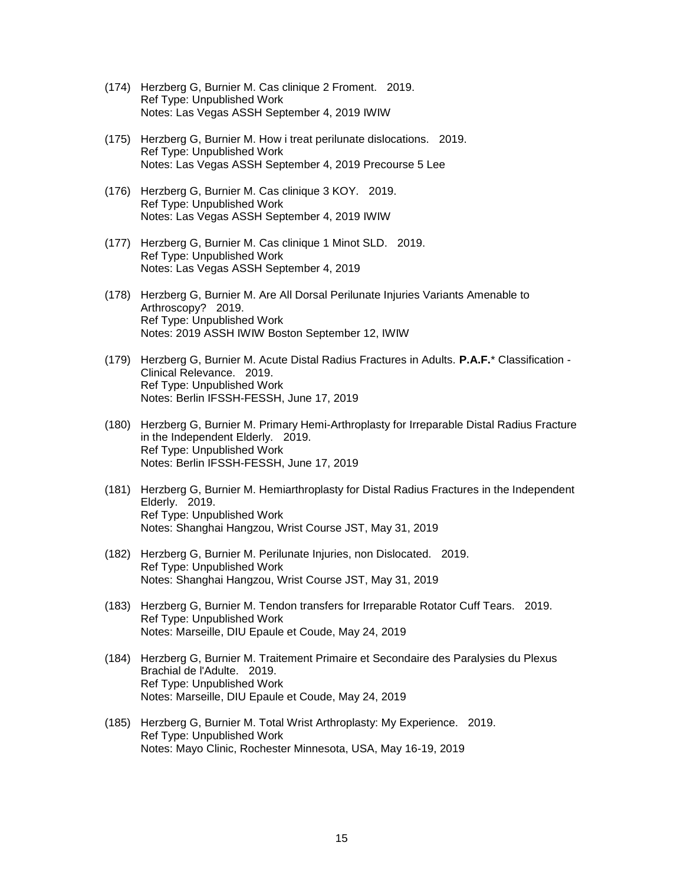(174) Herzberg G, Burnier M. Cas clinique 2 Froment. 2019.
Ref Type: Unpublished Work
Notes: Las Vegas ASSH September 4, 2019 IWIW

(175) Herzberg G, Burnier M. How i treat perilunate dislocations. 2019.
Ref Type: Unpublished Work
Notes: Las Vegas ASSH September 4, 2019 Precourse 5 Lee

(176) Herzberg G, Burnier M. Cas clinique 3 KOY. 2019.
Ref Type: Unpublished Work
Notes: Las Vegas ASSH September 4, 2019 IWIW

(177) Herzberg G, Burnier M. Cas clinique 1 Minot SLD. 2019.
Ref Type: Unpublished Work
Notes: Las Vegas ASSH September 4, 2019

(178) Herzberg G, Burnier M. Are All Dorsal Perilunate Injuries Variants Amenable to Arthroscopy? 2019.
Ref Type: Unpublished Work
Notes: 2019 ASSH IWIW Boston September 12, IWIW

(179) Herzberg G, Burnier M. Acute Distal Radius Fractures in Adults. **P.A.F.*** Classification - Clinical Relevance. 2019.
Ref Type: Unpublished Work
Notes: Berlin IFSSH-FESSH, June 17, 2019

(180) Herzberg G, Burnier M. Primary Hemi-Arthroplasty for Irreparable Distal Radius Fracture in the Independent Elderly. 2019.
Ref Type: Unpublished Work
Notes: Berlin IFSSH-FESSH, June 17, 2019

(181) Herzberg G, Burnier M. Hemiarthroplasty for Distal Radius Fractures in the Independent Elderly. 2019.
Ref Type: Unpublished Work
Notes: Shanghai Hangzou, Wrist Course JST, May 31, 2019

(182) Herzberg G, Burnier M. Perilunate Injuries, non Dislocated. 2019.
Ref Type: Unpublished Work
Notes: Shanghai Hangzou, Wrist Course JST, May 31, 2019

(183) Herzberg G, Burnier M. Tendon transfers for Irreparable Rotator Cuff Tears. 2019.
Ref Type: Unpublished Work
Notes: Marseille, DIU Epaule et Coude, May 24, 2019

(184) Herzberg G, Burnier M. Traitement Primaire et Secondaire des Paralysies du Plexus Brachial de l'Adulte. 2019.
Ref Type: Unpublished Work
Notes: Marseille, DIU Epaule et Coude, May 24, 2019

(185) Herzberg G, Burnier M. Total Wrist Arthroplasty: My Experience. 2019.
Ref Type: Unpublished Work
Notes: Mayo Clinic, Rochester Minnesota, USA, May 16-19, 2019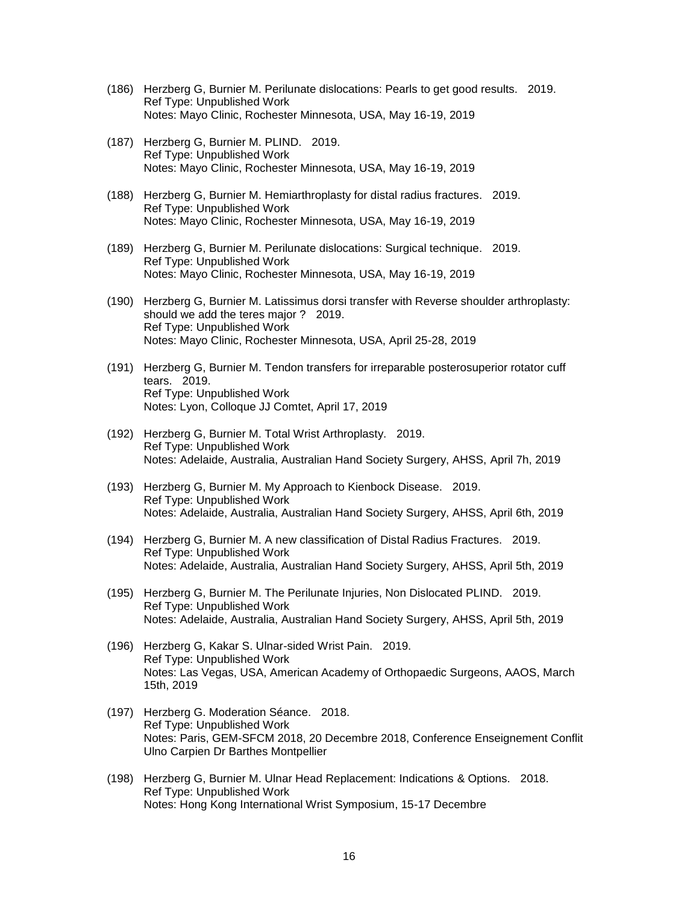(186) Herzberg G, Burnier M. Perilunate dislocations: Pearls to get good results. 2019.
Ref Type: Unpublished Work
Notes: Mayo Clinic, Rochester Minnesota, USA, May 16-19, 2019

(187) Herzberg G, Burnier M. PLIND. 2019.
Ref Type: Unpublished Work
Notes: Mayo Clinic, Rochester Minnesota, USA, May 16-19, 2019

(188) Herzberg G, Burnier M. Hemiarthroplasty for distal radius fractures. 2019.
Ref Type: Unpublished Work
Notes: Mayo Clinic, Rochester Minnesota, USA, May 16-19, 2019

(189) Herzberg G, Burnier M. Perilunate dislocations: Surgical technique. 2019.
Ref Type: Unpublished Work
Notes: Mayo Clinic, Rochester Minnesota, USA, May 16-19, 2019

(190) Herzberg G, Burnier M. Latissimus dorsi transfer with Reverse shoulder arthroplasty: should we add the teres major ? 2019.
Ref Type: Unpublished Work
Notes: Mayo Clinic, Rochester Minnesota, USA, April 25-28, 2019

(191) Herzberg G, Burnier M. Tendon transfers for irreparable posterosuperior rotator cuff tears. 2019.
Ref Type: Unpublished Work
Notes: Lyon, Colloque JJ Comtet, April 17, 2019

(192) Herzberg G, Burnier M. Total Wrist Arthroplasty. 2019.
Ref Type: Unpublished Work
Notes: Adelaide, Australia, Australian Hand Society Surgery, AHSS, April 7h, 2019

(193) Herzberg G, Burnier M. My Approach to Kienbock Disease. 2019.
Ref Type: Unpublished Work
Notes: Adelaide, Australia, Australian Hand Society Surgery, AHSS, April 6th, 2019

(194) Herzberg G, Burnier M. A new classification of Distal Radius Fractures. 2019.
Ref Type: Unpublished Work
Notes: Adelaide, Australia, Australian Hand Society Surgery, AHSS, April 5th, 2019

(195) Herzberg G, Burnier M. The Perilunate Injuries, Non Dislocated PLIND. 2019.
Ref Type: Unpublished Work
Notes: Adelaide, Australia, Australian Hand Society Surgery, AHSS, April 5th, 2019

(196) Herzberg G, Kakar S. Ulnar-sided Wrist Pain. 2019.
Ref Type: Unpublished Work
Notes: Las Vegas, USA, American Academy of Orthopaedic Surgeons, AAOS, March 15th, 2019

(197) Herzberg G. Moderation Séance. 2018.
Ref Type: Unpublished Work
Notes: Paris, GEM-SFCM 2018, 20 Decembre 2018, Conference Enseignement Conflit Ulno Carpien Dr Barthes Montpellier

(198) Herzberg G, Burnier M. Ulnar Head Replacement: Indications & Options. 2018.
Ref Type: Unpublished Work
Notes: Hong Kong International Wrist Symposium, 15-17 Decembre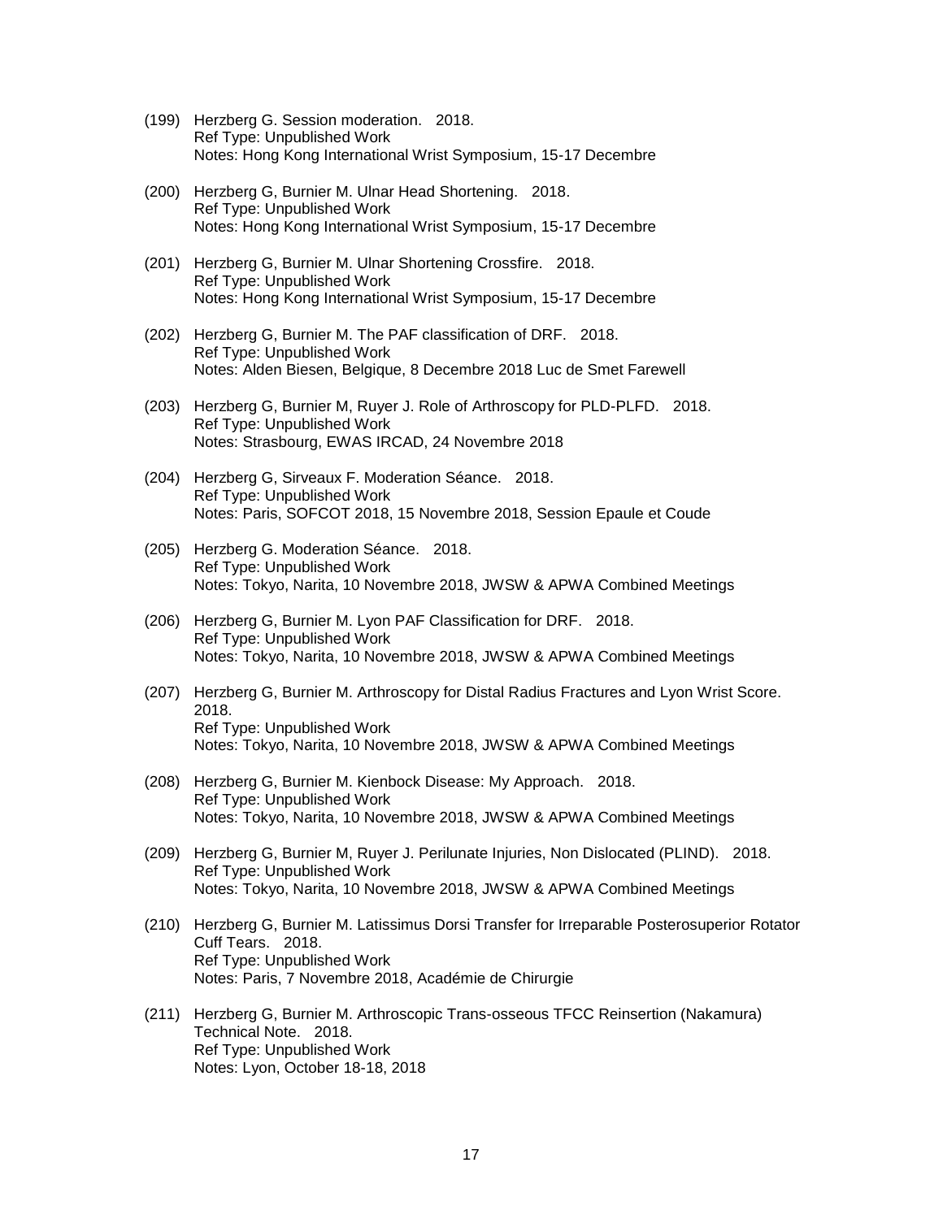(199) Herzberg G. Session moderation. 2018.  
Ref Type: Unpublished Work  
Notes: Hong Kong International Wrist Symposium, 15-17 Decembre

(200) Herzberg G, Burnier M. Ulnar Head Shortening. 2018.  
Ref Type: Unpublished Work  
Notes: Hong Kong International Wrist Symposium, 15-17 Decembre

(201) Herzberg G, Burnier M. Ulnar Shortening Crossfire. 2018.  
Ref Type: Unpublished Work  
Notes: Hong Kong International Wrist Symposium, 15-17 Decembre

(202) Herzberg G, Burnier M. The PAF classification of DRF. 2018.  
Ref Type: Unpublished Work  
Notes: Alden Biesen, Belgique, 8 Decembre 2018 Luc de Smet Farewell

(203) Herzberg G, Burnier M, Ruyer J. Role of Arthroscopy for PLD-PLFD. 2018.  
Ref Type: Unpublished Work  
Notes: Strasbourg, EWAS IRCAD, 24 Novembre 2018

(204) Herzberg G, Sirveaux F. Moderation Séance. 2018.  
Ref Type: Unpublished Work  
Notes: Paris, SOFCOT 2018, 15 Novembre 2018, Session Epaule et Coude

(205) Herzberg G. Moderation Séance. 2018.  
Ref Type: Unpublished Work  
Notes: Tokyo, Narita, 10 Novembre 2018, JWSW & APWA Combined Meetings

(206) Herzberg G, Burnier M. Lyon PAF Classification for DRF. 2018.  
Ref Type: Unpublished Work  
Notes: Tokyo, Narita, 10 Novembre 2018, JWSW & APWA Combined Meetings

(207) Herzberg G, Burnier M. Arthroscopy for Distal Radius Fractures and Lyon Wrist Score. 2018.  
Ref Type: Unpublished Work  
Notes: Tokyo, Narita, 10 Novembre 2018, JWSW & APWA Combined Meetings

(208) Herzberg G, Burnier M. Kienbock Disease: My Approach. 2018.  
Ref Type: Unpublished Work  
Notes: Tokyo, Narita, 10 Novembre 2018, JWSW & APWA Combined Meetings

(209) Herzberg G, Burnier M, Ruyer J. Perilunate Injuries, Non Dislocated (PLIND). 2018.  
Ref Type: Unpublished Work  
Notes: Tokyo, Narita, 10 Novembre 2018, JWSW & APWA Combined Meetings

(210) Herzberg G, Burnier M. Latissimus Dorsi Transfer for Irreparable Posterosuperior Rotator Cuff Tears. 2018.  
Ref Type: Unpublished Work  
Notes: Paris, 7 Novembre 2018, Académie de Chirurgie

(211) Herzberg G, Burnier M. Arthroscopic Trans-osseous TFCC Reinsertion (Nakamura) Technical Note. 2018.  
Ref Type: Unpublished Work  
Notes: Lyon, October 18-18, 2018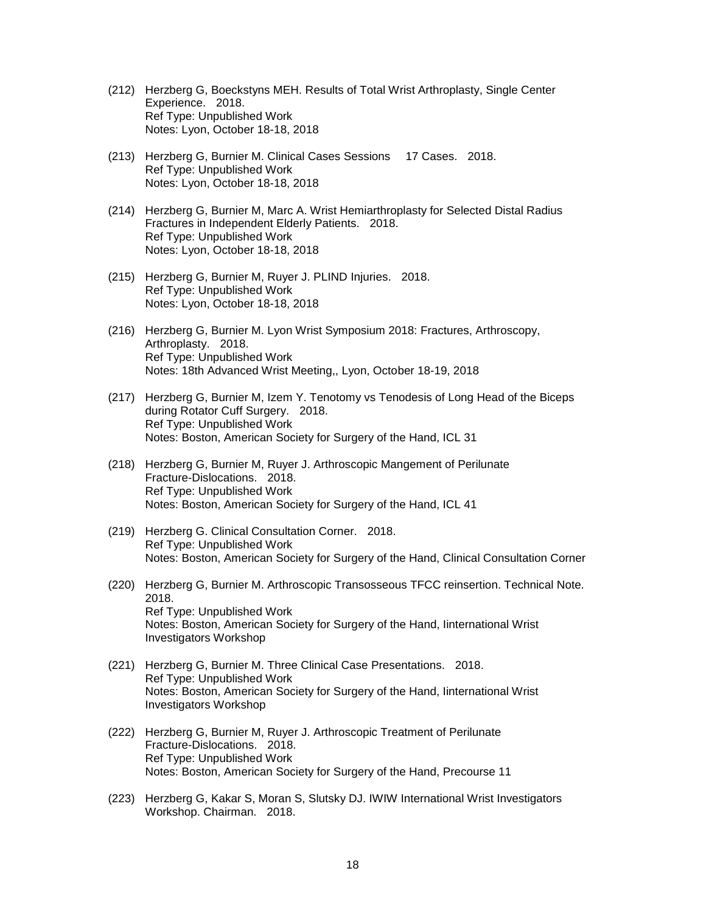(212) Herzberg G, Boeckstyns MEH. Results of Total Wrist Arthroplasty, Single Center Experience. 2018.
Ref Type: Unpublished Work
Notes: Lyon, October 18-18, 2018

(213) Herzberg G, Burnier M. Clinical Cases Sessions 17 Cases. 2018.
Ref Type: Unpublished Work
Notes: Lyon, October 18-18, 2018

(214) Herzberg G, Burnier M, Marc A. Wrist Hemiarthroplasty for Selected Distal Radius Fractures in Independent Elderly Patients. 2018.
Ref Type: Unpublished Work
Notes: Lyon, October 18-18, 2018

(215) Herzberg G, Burnier M, Ruyer J. PLIND Injuries. 2018.
Ref Type: Unpublished Work
Notes: Lyon, October 18-18, 2018

(216) Herzberg G, Burnier M. Lyon Wrist Symposium 2018: Fractures, Arthroscopy, Arthroplasty. 2018.
Ref Type: Unpublished Work
Notes: 18th Advanced Wrist Meeting,, Lyon, October 18-19, 2018

(217) Herzberg G, Burnier M, Izem Y. Tenotomy vs Tenodesis of Long Head of the Biceps during Rotator Cuff Surgery. 2018.
Ref Type: Unpublished Work
Notes: Boston, American Society for Surgery of the Hand, ICL 31

(218) Herzberg G, Burnier M, Ruyer J. Arthroscopic Mangement of Perilunate Fracture-Dislocations. 2018.
Ref Type: Unpublished Work
Notes: Boston, American Society for Surgery of the Hand, ICL 41

(219) Herzberg G. Clinical Consultation Corner. 2018.
Ref Type: Unpublished Work
Notes: Boston, American Society for Surgery of the Hand, Clinical Consultation Corner

(220) Herzberg G, Burnier M. Arthroscopic Transosseous TFCC reinsertion. Technical Note. 2018.
Ref Type: Unpublished Work
Notes: Boston, American Society for Surgery of the Hand, Iinternational Wrist Investigators Workshop

(221) Herzberg G, Burnier M. Three Clinical Case Presentations. 2018.
Ref Type: Unpublished Work
Notes: Boston, American Society for Surgery of the Hand, Iinternational Wrist Investigators Workshop

(222) Herzberg G, Burnier M, Ruyer J. Arthroscopic Treatment of Perilunate Fracture-Dislocations. 2018.
Ref Type: Unpublished Work
Notes: Boston, American Society for Surgery of the Hand, Precourse 11

(223) Herzberg G, Kakar S, Moran S, Slutsky DJ. IWIW International Wrist Investigators Workshop. Chairman. 2018.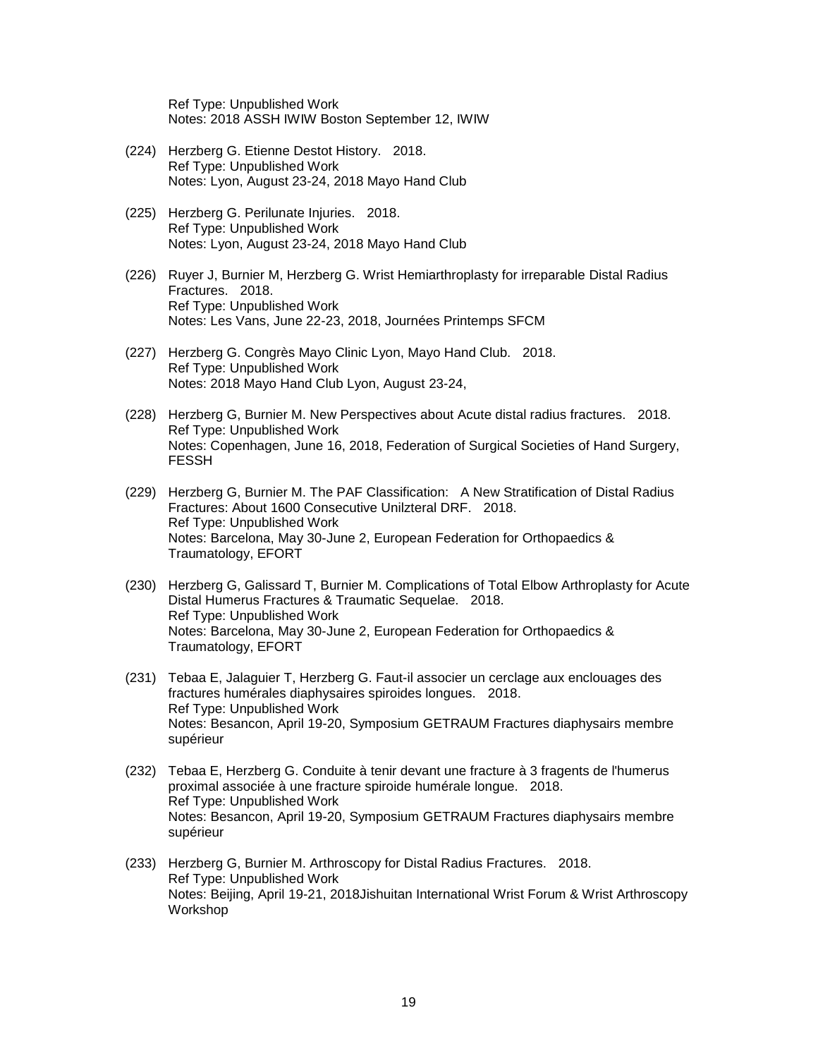Ref Type: Unpublished Work
Notes: 2018 ASSH IWIW Boston September 12, IWIW

(224) Herzberg G. Etienne Destot History. 2018.
Ref Type: Unpublished Work
Notes: Lyon, August 23-24, 2018 Mayo Hand Club

(225) Herzberg G. Perilunate Injuries. 2018.
Ref Type: Unpublished Work
Notes: Lyon, August 23-24, 2018 Mayo Hand Club

(226) Ruyer J, Burnier M, Herzberg G. Wrist Hemiarthroplasty for irreparable Distal Radius Fractures. 2018.
Ref Type: Unpublished Work
Notes: Les Vans, June 22-23, 2018, Journées Printemps SFCM

(227) Herzberg G. Congrès Mayo Clinic Lyon, Mayo Hand Club. 2018.
Ref Type: Unpublished Work
Notes: 2018 Mayo Hand Club Lyon, August 23-24,

(228) Herzberg G, Burnier M. New Perspectives about Acute distal radius fractures. 2018.
Ref Type: Unpublished Work
Notes: Copenhagen, June 16, 2018, Federation of Surgical Societies of Hand Surgery, FESSH

(229) Herzberg G, Burnier M. The PAF Classification: A New Stratification of Distal Radius Fractures: About 1600 Consecutive Unilzteral DRF. 2018.
Ref Type: Unpublished Work
Notes: Barcelona, May 30-June 2, European Federation for Orthopaedics & Traumatology, EFORT

(230) Herzberg G, Galissard T, Burnier M. Complications of Total Elbow Arthroplasty for Acute Distal Humerus Fractures & Traumatic Sequelae. 2018.
Ref Type: Unpublished Work
Notes: Barcelona, May 30-June 2, European Federation for Orthopaedics & Traumatology, EFORT

(231) Tebaa E, Jalaguier T, Herzberg G. Faut-il associer un cerclage aux enclouages des fractures humérales diaphysaires spiroides longues. 2018.
Ref Type: Unpublished Work
Notes: Besancon, April 19-20, Symposium GETRAUM Fractures diaphysairs membre supérieur

(232) Tebaa E, Herzberg G. Conduite à tenir devant une fracture à 3 fragents de l'humerus proximal associée à une fracture spiroide humérale longue. 2018.
Ref Type: Unpublished Work
Notes: Besancon, April 19-20, Symposium GETRAUM Fractures diaphysairs membre supérieur

(233) Herzberg G, Burnier M. Arthroscopy for Distal Radius Fractures. 2018.
Ref Type: Unpublished Work
Notes: Beijing, April 19-21, 2018Jishuitan International Wrist Forum & Wrist Arthroscopy Workshop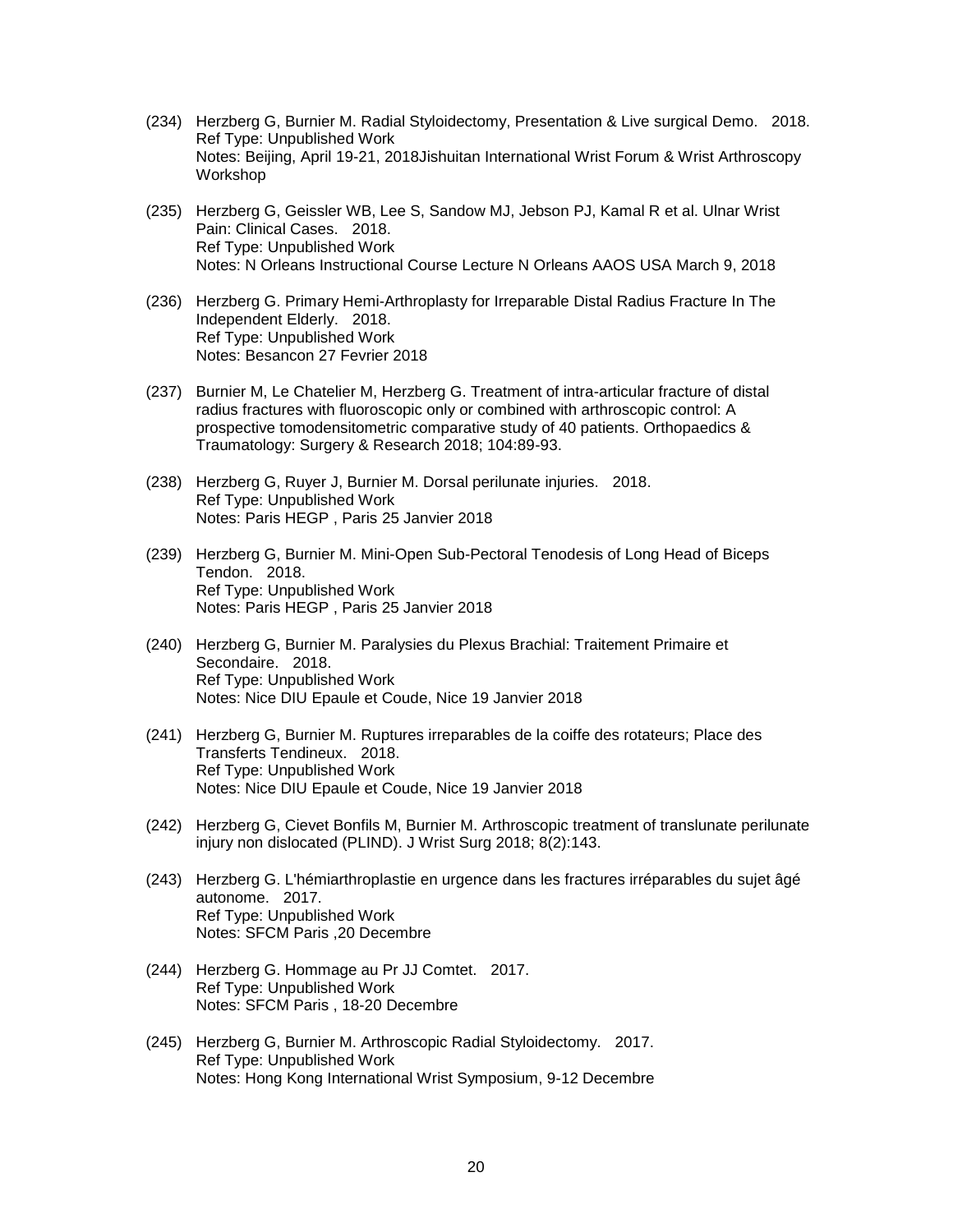(234) Herzberg G, Burnier M. Radial Styloidectomy, Presentation & Live surgical Demo. 2018.
Ref Type: Unpublished Work
Notes: Beijing, April 19-21, 2018Jishuitan International Wrist Forum & Wrist Arthroscopy Workshop

(235) Herzberg G, Geissler WB, Lee S, Sandow MJ, Jebson PJ, Kamal R et al. Ulnar Wrist Pain: Clinical Cases. 2018.
Ref Type: Unpublished Work
Notes: N Orleans Instructional Course Lecture N Orleans AAOS USA March 9, 2018

(236) Herzberg G. Primary Hemi-Arthroplasty for Irreparable Distal Radius Fracture In The Independent Elderly. 2018.
Ref Type: Unpublished Work
Notes: Besancon 27 Fevrier 2018

(237) Burnier M, Le Chatelier M, Herzberg G. Treatment of intra-articular fracture of distal radius fractures with fluoroscopic only or combined with arthroscopic control: A prospective tomodensitometric comparative study of 40 patients. Orthopaedics & Traumatology: Surgery & Research 2018; 104:89-93.

(238) Herzberg G, Ruyer J, Burnier M. Dorsal perilunate injuries. 2018.
Ref Type: Unpublished Work
Notes: Paris HEGP , Paris 25 Janvier 2018

(239) Herzberg G, Burnier M. Mini-Open Sub-Pectoral Tenodesis of Long Head of Biceps Tendon. 2018.
Ref Type: Unpublished Work
Notes: Paris HEGP , Paris 25 Janvier 2018

(240) Herzberg G, Burnier M. Paralysies du Plexus Brachial: Traitement Primaire et Secondaire. 2018.
Ref Type: Unpublished Work
Notes: Nice DIU Epaule et Coude, Nice 19 Janvier 2018

(241) Herzberg G, Burnier M. Ruptures irreparables de la coiffe des rotateurs; Place des Transferts Tendineux. 2018.
Ref Type: Unpublished Work
Notes: Nice DIU Epaule et Coude, Nice 19 Janvier 2018

(242) Herzberg G, Cievet Bonfils M, Burnier M. Arthroscopic treatment of translunate perilunate injury non dislocated (PLIND). J Wrist Surg 2018; 8(2):143.

(243) Herzberg G. L'hémiarthroplastie en urgence dans les fractures irréparables du sujet âgé autonome. 2017.
Ref Type: Unpublished Work
Notes: SFCM Paris ,20 Decembre

(244) Herzberg G. Hommage au Pr JJ Comtet. 2017.
Ref Type: Unpublished Work
Notes: SFCM Paris , 18-20 Decembre

(245) Herzberg G, Burnier M. Arthroscopic Radial Styloidectomy. 2017.
Ref Type: Unpublished Work
Notes: Hong Kong International Wrist Symposium, 9-12 Decembre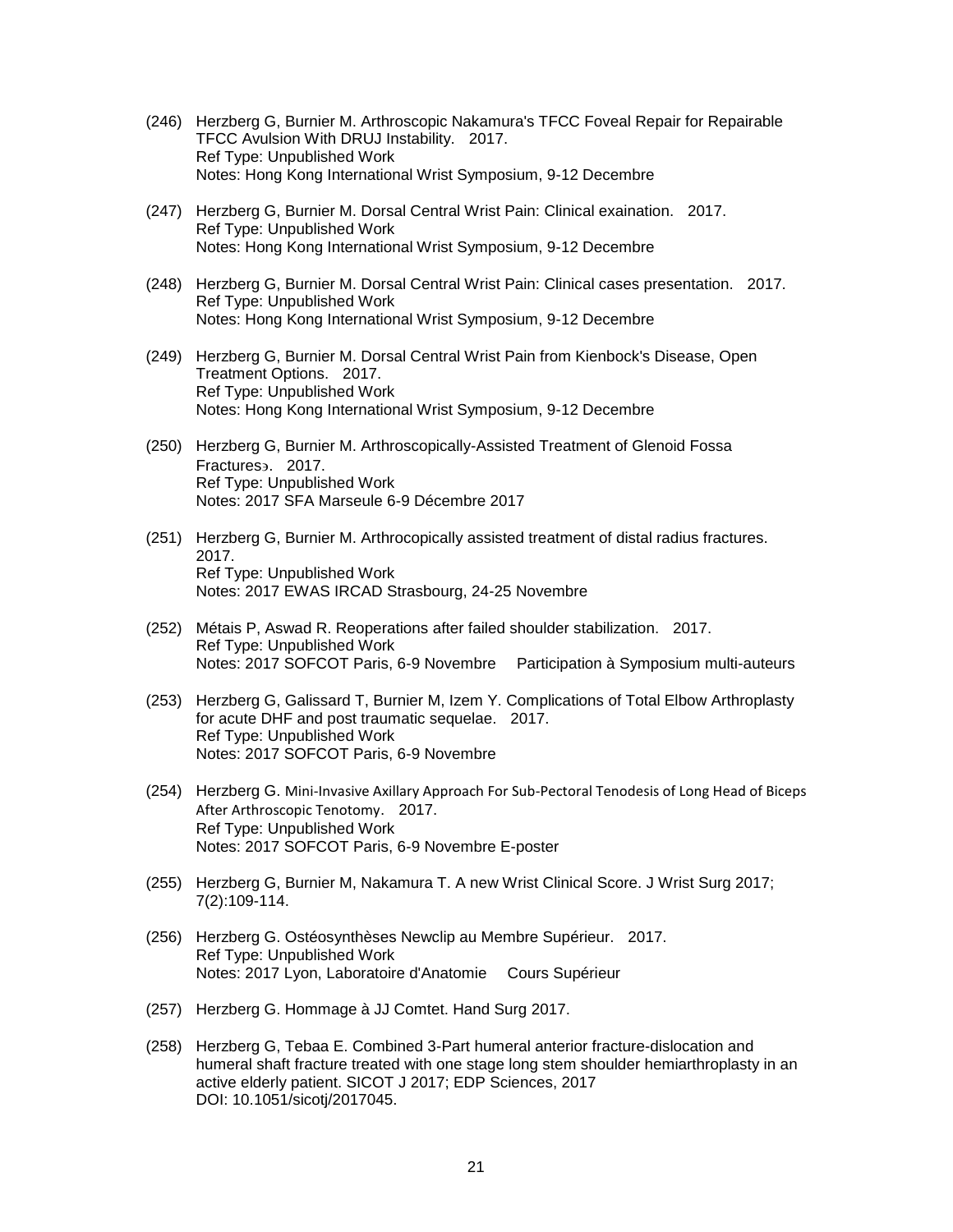(246) Herzberg G, Burnier M. Arthroscopic Nakamura's TFCC Foveal Repair for Repairable TFCC Avulsion With DRUJ Instability. 2017.
Ref Type: Unpublished Work
Notes: Hong Kong International Wrist Symposium, 9-12 Decembre

(247) Herzberg G, Burnier M. Dorsal Central Wrist Pain: Clinical exaination. 2017.
Ref Type: Unpublished Work
Notes: Hong Kong International Wrist Symposium, 9-12 Decembre

(248) Herzberg G, Burnier M. Dorsal Central Wrist Pain: Clinical cases presentation. 2017.
Ref Type: Unpublished Work
Notes: Hong Kong International Wrist Symposium, 9-12 Decembre

(249) Herzberg G, Burnier M. Dorsal Central Wrist Pain from Kienbock's Disease, Open Treatment Options. 2017.
Ref Type: Unpublished Work
Notes: Hong Kong International Wrist Symposium, 9-12 Decembre

(250) Herzberg G, Burnier M. Arthroscopically-Assisted Treatment of Glenoid Fossa Fractures϶. 2017.
Ref Type: Unpublished Work
Notes: 2017 SFA Marseule 6-9 Décembre 2017

(251) Herzberg G, Burnier M. Arthrocopically assisted treatment of distal radius fractures. 2017.
Ref Type: Unpublished Work
Notes: 2017 EWAS IRCAD Strasbourg, 24-25 Novembre

(252) Métais P, Aswad R. Reoperations after failed shoulder stabilization. 2017.
Ref Type: Unpublished Work
Notes: 2017 SOFCOT Paris, 6-9 Novembre Participation à Symposium multi-auteurs

(253) Herzberg G, Galissard T, Burnier M, Izem Y. Complications of Total Elbow Arthroplasty for acute DHF and post traumatic sequelae. 2017.
Ref Type: Unpublished Work
Notes: 2017 SOFCOT Paris, 6-9 Novembre

(254) Herzberg G. Mini-Invasive Axillary Approach For Sub-Pectoral Tenodesis of Long Head of Biceps After Arthroscopic Tenotomy. 2017.
Ref Type: Unpublished Work
Notes: 2017 SOFCOT Paris, 6-9 Novembre E-poster

(255) Herzberg G, Burnier M, Nakamura T. A new Wrist Clinical Score. J Wrist Surg 2017; 7(2):109-114.

(256) Herzberg G. Ostéosynthèses Newclip au Membre Supérieur. 2017.
Ref Type: Unpublished Work
Notes: 2017 Lyon, Laboratoire d'Anatomie Cours Supérieur

(257) Herzberg G. Hommage à JJ Comtet. Hand Surg 2017.

(258) Herzberg G, Tebaa E. Combined 3-Part humeral anterior fracture-dislocation and humeral shaft fracture treated with one stage long stem shoulder hemiarthroplasty in an active elderly patient. SICOT J 2017; EDP Sciences, 2017
DOI: 10.1051/sicotj/2017045.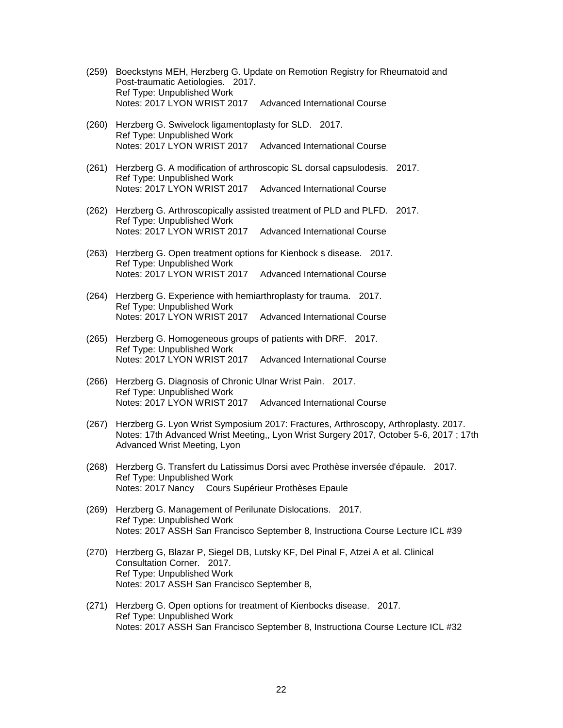(259) Boeckstyns MEH, Herzberg G. Update on Remotion Registry for Rheumatoid and Post-traumatic Aetiologies. 2017.
Ref Type: Unpublished Work
Notes: 2017 LYON WRIST 2017 Advanced International Course

(260) Herzberg G. Swivelock ligamentoplasty for SLD. 2017.
Ref Type: Unpublished Work
Notes: 2017 LYON WRIST 2017 Advanced International Course

(261) Herzberg G. A modification of arthroscopic SL dorsal capsulodesis. 2017.
Ref Type: Unpublished Work
Notes: 2017 LYON WRIST 2017 Advanced International Course

(262) Herzberg G. Arthroscopically assisted treatment of PLD and PLFD. 2017.
Ref Type: Unpublished Work
Notes: 2017 LYON WRIST 2017 Advanced International Course

(263) Herzberg G. Open treatment options for Kienbock s disease. 2017.
Ref Type: Unpublished Work
Notes: 2017 LYON WRIST 2017 Advanced International Course

(264) Herzberg G. Experience with hemiarthroplasty for trauma. 2017.
Ref Type: Unpublished Work
Notes: 2017 LYON WRIST 2017 Advanced International Course

(265) Herzberg G. Homogeneous groups of patients with DRF. 2017.
Ref Type: Unpublished Work
Notes: 2017 LYON WRIST 2017 Advanced International Course

(266) Herzberg G. Diagnosis of Chronic Ulnar Wrist Pain. 2017.
Ref Type: Unpublished Work
Notes: 2017 LYON WRIST 2017 Advanced International Course

(267) Herzberg G. Lyon Wrist Symposium 2017: Fractures, Arthroscopy, Arthroplasty. 2017.
Notes: 17th Advanced Wrist Meeting,, Lyon Wrist Surgery 2017, October 5-6, 2017 ; 17th Advanced Wrist Meeting, Lyon

(268) Herzberg G. Transfert du Latissimus Dorsi avec Prothèse inversée d'épaule. 2017.
Ref Type: Unpublished Work
Notes: 2017 Nancy Cours Supérieur Prothèses Epaule

(269) Herzberg G. Management of Perilunate Dislocations. 2017.
Ref Type: Unpublished Work
Notes: 2017 ASSH San Francisco September 8, Instructiona Course Lecture ICL #39

(270) Herzberg G, Blazar P, Siegel DB, Lutsky KF, Del Pinal F, Atzei A et al. Clinical Consultation Corner. 2017.
Ref Type: Unpublished Work
Notes: 2017 ASSH San Francisco September 8,

(271) Herzberg G. Open options for treatment of Kienbocks disease. 2017.
Ref Type: Unpublished Work
Notes: 2017 ASSH San Francisco September 8, Instructiona Course Lecture ICL #32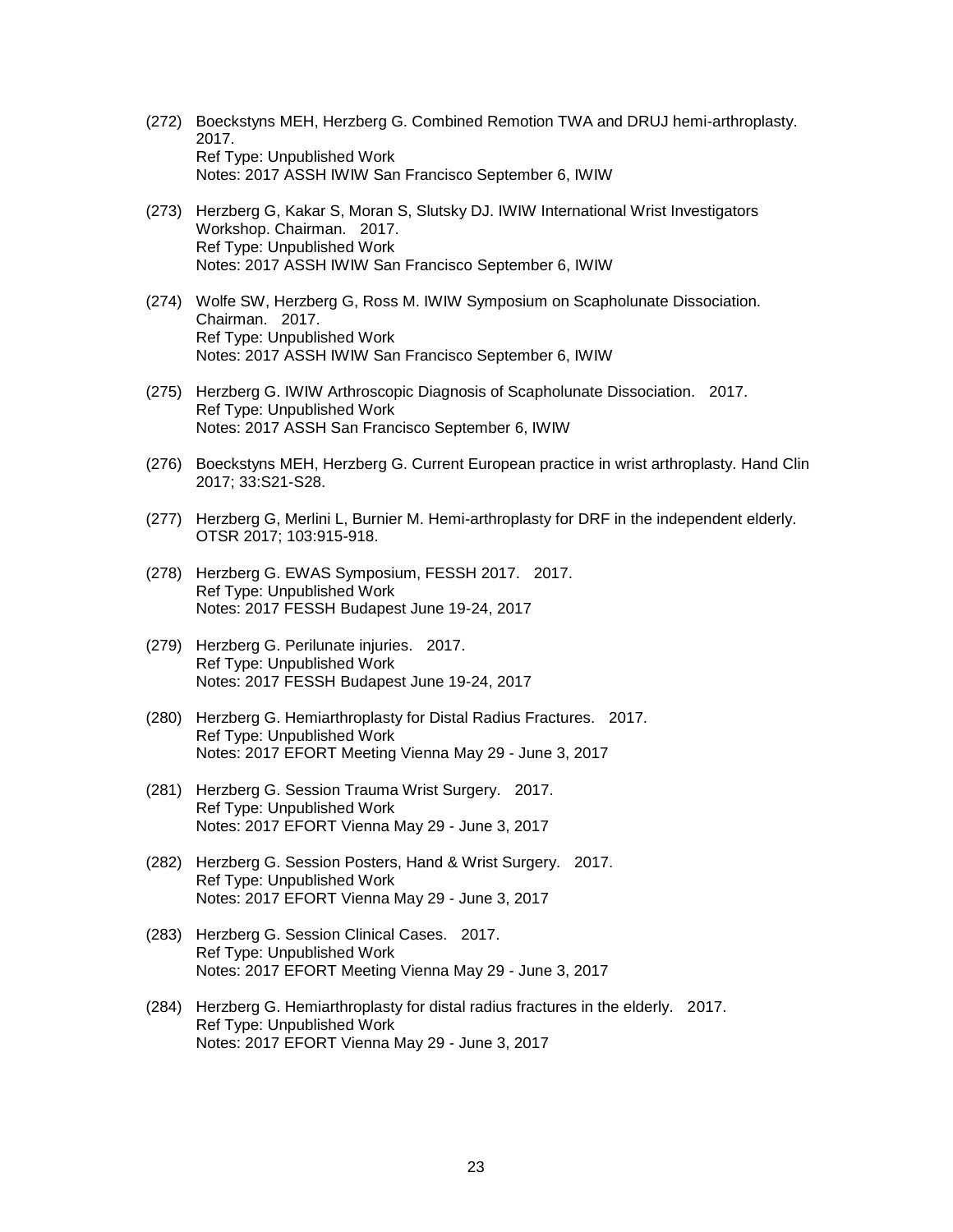(272) Boeckstyns MEH, Herzberg G. Combined Remotion TWA and DRUJ hemi-arthroplasty. 2017.
Ref Type: Unpublished Work
Notes: 2017 ASSH IWIW San Francisco September 6, IWIW

(273) Herzberg G, Kakar S, Moran S, Slutsky DJ. IWIW International Wrist Investigators Workshop. Chairman. 2017.
Ref Type: Unpublished Work
Notes: 2017 ASSH IWIW San Francisco September 6, IWIW

(274) Wolfe SW, Herzberg G, Ross M. IWIW Symposium on Scapholunate Dissociation. Chairman. 2017.
Ref Type: Unpublished Work
Notes: 2017 ASSH IWIW San Francisco September 6, IWIW

(275) Herzberg G. IWIW Arthroscopic Diagnosis of Scapholunate Dissociation. 2017.
Ref Type: Unpublished Work
Notes: 2017 ASSH San Francisco September 6, IWIW

(276) Boeckstyns MEH, Herzberg G. Current European practice in wrist arthroplasty. Hand Clin 2017; 33:S21-S28.

(277) Herzberg G, Merlini L, Burnier M. Hemi-arthroplasty for DRF in the independent elderly. OTSR 2017; 103:915-918.

(278) Herzberg G. EWAS Symposium, FESSH 2017. 2017.
Ref Type: Unpublished Work
Notes: 2017 FESSH Budapest June 19-24, 2017

(279) Herzberg G. Perilunate injuries. 2017.
Ref Type: Unpublished Work
Notes: 2017 FESSH Budapest June 19-24, 2017

(280) Herzberg G. Hemiarthroplasty for Distal Radius Fractures. 2017.
Ref Type: Unpublished Work
Notes: 2017 EFORT Meeting Vienna May 29 - June 3, 2017

(281) Herzberg G. Session Trauma Wrist Surgery. 2017.
Ref Type: Unpublished Work
Notes: 2017 EFORT Vienna May 29 - June 3, 2017

(282) Herzberg G. Session Posters, Hand & Wrist Surgery. 2017.
Ref Type: Unpublished Work
Notes: 2017 EFORT Vienna May 29 - June 3, 2017

(283) Herzberg G. Session Clinical Cases. 2017.
Ref Type: Unpublished Work
Notes: 2017 EFORT Meeting Vienna May 29 - June 3, 2017

(284) Herzberg G. Hemiarthroplasty for distal radius fractures in the elderly. 2017.
Ref Type: Unpublished Work
Notes: 2017 EFORT Vienna May 29 - June 3, 2017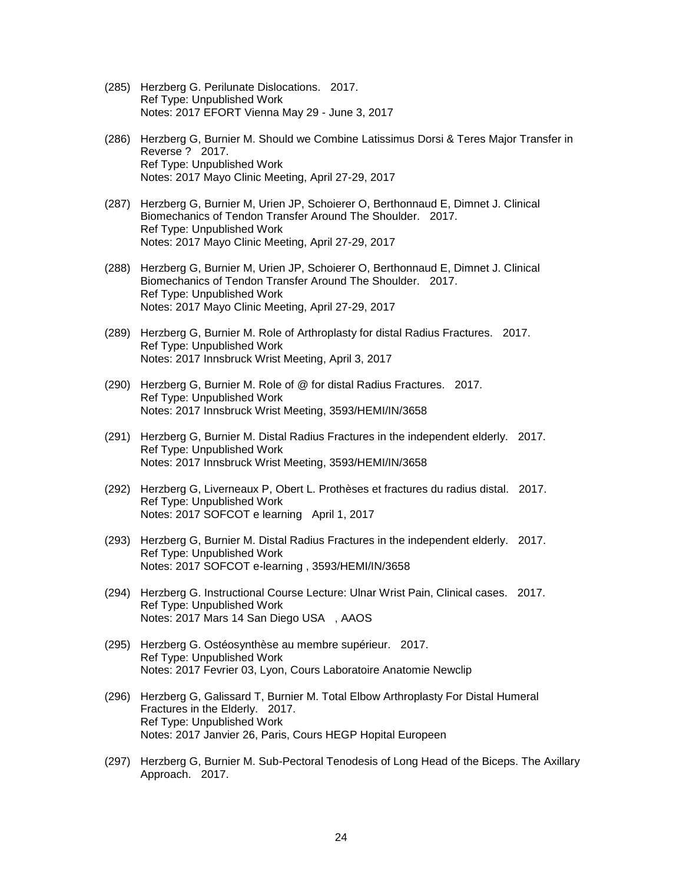(285) Herzberg G. Perilunate Dislocations. 2017.
Ref Type: Unpublished Work
Notes: 2017 EFORT Vienna May 29 - June 3, 2017

(286) Herzberg G, Burnier M. Should we Combine Latissimus Dorsi & Teres Major Transfer in Reverse ? 2017.
Ref Type: Unpublished Work
Notes: 2017 Mayo Clinic Meeting, April 27-29, 2017

(287) Herzberg G, Burnier M, Urien JP, Schoierer O, Berthonnaud E, Dimnet J. Clinical Biomechanics of Tendon Transfer Around The Shoulder. 2017.
Ref Type: Unpublished Work
Notes: 2017 Mayo Clinic Meeting, April 27-29, 2017

(288) Herzberg G, Burnier M, Urien JP, Schoierer O, Berthonnaud E, Dimnet J. Clinical Biomechanics of Tendon Transfer Around The Shoulder. 2017.
Ref Type: Unpublished Work
Notes: 2017 Mayo Clinic Meeting, April 27-29, 2017

(289) Herzberg G, Burnier M. Role of Arthroplasty for distal Radius Fractures. 2017.
Ref Type: Unpublished Work
Notes: 2017 Innsbruck Wrist Meeting, April 3, 2017

(290) Herzberg G, Burnier M. Role of @ for distal Radius Fractures. 2017.
Ref Type: Unpublished Work
Notes: 2017 Innsbruck Wrist Meeting, 3593/HEMI/IN/3658

(291) Herzberg G, Burnier M. Distal Radius Fractures in the independent elderly. 2017.
Ref Type: Unpublished Work
Notes: 2017 Innsbruck Wrist Meeting, 3593/HEMI/IN/3658

(292) Herzberg G, Liverneaux P, Obert L. Prothèses et fractures du radius distal. 2017.
Ref Type: Unpublished Work
Notes: 2017 SOFCOT e learning April 1, 2017

(293) Herzberg G, Burnier M. Distal Radius Fractures in the independent elderly. 2017.
Ref Type: Unpublished Work
Notes: 2017 SOFCOT e-learning , 3593/HEMI/IN/3658

(294) Herzberg G. Instructional Course Lecture: Ulnar Wrist Pain, Clinical cases. 2017.
Ref Type: Unpublished Work
Notes: 2017 Mars 14 San Diego USA , AAOS

(295) Herzberg G. Ostéosynthèse au membre supérieur. 2017.
Ref Type: Unpublished Work
Notes: 2017 Fevrier 03, Lyon, Cours Laboratoire Anatomie Newclip

(296) Herzberg G, Galissard T, Burnier M. Total Elbow Arthroplasty For Distal Humeral Fractures in the Elderly. 2017.
Ref Type: Unpublished Work
Notes: 2017 Janvier 26, Paris, Cours HEGP Hopital Europeen

(297) Herzberg G, Burnier M. Sub-Pectoral Tenodesis of Long Head of the Biceps. The Axillary Approach. 2017.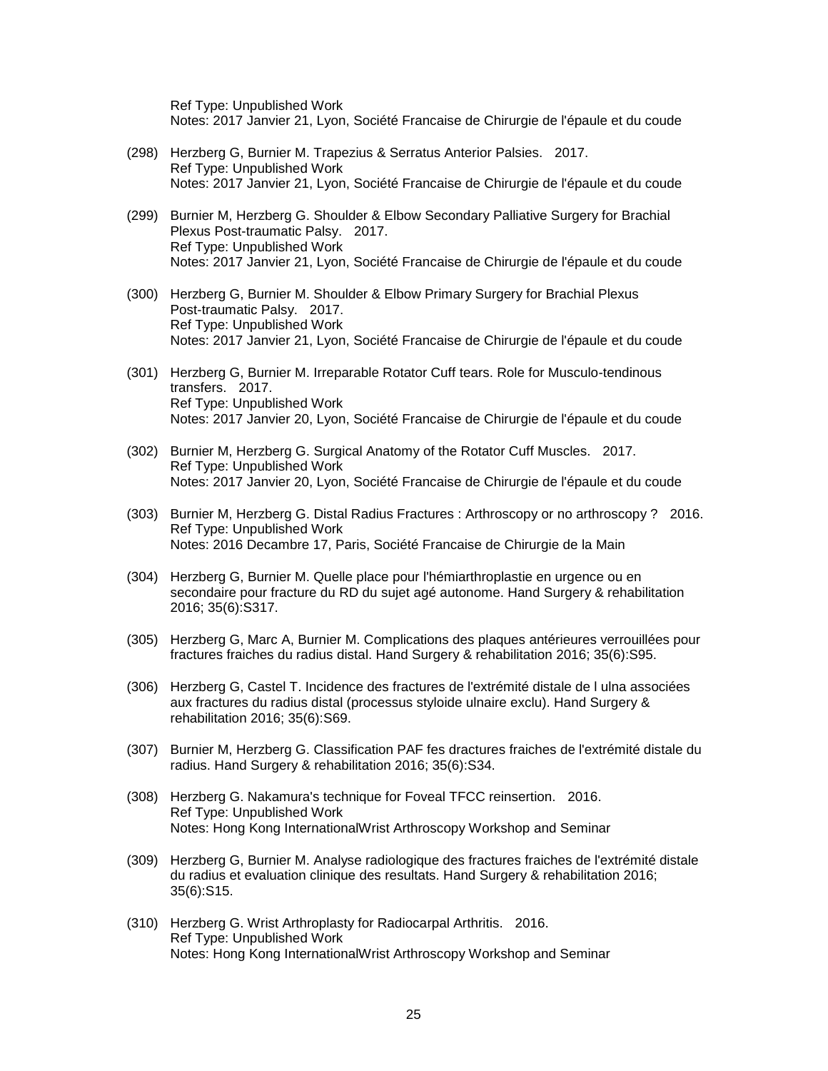Ref Type: Unpublished Work
Notes: 2017 Janvier 21, Lyon, Société Francaise de Chirurgie de l'épaule et du coude

(298) Herzberg G, Burnier M. Trapezius & Serratus Anterior Palsies. 2017.
Ref Type: Unpublished Work
Notes: 2017 Janvier 21, Lyon, Société Francaise de Chirurgie de l'épaule et du coude

(299) Burnier M, Herzberg G. Shoulder & Elbow Secondary Palliative Surgery for Brachial Plexus Post-traumatic Palsy. 2017.
Ref Type: Unpublished Work
Notes: 2017 Janvier 21, Lyon, Société Francaise de Chirurgie de l'épaule et du coude

(300) Herzberg G, Burnier M. Shoulder & Elbow Primary Surgery for Brachial Plexus Post-traumatic Palsy. 2017.
Ref Type: Unpublished Work
Notes: 2017 Janvier 21, Lyon, Société Francaise de Chirurgie de l'épaule et du coude

(301) Herzberg G, Burnier M. Irreparable Rotator Cuff tears. Role for Musculo-tendinous transfers. 2017.
Ref Type: Unpublished Work
Notes: 2017 Janvier 20, Lyon, Société Francaise de Chirurgie de l'épaule et du coude

(302) Burnier M, Herzberg G. Surgical Anatomy of the Rotator Cuff Muscles. 2017.
Ref Type: Unpublished Work
Notes: 2017 Janvier 20, Lyon, Société Francaise de Chirurgie de l'épaule et du coude

(303) Burnier M, Herzberg G. Distal Radius Fractures : Arthroscopy or no arthroscopy ? 2016.
Ref Type: Unpublished Work
Notes: 2016 Decambre 17, Paris, Société Francaise de Chirurgie de la Main

(304) Herzberg G, Burnier M. Quelle place pour l'hémiarthroplastie en urgence ou en secondaire pour fracture du RD du sujet agé autonome. Hand Surgery & rehabilitation 2016; 35(6):S317.

(305) Herzberg G, Marc A, Burnier M. Complications des plaques antérieures verrouillées pour fractures fraiches du radius distal. Hand Surgery & rehabilitation 2016; 35(6):S95.

(306) Herzberg G, Castel T. Incidence des fractures de l'extrémité distale de l ulna associées aux fractures du radius distal (processus styloide ulnaire exclu). Hand Surgery & rehabilitation 2016; 35(6):S69.

(307) Burnier M, Herzberg G. Classification PAF fes dractures fraiches de l'extrémité distale du radius. Hand Surgery & rehabilitation 2016; 35(6):S34.

(308) Herzberg G. Nakamura's technique for Foveal TFCC reinsertion. 2016.
Ref Type: Unpublished Work
Notes: Hong Kong InternationalWrist Arthroscopy Workshop and Seminar

(309) Herzberg G, Burnier M. Analyse radiologique des fractures fraiches de l'extrémité distale du radius et evaluation clinique des resultats. Hand Surgery & rehabilitation 2016; 35(6):S15.

(310) Herzberg G. Wrist Arthroplasty for Radiocarpal Arthritis. 2016.
Ref Type: Unpublished Work
Notes: Hong Kong InternationalWrist Arthroscopy Workshop and Seminar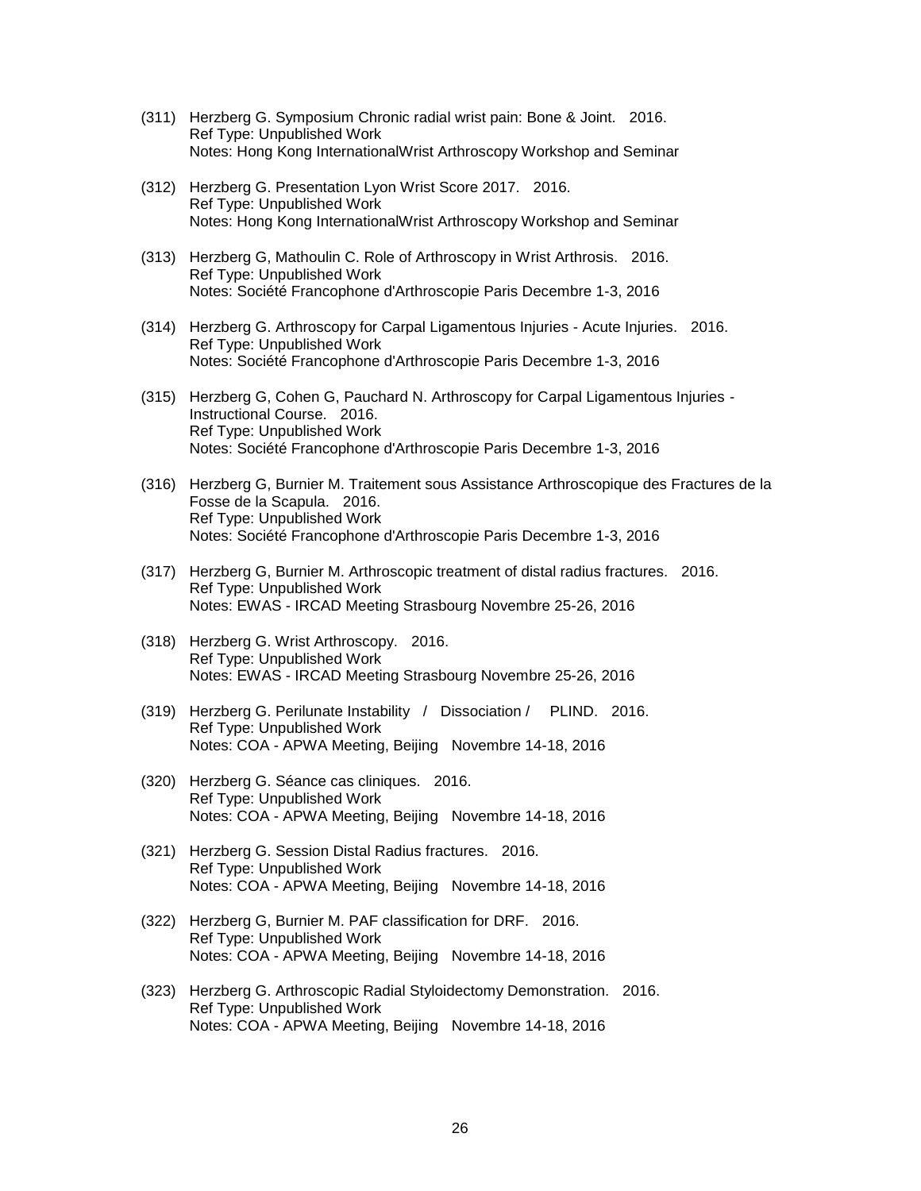(311) Herzberg G. Symposium Chronic radial wrist pain: Bone & Joint. 2016.
Ref Type: Unpublished Work
Notes: Hong Kong InternationalWrist Arthroscopy Workshop and Seminar

(312) Herzberg G. Presentation Lyon Wrist Score 2017. 2016.
Ref Type: Unpublished Work
Notes: Hong Kong InternationalWrist Arthroscopy Workshop and Seminar

(313) Herzberg G, Mathoulin C. Role of Arthroscopy in Wrist Arthrosis. 2016.
Ref Type: Unpublished Work
Notes: Société Francophone d'Arthroscopie Paris Decembre 1-3, 2016

(314) Herzberg G. Arthroscopy for Carpal Ligamentous Injuries - Acute Injuries. 2016.
Ref Type: Unpublished Work
Notes: Société Francophone d'Arthroscopie Paris Decembre 1-3, 2016

(315) Herzberg G, Cohen G, Pauchard N. Arthroscopy for Carpal Ligamentous Injuries - Instructional Course. 2016.
Ref Type: Unpublished Work
Notes: Société Francophone d'Arthroscopie Paris Decembre 1-3, 2016

(316) Herzberg G, Burnier M. Traitement sous Assistance Arthroscopique des Fractures de la Fosse de la Scapula. 2016.
Ref Type: Unpublished Work
Notes: Société Francophone d'Arthroscopie Paris Decembre 1-3, 2016

(317) Herzberg G, Burnier M. Arthroscopic treatment of distal radius fractures. 2016.
Ref Type: Unpublished Work
Notes: EWAS - IRCAD Meeting Strasbourg Novembre 25-26, 2016

(318) Herzberg G. Wrist Arthroscopy. 2016.
Ref Type: Unpublished Work
Notes: EWAS - IRCAD Meeting Strasbourg Novembre 25-26, 2016

(319) Herzberg G. Perilunate Instability / Dissociation / PLIND. 2016.
Ref Type: Unpublished Work
Notes: COA - APWA Meeting, Beijing Novembre 14-18, 2016

(320) Herzberg G. Séance cas cliniques. 2016.
Ref Type: Unpublished Work
Notes: COA - APWA Meeting, Beijing Novembre 14-18, 2016

(321) Herzberg G. Session Distal Radius fractures. 2016.
Ref Type: Unpublished Work
Notes: COA - APWA Meeting, Beijing Novembre 14-18, 2016

(322) Herzberg G, Burnier M. PAF classification for DRF. 2016.
Ref Type: Unpublished Work
Notes: COA - APWA Meeting, Beijing Novembre 14-18, 2016

(323) Herzberg G. Arthroscopic Radial Styloidectomy Demonstration. 2016.
Ref Type: Unpublished Work
Notes: COA - APWA Meeting, Beijing Novembre 14-18, 2016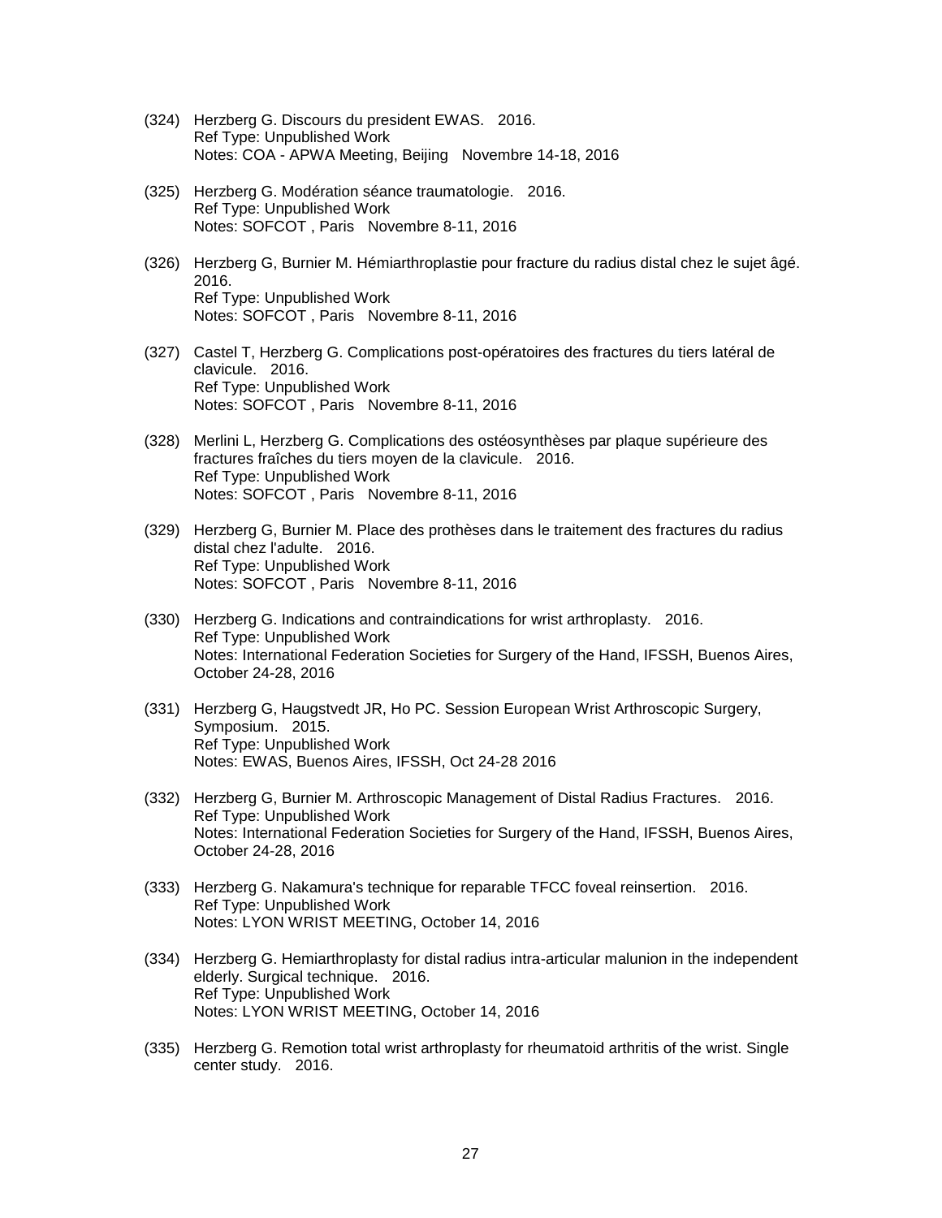(324) Herzberg G. Discours du president EWAS. 2016.
Ref Type: Unpublished Work
Notes: COA - APWA Meeting, Beijing Novembre 14-18, 2016

(325) Herzberg G. Modération séance traumatologie. 2016.
Ref Type: Unpublished Work
Notes: SOFCOT , Paris Novembre 8-11, 2016

(326) Herzberg G, Burnier M. Hémiarthroplastie pour fracture du radius distal chez le sujet âgé. 2016.
Ref Type: Unpublished Work
Notes: SOFCOT , Paris Novembre 8-11, 2016

(327) Castel T, Herzberg G. Complications post-opératoires des fractures du tiers latéral de clavicule. 2016.
Ref Type: Unpublished Work
Notes: SOFCOT , Paris Novembre 8-11, 2016

(328) Merlini L, Herzberg G. Complications des ostéosynthèses par plaque supérieure des fractures fraîches du tiers moyen de la clavicule. 2016.
Ref Type: Unpublished Work
Notes: SOFCOT , Paris Novembre 8-11, 2016

(329) Herzberg G, Burnier M. Place des prothèses dans le traitement des fractures du radius distal chez l'adulte. 2016.
Ref Type: Unpublished Work
Notes: SOFCOT , Paris Novembre 8-11, 2016

(330) Herzberg G. Indications and contraindications for wrist arthroplasty. 2016.
Ref Type: Unpublished Work
Notes: International Federation Societies for Surgery of the Hand, IFSSH, Buenos Aires, October 24-28, 2016

(331) Herzberg G, Haugstvedt JR, Ho PC. Session European Wrist Arthroscopic Surgery, Symposium. 2015.
Ref Type: Unpublished Work
Notes: EWAS, Buenos Aires, IFSSH, Oct 24-28 2016

(332) Herzberg G, Burnier M. Arthroscopic Management of Distal Radius Fractures. 2016.
Ref Type: Unpublished Work
Notes: International Federation Societies for Surgery of the Hand, IFSSH, Buenos Aires, October 24-28, 2016

(333) Herzberg G. Nakamura's technique for reparable TFCC foveal reinsertion. 2016.
Ref Type: Unpublished Work
Notes: LYON WRIST MEETING, October 14, 2016

(334) Herzberg G. Hemiarthroplasty for distal radius intra-articular malunion in the independent elderly. Surgical technique. 2016.
Ref Type: Unpublished Work
Notes: LYON WRIST MEETING, October 14, 2016

(335) Herzberg G. Remotion total wrist arthroplasty for rheumatoid arthritis of the wrist. Single center study. 2016.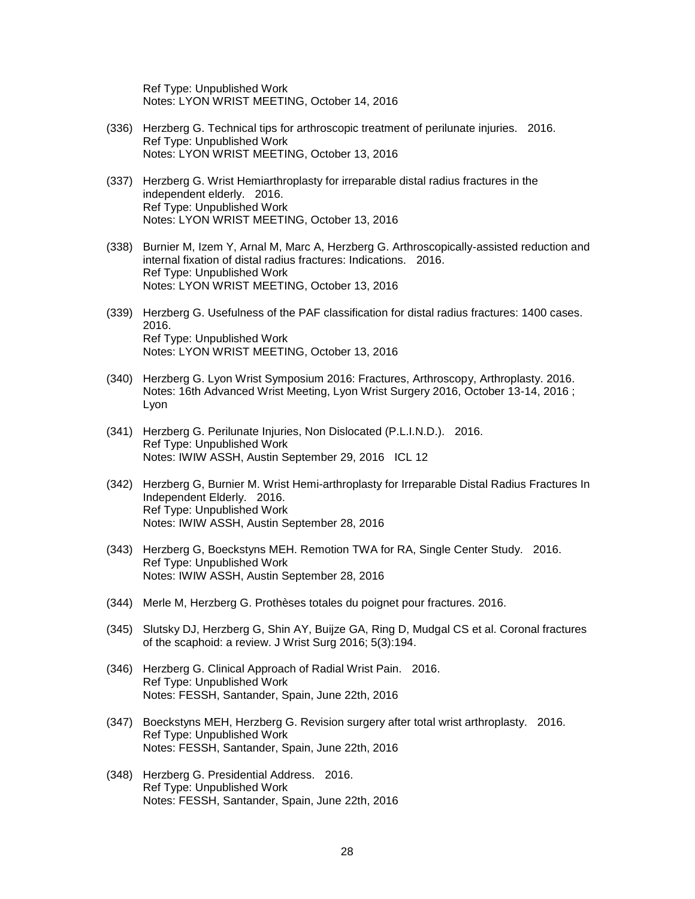Ref Type: Unpublished Work
Notes: LYON WRIST MEETING, October 14, 2016

(336) Herzberg G. Technical tips for arthroscopic treatment of perilunate injuries. 2016.
Ref Type: Unpublished Work
Notes: LYON WRIST MEETING, October 13, 2016

(337) Herzberg G. Wrist Hemiarthroplasty for irreparable distal radius fractures in the independent elderly. 2016.
Ref Type: Unpublished Work
Notes: LYON WRIST MEETING, October 13, 2016

(338) Burnier M, Izem Y, Arnal M, Marc A, Herzberg G. Arthroscopically-assisted reduction and internal fixation of distal radius fractures: Indications. 2016.
Ref Type: Unpublished Work
Notes: LYON WRIST MEETING, October 13, 2016

(339) Herzberg G. Usefulness of the PAF classification for distal radius fractures: 1400 cases. 2016.
Ref Type: Unpublished Work
Notes: LYON WRIST MEETING, October 13, 2016

(340) Herzberg G. Lyon Wrist Symposium 2016: Fractures, Arthroscopy, Arthroplasty. 2016.
Notes: 16th Advanced Wrist Meeting, Lyon Wrist Surgery 2016, October 13-14, 2016 ; Lyon

(341) Herzberg G. Perilunate Injuries, Non Dislocated (P.L.I.N.D.). 2016.
Ref Type: Unpublished Work
Notes: IWIW ASSH, Austin September 29, 2016 ICL 12

(342) Herzberg G, Burnier M. Wrist Hemi-arthroplasty for Irreparable Distal Radius Fractures In Independent Elderly. 2016.
Ref Type: Unpublished Work
Notes: IWIW ASSH, Austin September 28, 2016

(343) Herzberg G, Boeckstyns MEH. Remotion TWA for RA, Single Center Study. 2016.
Ref Type: Unpublished Work
Notes: IWIW ASSH, Austin September 28, 2016

(344) Merle M, Herzberg G. Prothèses totales du poignet pour fractures. 2016.

(345) Slutsky DJ, Herzberg G, Shin AY, Buijze GA, Ring D, Mudgal CS et al. Coronal fractures of the scaphoid: a review. J Wrist Surg 2016; 5(3):194.

(346) Herzberg G. Clinical Approach of Radial Wrist Pain. 2016.
Ref Type: Unpublished Work
Notes: FESSH, Santander, Spain, June 22th, 2016

(347) Boeckstyns MEH, Herzberg G. Revision surgery after total wrist arthroplasty. 2016.
Ref Type: Unpublished Work
Notes: FESSH, Santander, Spain, June 22th, 2016

(348) Herzberg G. Presidential Address. 2016.
Ref Type: Unpublished Work
Notes: FESSH, Santander, Spain, June 22th, 2016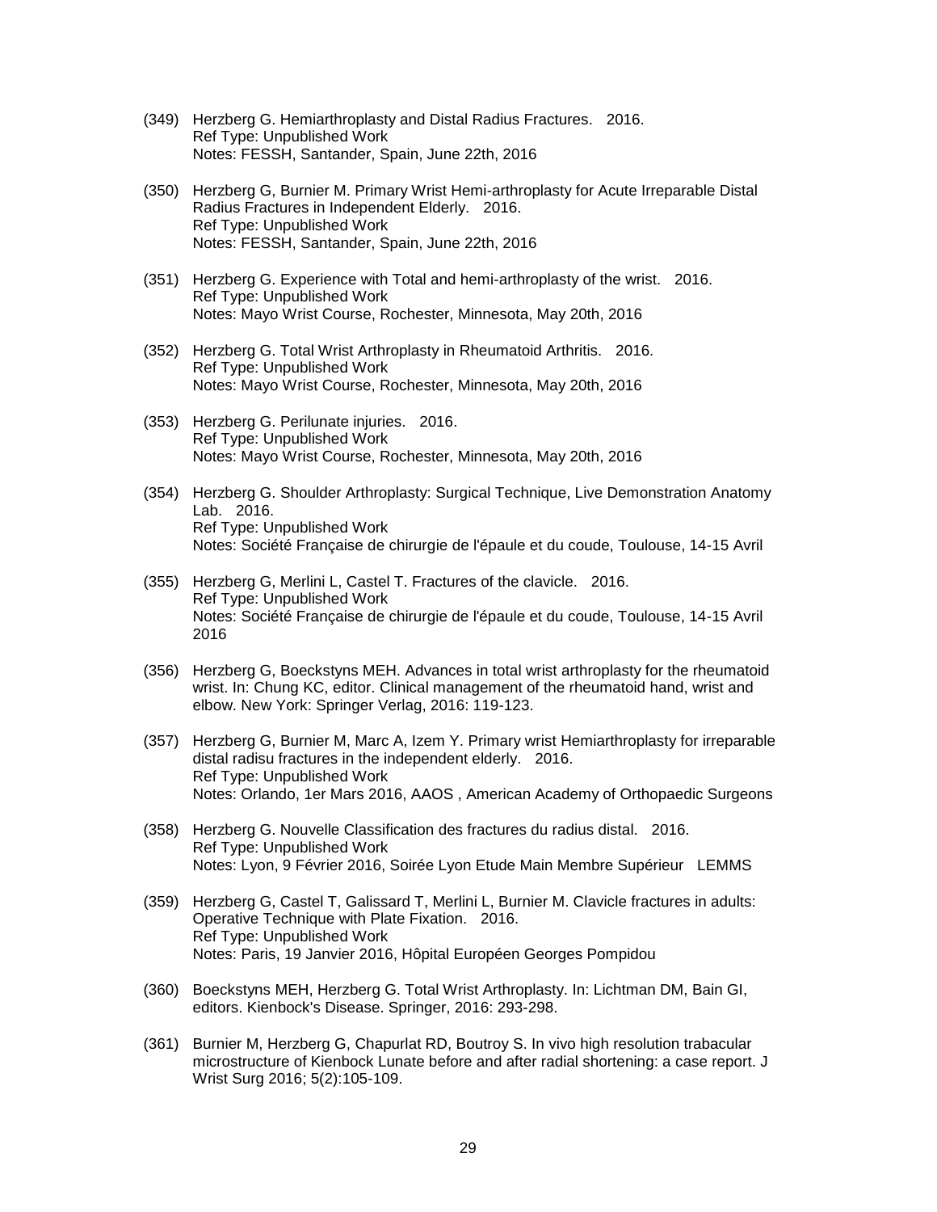(349) Herzberg G. Hemiarthroplasty and Distal Radius Fractures. 2016.
Ref Type: Unpublished Work
Notes: FESSH, Santander, Spain, June 22th, 2016

(350) Herzberg G, Burnier M. Primary Wrist Hemi-arthroplasty for Acute Irreparable Distal Radius Fractures in Independent Elderly. 2016.
Ref Type: Unpublished Work
Notes: FESSH, Santander, Spain, June 22th, 2016

(351) Herzberg G. Experience with Total and hemi-arthroplasty of the wrist. 2016.
Ref Type: Unpublished Work
Notes: Mayo Wrist Course, Rochester, Minnesota, May 20th, 2016

(352) Herzberg G. Total Wrist Arthroplasty in Rheumatoid Arthritis. 2016.
Ref Type: Unpublished Work
Notes: Mayo Wrist Course, Rochester, Minnesota, May 20th, 2016

(353) Herzberg G. Perilunate injuries. 2016.
Ref Type: Unpublished Work
Notes: Mayo Wrist Course, Rochester, Minnesota, May 20th, 2016

(354) Herzberg G. Shoulder Arthroplasty: Surgical Technique, Live Demonstration Anatomy Lab. 2016.
Ref Type: Unpublished Work
Notes: Société Française de chirurgie de l'épaule et du coude, Toulouse, 14-15 Avril

(355) Herzberg G, Merlini L, Castel T. Fractures of the clavicle. 2016.
Ref Type: Unpublished Work
Notes: Société Française de chirurgie de l'épaule et du coude, Toulouse, 14-15 Avril 2016

(356) Herzberg G, Boeckstyns MEH. Advances in total wrist arthroplasty for the rheumatoid wrist. In: Chung KC, editor. Clinical management of the rheumatoid hand, wrist and elbow. New York: Springer Verlag, 2016: 119-123.

(357) Herzberg G, Burnier M, Marc A, Izem Y. Primary wrist Hemiarthroplasty for irreparable distal radisu fractures in the independent elderly. 2016.
Ref Type: Unpublished Work
Notes: Orlando, 1er Mars 2016, AAOS , American Academy of Orthopaedic Surgeons

(358) Herzberg G. Nouvelle Classification des fractures du radius distal. 2016.
Ref Type: Unpublished Work
Notes: Lyon, 9 Février 2016, Soirée Lyon Etude Main Membre Supérieur LEMMS

(359) Herzberg G, Castel T, Galissard T, Merlini L, Burnier M. Clavicle fractures in adults: Operative Technique with Plate Fixation. 2016.
Ref Type: Unpublished Work
Notes: Paris, 19 Janvier 2016, Hôpital Européen Georges Pompidou

(360) Boeckstyns MEH, Herzberg G. Total Wrist Arthroplasty. In: Lichtman DM, Bain GI, editors. Kienbock's Disease. Springer, 2016: 293-298.

(361) Burnier M, Herzberg G, Chapurlat RD, Boutroy S. In vivo high resolution trabacular microstructure of Kienbock Lunate before and after radial shortening: a case report. J Wrist Surg 2016; 5(2):105-109.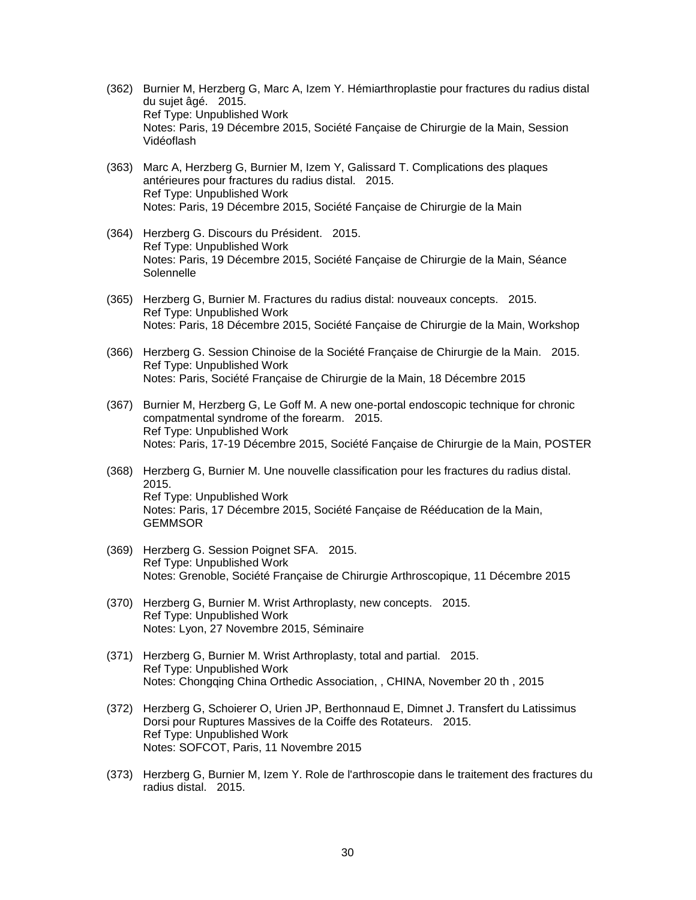(362) Burnier M, Herzberg G, Marc A, Izem Y. Hémiarthroplastie pour fractures du radius distal du sujet âgé. 2015.
Ref Type: Unpublished Work
Notes: Paris, 19 Décembre 2015, Société Fançaise de Chirurgie de la Main, Session Vidéoflash

(363) Marc A, Herzberg G, Burnier M, Izem Y, Galissard T. Complications des plaques antérieures pour fractures du radius distal. 2015.
Ref Type: Unpublished Work
Notes: Paris, 19 Décembre 2015, Société Fançaise de Chirurgie de la Main

(364) Herzberg G. Discours du Président. 2015.
Ref Type: Unpublished Work
Notes: Paris, 19 Décembre 2015, Société Fançaise de Chirurgie de la Main, Séance Solennelle

(365) Herzberg G, Burnier M. Fractures du radius distal: nouveaux concepts. 2015.
Ref Type: Unpublished Work
Notes: Paris, 18 Décembre 2015, Société Fançaise de Chirurgie de la Main, Workshop

(366) Herzberg G. Session Chinoise de la Société Française de Chirurgie de la Main. 2015.
Ref Type: Unpublished Work
Notes: Paris, Société Française de Chirurgie de la Main, 18 Décembre 2015

(367) Burnier M, Herzberg G, Le Goff M. A new one-portal endoscopic technique for chronic compatmental syndrome of the forearm. 2015.
Ref Type: Unpublished Work
Notes: Paris, 17-19 Décembre 2015, Société Fançaise de Chirurgie de la Main, POSTER

(368) Herzberg G, Burnier M. Une nouvelle classification pour les fractures du radius distal. 2015.
Ref Type: Unpublished Work
Notes: Paris, 17 Décembre 2015, Société Fançaise de Rééducation de la Main, GEMMSOR

(369) Herzberg G. Session Poignet SFA. 2015.
Ref Type: Unpublished Work
Notes: Grenoble, Société Française de Chirurgie Arthroscopique, 11 Décembre 2015

(370) Herzberg G, Burnier M. Wrist Arthroplasty, new concepts. 2015.
Ref Type: Unpublished Work
Notes: Lyon, 27 Novembre 2015, Séminaire

(371) Herzberg G, Burnier M. Wrist Arthroplasty, total and partial. 2015.
Ref Type: Unpublished Work
Notes: Chongqing China Orthedic Association, , CHINA, November 20 th , 2015

(372) Herzberg G, Schoierer O, Urien JP, Berthonnaud E, Dimnet J. Transfert du Latissimus Dorsi pour Ruptures Massives de la Coiffe des Rotateurs. 2015.
Ref Type: Unpublished Work
Notes: SOFCOT, Paris, 11 Novembre 2015

(373) Herzberg G, Burnier M, Izem Y. Role de l'arthroscopie dans le traitement des fractures du radius distal. 2015.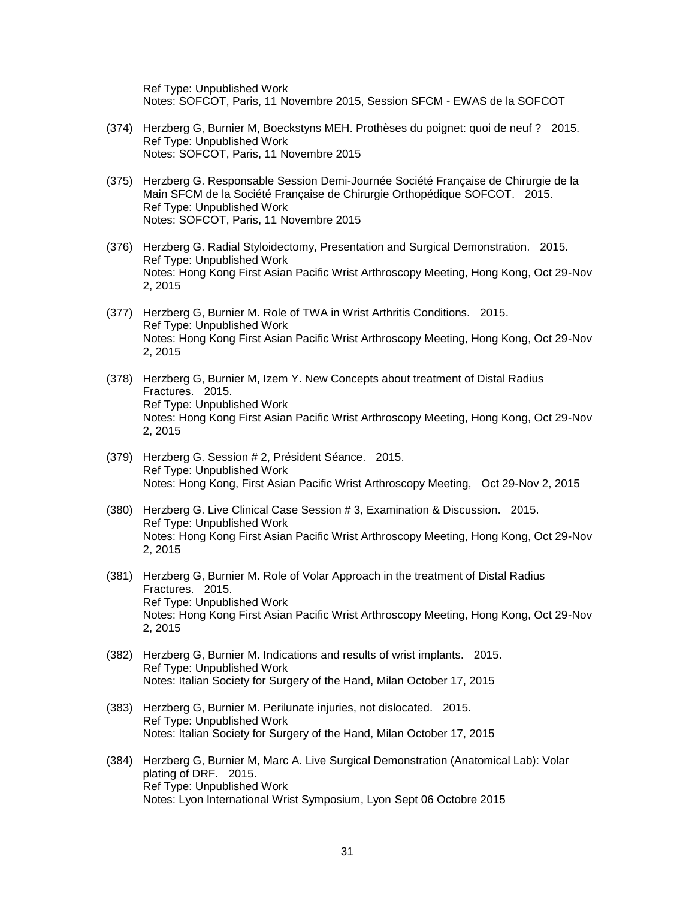Ref Type: Unpublished Work
Notes: SOFCOT, Paris, 11 Novembre 2015, Session SFCM - EWAS de la SOFCOT

(374) Herzberg G, Burnier M, Boeckstyns MEH. Prothèses du poignet: quoi de neuf ? 2015.
Ref Type: Unpublished Work
Notes: SOFCOT, Paris, 11 Novembre 2015

(375) Herzberg G. Responsable Session Demi-Journée Société Française de Chirurgie de la Main SFCM de la Société Française de Chirurgie Orthopédique SOFCOT. 2015.
Ref Type: Unpublished Work
Notes: SOFCOT, Paris, 11 Novembre 2015

(376) Herzberg G. Radial Styloidectomy, Presentation and Surgical Demonstration. 2015.
Ref Type: Unpublished Work
Notes: Hong Kong First Asian Pacific Wrist Arthroscopy Meeting, Hong Kong, Oct 29-Nov 2, 2015

(377) Herzberg G, Burnier M. Role of TWA in Wrist Arthritis Conditions. 2015.
Ref Type: Unpublished Work
Notes: Hong Kong First Asian Pacific Wrist Arthroscopy Meeting, Hong Kong, Oct 29-Nov 2, 2015

(378) Herzberg G, Burnier M, Izem Y. New Concepts about treatment of Distal Radius Fractures. 2015.
Ref Type: Unpublished Work
Notes: Hong Kong First Asian Pacific Wrist Arthroscopy Meeting, Hong Kong, Oct 29-Nov 2, 2015

(379) Herzberg G. Session # 2, Président Séance. 2015.
Ref Type: Unpublished Work
Notes: Hong Kong, First Asian Pacific Wrist Arthroscopy Meeting, Oct 29-Nov 2, 2015

(380) Herzberg G. Live Clinical Case Session # 3, Examination & Discussion. 2015.
Ref Type: Unpublished Work
Notes: Hong Kong First Asian Pacific Wrist Arthroscopy Meeting, Hong Kong, Oct 29-Nov 2, 2015

(381) Herzberg G, Burnier M. Role of Volar Approach in the treatment of Distal Radius Fractures. 2015.
Ref Type: Unpublished Work
Notes: Hong Kong First Asian Pacific Wrist Arthroscopy Meeting, Hong Kong, Oct 29-Nov 2, 2015

(382) Herzberg G, Burnier M. Indications and results of wrist implants. 2015.
Ref Type: Unpublished Work
Notes: Italian Society for Surgery of the Hand, Milan October 17, 2015

(383) Herzberg G, Burnier M. Perilunate injuries, not dislocated. 2015.
Ref Type: Unpublished Work
Notes: Italian Society for Surgery of the Hand, Milan October 17, 2015

(384) Herzberg G, Burnier M, Marc A. Live Surgical Demonstration (Anatomical Lab): Volar plating of DRF. 2015.
Ref Type: Unpublished Work
Notes: Lyon International Wrist Symposium, Lyon Sept 06 Octobre 2015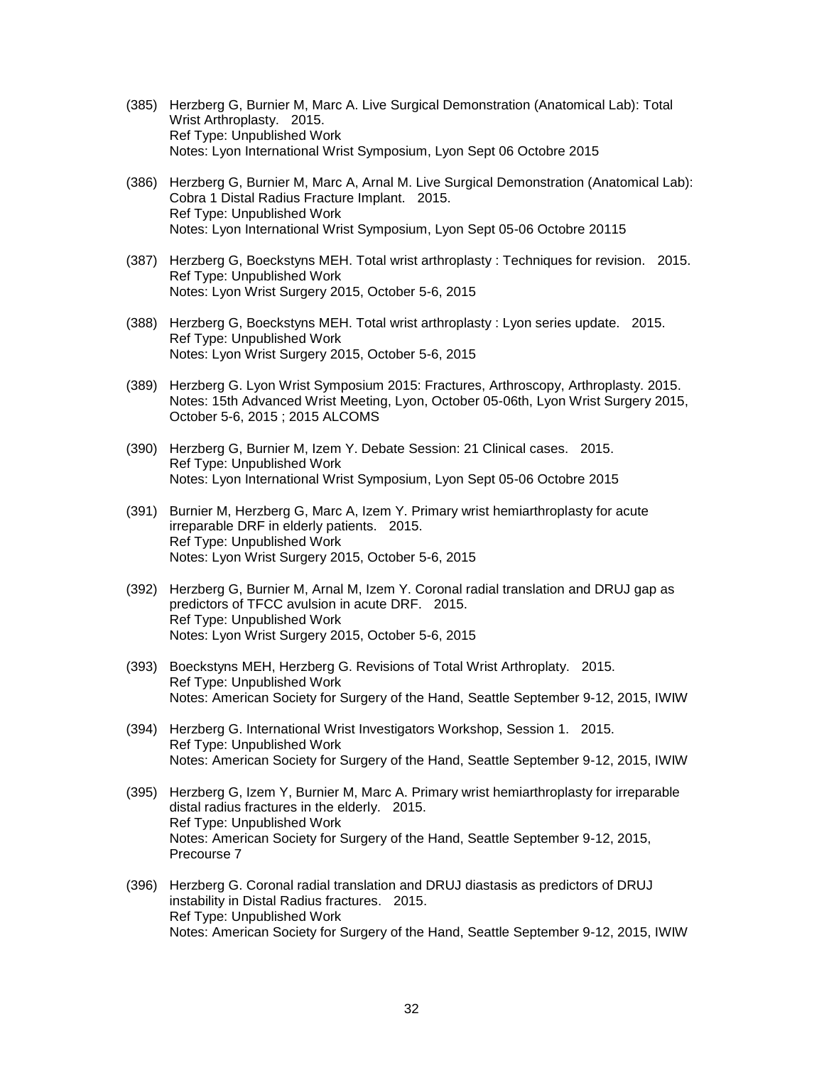(385) Herzberg G, Burnier M, Marc A. Live Surgical Demonstration (Anatomical Lab): Total Wrist Arthroplasty. 2015.
Ref Type: Unpublished Work
Notes: Lyon International Wrist Symposium, Lyon Sept 06 Octobre 2015

(386) Herzberg G, Burnier M, Marc A, Arnal M. Live Surgical Demonstration (Anatomical Lab): Cobra 1 Distal Radius Fracture Implant. 2015.
Ref Type: Unpublished Work
Notes: Lyon International Wrist Symposium, Lyon Sept 05-06 Octobre 20115

(387) Herzberg G, Boeckstyns MEH. Total wrist arthroplasty : Techniques for revision. 2015.
Ref Type: Unpublished Work
Notes: Lyon Wrist Surgery 2015, October 5-6, 2015

(388) Herzberg G, Boeckstyns MEH. Total wrist arthroplasty : Lyon series update. 2015.
Ref Type: Unpublished Work
Notes: Lyon Wrist Surgery 2015, October 5-6, 2015

(389) Herzberg G. Lyon Wrist Symposium 2015: Fractures, Arthroscopy, Arthroplasty. 2015.
Notes: 15th Advanced Wrist Meeting, Lyon, October 05-06th, Lyon Wrist Surgery 2015, October 5-6, 2015 ; 2015 ALCOMS

(390) Herzberg G, Burnier M, Izem Y. Debate Session: 21 Clinical cases. 2015.
Ref Type: Unpublished Work
Notes: Lyon International Wrist Symposium, Lyon Sept 05-06 Octobre 2015

(391) Burnier M, Herzberg G, Marc A, Izem Y. Primary wrist hemiarthroplasty for acute irreparable DRF in elderly patients. 2015.
Ref Type: Unpublished Work
Notes: Lyon Wrist Surgery 2015, October 5-6, 2015

(392) Herzberg G, Burnier M, Arnal M, Izem Y. Coronal radial translation and DRUJ gap as predictors of TFCC avulsion in acute DRF. 2015.
Ref Type: Unpublished Work
Notes: Lyon Wrist Surgery 2015, October 5-6, 2015

(393) Boeckstyns MEH, Herzberg G. Revisions of Total Wrist Arthroplaty. 2015.
Ref Type: Unpublished Work
Notes: American Society for Surgery of the Hand, Seattle September 9-12, 2015, IWIW

(394) Herzberg G. International Wrist Investigators Workshop, Session 1. 2015.
Ref Type: Unpublished Work
Notes: American Society for Surgery of the Hand, Seattle September 9-12, 2015, IWIW

(395) Herzberg G, Izem Y, Burnier M, Marc A. Primary wrist hemiarthroplasty for irreparable distal radius fractures in the elderly. 2015.
Ref Type: Unpublished Work
Notes: American Society for Surgery of the Hand, Seattle September 9-12, 2015, Precourse 7

(396) Herzberg G. Coronal radial translation and DRUJ diastasis as predictors of DRUJ instability in Distal Radius fractures. 2015.
Ref Type: Unpublished Work
Notes: American Society for Surgery of the Hand, Seattle September 9-12, 2015, IWIW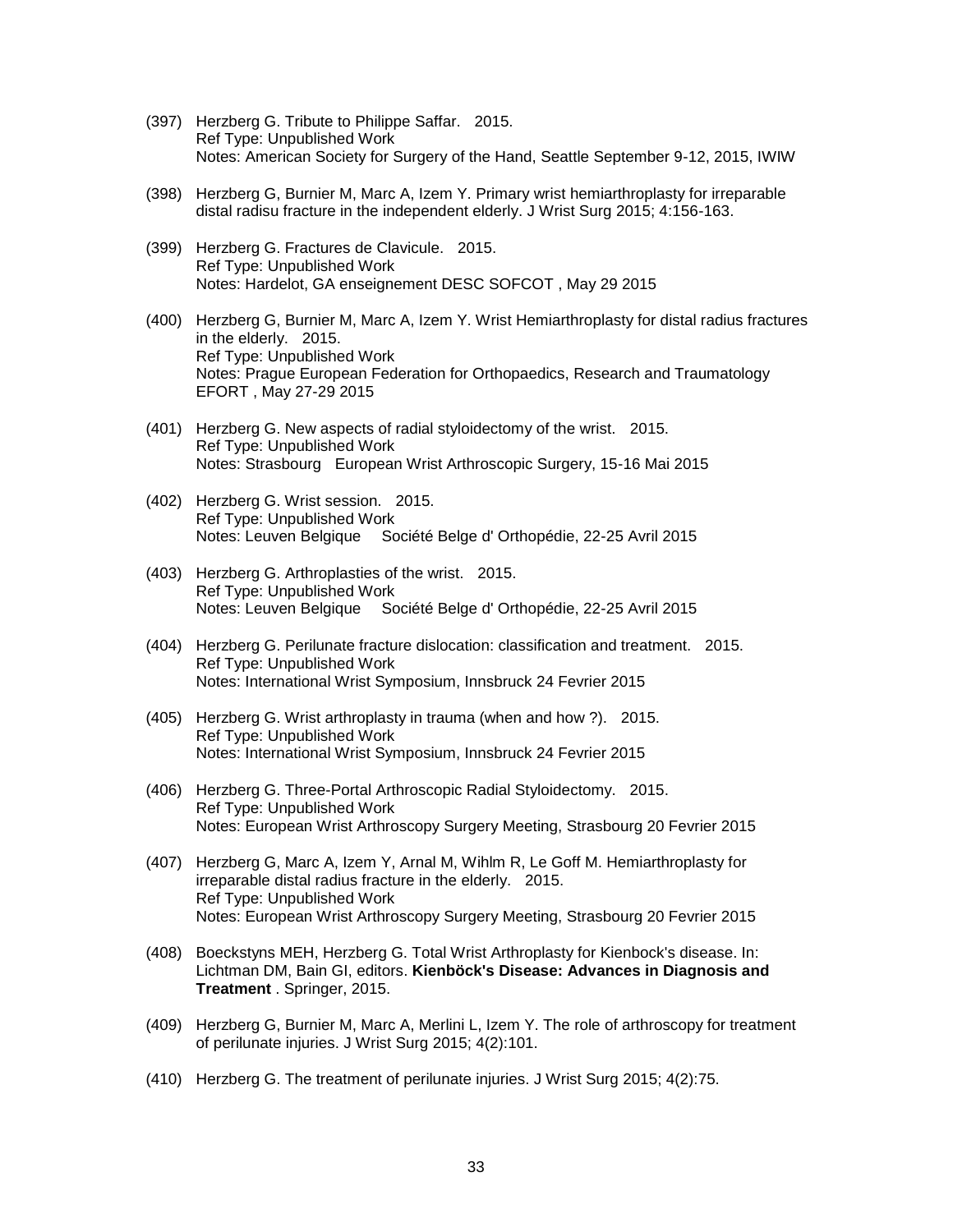(397) Herzberg G. Tribute to Philippe Saffar. 2015.
Ref Type: Unpublished Work
Notes: American Society for Surgery of the Hand, Seattle September 9-12, 2015, IWIW

(398) Herzberg G, Burnier M, Marc A, Izem Y. Primary wrist hemiarthroplasty for irreparable distal radisu fracture in the independent elderly. J Wrist Surg 2015; 4:156-163.

(399) Herzberg G. Fractures de Clavicule. 2015.
Ref Type: Unpublished Work
Notes: Hardelot, GA enseignement DESC SOFCOT , May 29 2015

(400) Herzberg G, Burnier M, Marc A, Izem Y. Wrist Hemiarthroplasty for distal radius fractures in the elderly. 2015.
Ref Type: Unpublished Work
Notes: Prague European Federation for Orthopaedics, Research and Traumatology EFORT , May 27-29 2015

(401) Herzberg G. New aspects of radial styloidectomy of the wrist. 2015.
Ref Type: Unpublished Work
Notes: Strasbourg European Wrist Arthroscopic Surgery, 15-16 Mai 2015

(402) Herzberg G. Wrist session. 2015.
Ref Type: Unpublished Work
Notes: Leuven Belgique Société Belge d' Orthopédie, 22-25 Avril 2015

(403) Herzberg G. Arthroplasties of the wrist. 2015.
Ref Type: Unpublished Work
Notes: Leuven Belgique Société Belge d' Orthopédie, 22-25 Avril 2015

(404) Herzberg G. Perilunate fracture dislocation: classification and treatment. 2015.
Ref Type: Unpublished Work
Notes: International Wrist Symposium, Innsbruck 24 Fevrier 2015

(405) Herzberg G. Wrist arthroplasty in trauma (when and how ?). 2015.
Ref Type: Unpublished Work
Notes: International Wrist Symposium, Innsbruck 24 Fevrier 2015

(406) Herzberg G. Three-Portal Arthroscopic Radial Styloidectomy. 2015.
Ref Type: Unpublished Work
Notes: European Wrist Arthroscopy Surgery Meeting, Strasbourg 20 Fevrier 2015

(407) Herzberg G, Marc A, Izem Y, Arnal M, Wihlm R, Le Goff M. Hemiarthroplasty for irreparable distal radius fracture in the elderly. 2015.
Ref Type: Unpublished Work
Notes: European Wrist Arthroscopy Surgery Meeting, Strasbourg 20 Fevrier 2015

(408) Boeckstyns MEH, Herzberg G. Total Wrist Arthroplasty for Kienbock's disease. In: Lichtman DM, Bain GI, editors. **Kienböck's Disease: Advances in Diagnosis and Treatment** . Springer, 2015.

(409) Herzberg G, Burnier M, Marc A, Merlini L, Izem Y. The role of arthroscopy for treatment of perilunate injuries. J Wrist Surg 2015; 4(2):101.

(410) Herzberg G. The treatment of perilunate injuries. J Wrist Surg 2015; 4(2):75.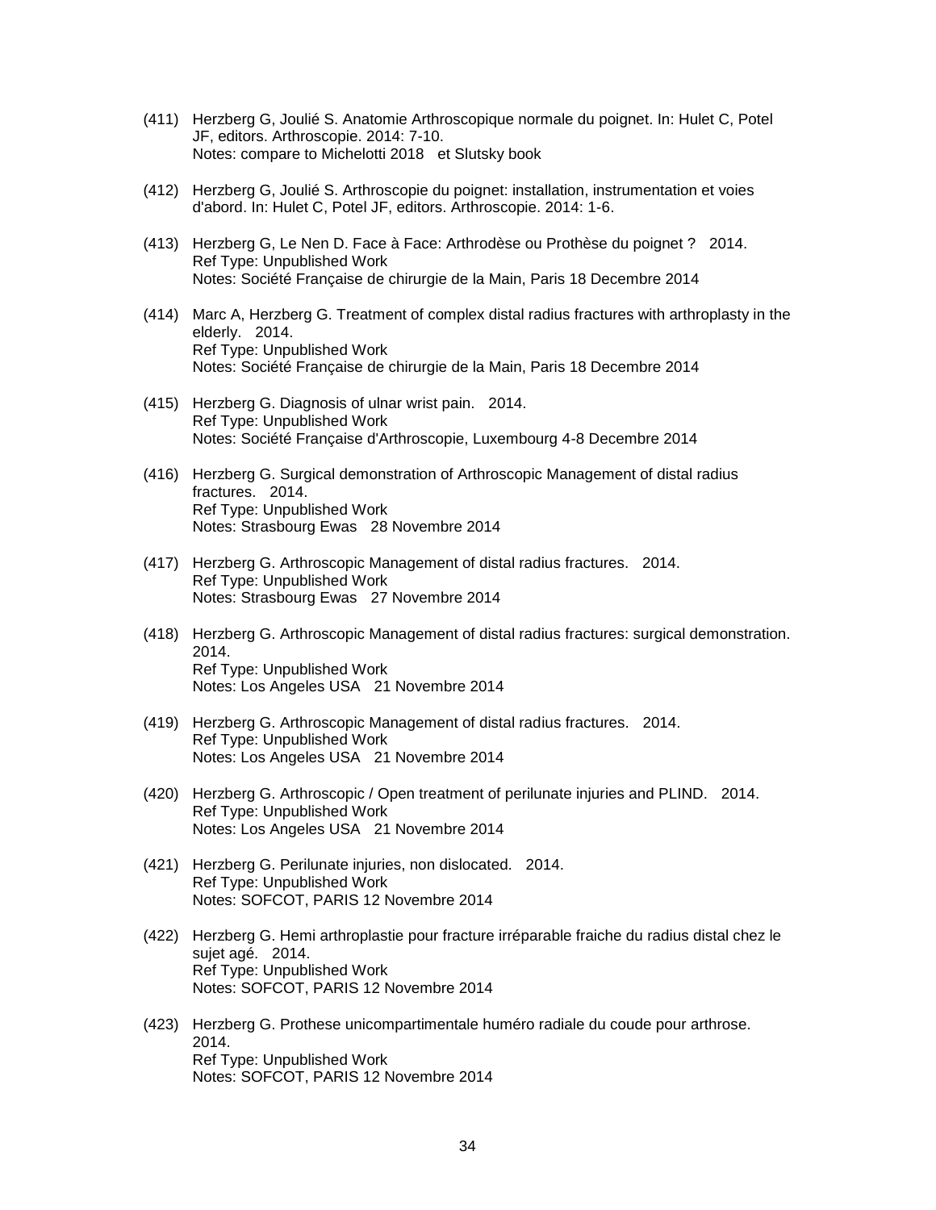(411) Herzberg G, Joulié S. Anatomie Arthroscopique normale du poignet. In: Hulet C, Potel JF, editors. Arthroscopie. 2014: 7-10.
Notes: compare to Michelotti 2018 et Slutsky book

(412) Herzberg G, Joulié S. Arthroscopie du poignet: installation, instrumentation et voies d'abord. In: Hulet C, Potel JF, editors. Arthroscopie. 2014: 1-6.

(413) Herzberg G, Le Nen D. Face à Face: Arthrodèse ou Prothèse du poignet ? 2014.
Ref Type: Unpublished Work
Notes: Société Française de chirurgie de la Main, Paris 18 Decembre 2014

(414) Marc A, Herzberg G. Treatment of complex distal radius fractures with arthroplasty in the elderly. 2014.
Ref Type: Unpublished Work
Notes: Société Française de chirurgie de la Main, Paris 18 Decembre 2014

(415) Herzberg G. Diagnosis of ulnar wrist pain. 2014.
Ref Type: Unpublished Work
Notes: Société Française d'Arthroscopie, Luxembourg 4-8 Decembre 2014

(416) Herzberg G. Surgical demonstration of Arthroscopic Management of distal radius fractures. 2014.
Ref Type: Unpublished Work
Notes: Strasbourg Ewas 28 Novembre 2014

(417) Herzberg G. Arthroscopic Management of distal radius fractures. 2014.
Ref Type: Unpublished Work
Notes: Strasbourg Ewas 27 Novembre 2014

(418) Herzberg G. Arthroscopic Management of distal radius fractures: surgical demonstration. 2014.
Ref Type: Unpublished Work
Notes: Los Angeles USA 21 Novembre 2014

(419) Herzberg G. Arthroscopic Management of distal radius fractures. 2014.
Ref Type: Unpublished Work
Notes: Los Angeles USA 21 Novembre 2014

(420) Herzberg G. Arthroscopic / Open treatment of perilunate injuries and PLIND. 2014.
Ref Type: Unpublished Work
Notes: Los Angeles USA 21 Novembre 2014

(421) Herzberg G. Perilunate injuries, non dislocated. 2014.
Ref Type: Unpublished Work
Notes: SOFCOT, PARIS 12 Novembre 2014

(422) Herzberg G. Hemi arthroplastie pour fracture irréparable fraiche du radius distal chez le sujet agé. 2014.
Ref Type: Unpublished Work
Notes: SOFCOT, PARIS 12 Novembre 2014

(423) Herzberg G. Prothese unicompartimentale huméro radiale du coude pour arthrose. 2014.
Ref Type: Unpublished Work
Notes: SOFCOT, PARIS 12 Novembre 2014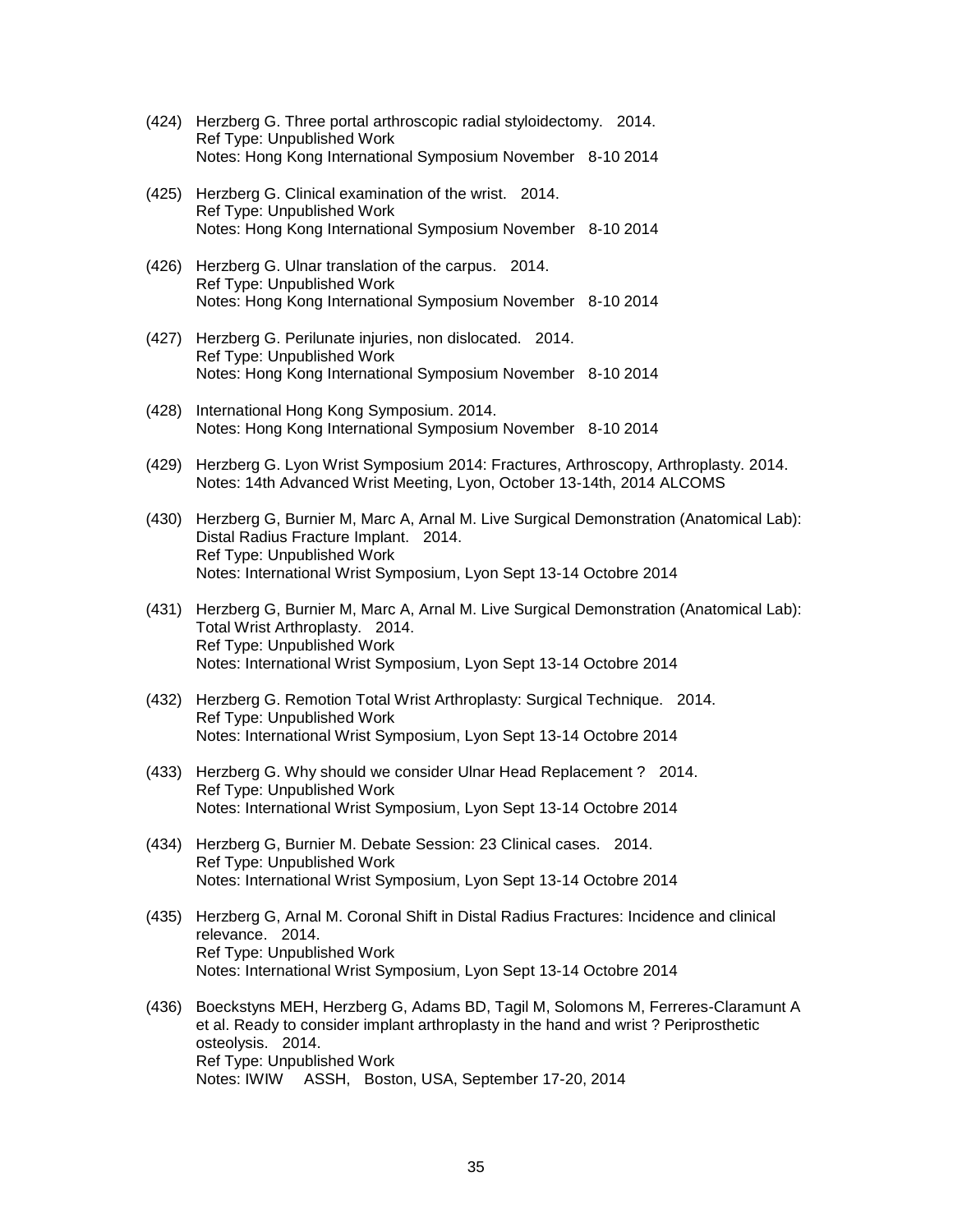(424) Herzberg G. Three portal arthroscopic radial styloidectomy. 2014.
Ref Type: Unpublished Work
Notes: Hong Kong International Symposium November 8-10 2014

(425) Herzberg G. Clinical examination of the wrist. 2014.
Ref Type: Unpublished Work
Notes: Hong Kong International Symposium November 8-10 2014

(426) Herzberg G. Ulnar translation of the carpus. 2014.
Ref Type: Unpublished Work
Notes: Hong Kong International Symposium November 8-10 2014

(427) Herzberg G. Perilunate injuries, non dislocated. 2014.
Ref Type: Unpublished Work
Notes: Hong Kong International Symposium November 8-10 2014

(428) International Hong Kong Symposium. 2014.
Notes: Hong Kong International Symposium November 8-10 2014

(429) Herzberg G. Lyon Wrist Symposium 2014: Fractures, Arthroscopy, Arthroplasty. 2014.
Notes: 14th Advanced Wrist Meeting, Lyon, October 13-14th, 2014 ALCOMS

(430) Herzberg G, Burnier M, Marc A, Arnal M. Live Surgical Demonstration (Anatomical Lab): Distal Radius Fracture Implant. 2014.
Ref Type: Unpublished Work
Notes: International Wrist Symposium, Lyon Sept 13-14 Octobre 2014

(431) Herzberg G, Burnier M, Marc A, Arnal M. Live Surgical Demonstration (Anatomical Lab): Total Wrist Arthroplasty. 2014.
Ref Type: Unpublished Work
Notes: International Wrist Symposium, Lyon Sept 13-14 Octobre 2014

(432) Herzberg G. Remotion Total Wrist Arthroplasty: Surgical Technique. 2014.
Ref Type: Unpublished Work
Notes: International Wrist Symposium, Lyon Sept 13-14 Octobre 2014

(433) Herzberg G. Why should we consider Ulnar Head Replacement ? 2014.
Ref Type: Unpublished Work
Notes: International Wrist Symposium, Lyon Sept 13-14 Octobre 2014

(434) Herzberg G, Burnier M. Debate Session: 23 Clinical cases. 2014.
Ref Type: Unpublished Work
Notes: International Wrist Symposium, Lyon Sept 13-14 Octobre 2014

(435) Herzberg G, Arnal M. Coronal Shift in Distal Radius Fractures: Incidence and clinical relevance. 2014.
Ref Type: Unpublished Work
Notes: International Wrist Symposium, Lyon Sept 13-14 Octobre 2014

(436) Boeckstyns MEH, Herzberg G, Adams BD, Tagil M, Solomons M, Ferreres-Claramunt A et al. Ready to consider implant arthroplasty in the hand and wrist ? Periprosthetic osteolysis. 2014.
Ref Type: Unpublished Work
Notes: IWIW ASSH, Boston, USA, September 17-20, 2014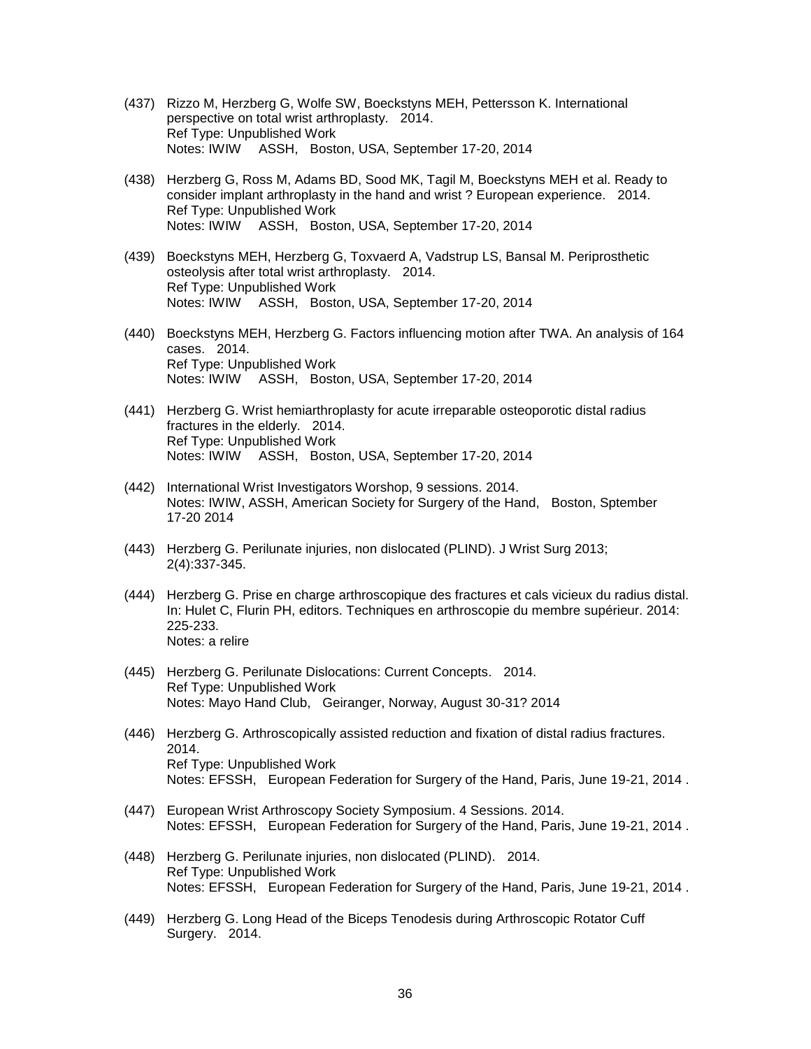(437) Rizzo M, Herzberg G, Wolfe SW, Boeckstyns MEH, Pettersson K. International perspective on total wrist arthroplasty. 2014.
Ref Type: Unpublished Work
Notes: IWIW ASSH, Boston, USA, September 17-20, 2014

(438) Herzberg G, Ross M, Adams BD, Sood MK, Tagil M, Boeckstyns MEH et al. Ready to consider implant arthroplasty in the hand and wrist ? European experience. 2014.
Ref Type: Unpublished Work
Notes: IWIW ASSH, Boston, USA, September 17-20, 2014

(439) Boeckstyns MEH, Herzberg G, Toxvaerd A, Vadstrup LS, Bansal M. Periprosthetic osteolysis after total wrist arthroplasty. 2014.
Ref Type: Unpublished Work
Notes: IWIW ASSH, Boston, USA, September 17-20, 2014

(440) Boeckstyns MEH, Herzberg G. Factors influencing motion after TWA. An analysis of 164 cases. 2014.
Ref Type: Unpublished Work
Notes: IWIW ASSH, Boston, USA, September 17-20, 2014

(441) Herzberg G. Wrist hemiarthroplasty for acute irreparable osteoporotic distal radius fractures in the elderly. 2014.
Ref Type: Unpublished Work
Notes: IWIW ASSH, Boston, USA, September 17-20, 2014

(442) International Wrist Investigators Worshop, 9 sessions. 2014.
Notes: IWIW, ASSH, American Society for Surgery of the Hand, Boston, Sptember 17-20 2014

(443) Herzberg G. Perilunate injuries, non dislocated (PLIND). J Wrist Surg 2013; 2(4):337-345.

(444) Herzberg G. Prise en charge arthroscopique des fractures et cals vicieux du radius distal. In: Hulet C, Flurin PH, editors. Techniques en arthroscopie du membre supérieur. 2014: 225-233.
Notes: a relire

(445) Herzberg G. Perilunate Dislocations: Current Concepts. 2014.
Ref Type: Unpublished Work
Notes: Mayo Hand Club, Geiranger, Norway, August 30-31? 2014

(446) Herzberg G. Arthroscopically assisted reduction and fixation of distal radius fractures. 2014.
Ref Type: Unpublished Work
Notes: EFSSH, European Federation for Surgery of the Hand, Paris, June 19-21, 2014 .

(447) European Wrist Arthroscopy Society Symposium. 4 Sessions. 2014.
Notes: EFSSH, European Federation for Surgery of the Hand, Paris, June 19-21, 2014 .

(448) Herzberg G. Perilunate injuries, non dislocated (PLIND). 2014.
Ref Type: Unpublished Work
Notes: EFSSH, European Federation for Surgery of the Hand, Paris, June 19-21, 2014 .

(449) Herzberg G. Long Head of the Biceps Tenodesis during Arthroscopic Rotator Cuff Surgery. 2014.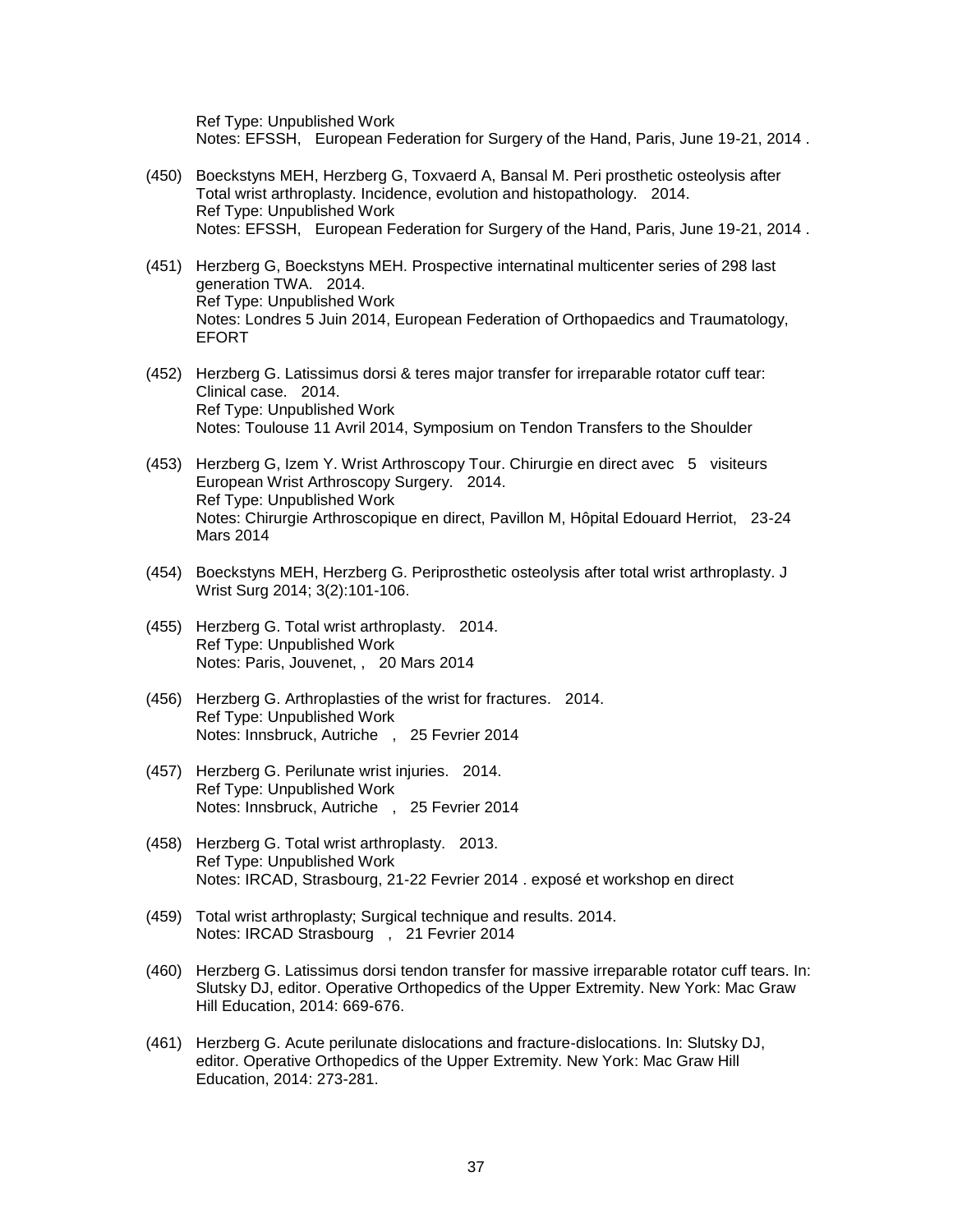Ref Type: Unpublished Work
Notes: EFSSH,   European Federation for Surgery of the Hand, Paris, June 19-21, 2014 .

(450) Boeckstyns MEH, Herzberg G, Toxvaerd A, Bansal M. Peri prosthetic osteolysis after Total wrist arthroplasty. Incidence, evolution and histopathology.   2014.
Ref Type: Unpublished Work
Notes: EFSSH,   European Federation for Surgery of the Hand, Paris, June 19-21, 2014 .

(451) Herzberg G, Boeckstyns MEH. Prospective internatinal multicenter series of 298 last generation TWA.   2014.
Ref Type: Unpublished Work
Notes: Londres 5 Juin 2014, European Federation of Orthopaedics and Traumatology, EFORT

(452) Herzberg G. Latissimus dorsi & teres major transfer for irreparable rotator cuff tear: Clinical case.   2014.
Ref Type: Unpublished Work
Notes: Toulouse 11 Avril 2014, Symposium on Tendon Transfers to the Shoulder

(453) Herzberg G, Izem Y. Wrist Arthroscopy Tour. Chirurgie en direct avec   5   visiteurs European Wrist Arthroscopy Surgery.   2014.
Ref Type: Unpublished Work
Notes: Chirurgie Arthroscopique en direct, Pavillon M, Hôpital Edouard Herriot,   23-24 Mars 2014

(454) Boeckstyns MEH, Herzberg G. Periprosthetic osteolysis after total wrist arthroplasty. J Wrist Surg 2014; 3(2):101-106.

(455) Herzberg G. Total wrist arthroplasty.   2014.
Ref Type: Unpublished Work
Notes: Paris, Jouvenet, ,   20 Mars 2014

(456) Herzberg G. Arthroplasties of the wrist for fractures.   2014.
Ref Type: Unpublished Work
Notes: Innsbruck, Autriche   ,   25 Fevrier 2014

(457) Herzberg G. Perilunate wrist injuries.   2014.
Ref Type: Unpublished Work
Notes: Innsbruck, Autriche   ,   25 Fevrier 2014

(458) Herzberg G. Total wrist arthroplasty.   2013.
Ref Type: Unpublished Work
Notes: IRCAD, Strasbourg, 21-22 Fevrier 2014 . exposé et workshop en direct

(459) Total wrist arthroplasty; Surgical technique and results. 2014.
Notes: IRCAD Strasbourg   ,   21 Fevrier 2014

(460) Herzberg G. Latissimus dorsi tendon transfer for massive irreparable rotator cuff tears. In: Slutsky DJ, editor. Operative Orthopedics of the Upper Extremity. New York: Mac Graw Hill Education, 2014: 669-676.

(461) Herzberg G. Acute perilunate dislocations and fracture-dislocations. In: Slutsky DJ, editor. Operative Orthopedics of the Upper Extremity. New York: Mac Graw Hill Education, 2014: 273-281.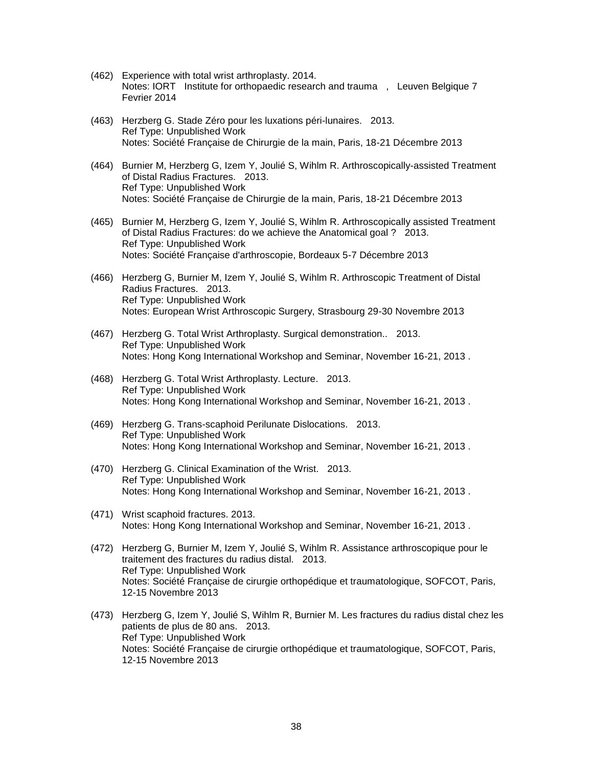(462) Experience with total wrist arthroplasty. 2014.
Notes: IORT Institute for orthopaedic research and trauma , Leuven Belgique 7 Fevrier 2014

(463) Herzberg G. Stade Zéro pour les luxations péri-lunaires. 2013.
Ref Type: Unpublished Work
Notes: Société Française de Chirurgie de la main, Paris, 18-21 Décembre 2013

(464) Burnier M, Herzberg G, Izem Y, Joulié S, Wihlm R. Arthroscopically-assisted Treatment of Distal Radius Fractures. 2013.
Ref Type: Unpublished Work
Notes: Société Française de Chirurgie de la main, Paris, 18-21 Décembre 2013

(465) Burnier M, Herzberg G, Izem Y, Joulié S, Wihlm R. Arthroscopically assisted Treatment of Distal Radius Fractures: do we achieve the Anatomical goal ? 2013.
Ref Type: Unpublished Work
Notes: Société Française d'arthroscopie, Bordeaux 5-7 Décembre 2013

(466) Herzberg G, Burnier M, Izem Y, Joulié S, Wihlm R. Arthroscopic Treatment of Distal Radius Fractures. 2013.
Ref Type: Unpublished Work
Notes: European Wrist Arthroscopic Surgery, Strasbourg 29-30 Novembre 2013

(467) Herzberg G. Total Wrist Arthroplasty. Surgical demonstration.. 2013.
Ref Type: Unpublished Work
Notes: Hong Kong International Workshop and Seminar, November 16-21, 2013 .

(468) Herzberg G. Total Wrist Arthroplasty. Lecture. 2013.
Ref Type: Unpublished Work
Notes: Hong Kong International Workshop and Seminar, November 16-21, 2013 .

(469) Herzberg G. Trans-scaphoid Perilunate Dislocations. 2013.
Ref Type: Unpublished Work
Notes: Hong Kong International Workshop and Seminar, November 16-21, 2013 .

(470) Herzberg G. Clinical Examination of the Wrist. 2013.
Ref Type: Unpublished Work
Notes: Hong Kong International Workshop and Seminar, November 16-21, 2013 .

(471) Wrist scaphoid fractures. 2013.
Notes: Hong Kong International Workshop and Seminar, November 16-21, 2013 .

(472) Herzberg G, Burnier M, Izem Y, Joulié S, Wihlm R. Assistance arthroscopique pour le traitement des fractures du radius distal. 2013.
Ref Type: Unpublished Work
Notes: Société Française de cirurgie orthopédique et traumatologique, SOFCOT, Paris, 12-15 Novembre 2013

(473) Herzberg G, Izem Y, Joulié S, Wihlm R, Burnier M. Les fractures du radius distal chez les patients de plus de 80 ans. 2013.
Ref Type: Unpublished Work
Notes: Société Française de cirurgie orthopédique et traumatologique, SOFCOT, Paris, 12-15 Novembre 2013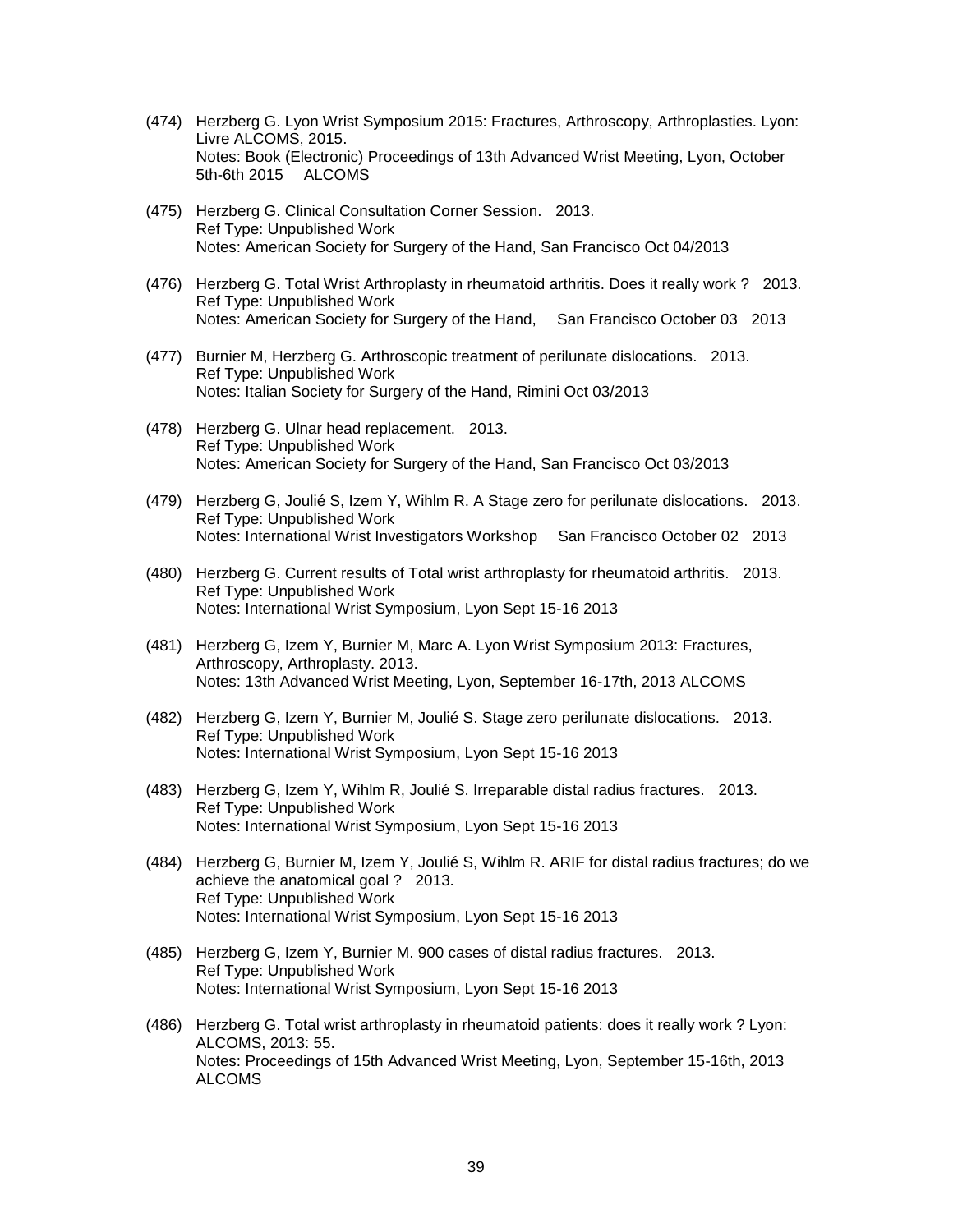(474) Herzberg G. Lyon Wrist Symposium 2015: Fractures, Arthroscopy, Arthroplasties. Lyon: Livre ALCOMS, 2015.
Notes: Book (Electronic) Proceedings of 13th Advanced Wrist Meeting, Lyon, October 5th-6th 2015 ALCOMS

(475) Herzberg G. Clinical Consultation Corner Session. 2013.
Ref Type: Unpublished Work
Notes: American Society for Surgery of the Hand, San Francisco Oct 04/2013

(476) Herzberg G. Total Wrist Arthroplasty in rheumatoid arthritis. Does it really work ? 2013.
Ref Type: Unpublished Work
Notes: American Society for Surgery of the Hand, San Francisco October 03 2013

(477) Burnier M, Herzberg G. Arthroscopic treatment of perilunate dislocations. 2013.
Ref Type: Unpublished Work
Notes: Italian Society for Surgery of the Hand, Rimini Oct 03/2013

(478) Herzberg G. Ulnar head replacement. 2013.
Ref Type: Unpublished Work
Notes: American Society for Surgery of the Hand, San Francisco Oct 03/2013

(479) Herzberg G, Joulié S, Izem Y, Wihlm R. A Stage zero for perilunate dislocations. 2013.
Ref Type: Unpublished Work
Notes: International Wrist Investigators Workshop San Francisco October 02 2013

(480) Herzberg G. Current results of Total wrist arthroplasty for rheumatoid arthritis. 2013.
Ref Type: Unpublished Work
Notes: International Wrist Symposium, Lyon Sept 15-16 2013

(481) Herzberg G, Izem Y, Burnier M, Marc A. Lyon Wrist Symposium 2013: Fractures, Arthroscopy, Arthroplasty. 2013.
Notes: 13th Advanced Wrist Meeting, Lyon, September 16-17th, 2013 ALCOMS

(482) Herzberg G, Izem Y, Burnier M, Joulié S. Stage zero perilunate dislocations. 2013.
Ref Type: Unpublished Work
Notes: International Wrist Symposium, Lyon Sept 15-16 2013

(483) Herzberg G, Izem Y, Wihlm R, Joulié S. Irreparable distal radius fractures. 2013.
Ref Type: Unpublished Work
Notes: International Wrist Symposium, Lyon Sept 15-16 2013

(484) Herzberg G, Burnier M, Izem Y, Joulié S, Wihlm R. ARIF for distal radius fractures; do we achieve the anatomical goal ? 2013.
Ref Type: Unpublished Work
Notes: International Wrist Symposium, Lyon Sept 15-16 2013

(485) Herzberg G, Izem Y, Burnier M. 900 cases of distal radius fractures. 2013.
Ref Type: Unpublished Work
Notes: International Wrist Symposium, Lyon Sept 15-16 2013

(486) Herzberg G. Total wrist arthroplasty in rheumatoid patients: does it really work ? Lyon: ALCOMS, 2013: 55.
Notes: Proceedings of 15th Advanced Wrist Meeting, Lyon, September 15-16th, 2013 ALCOMS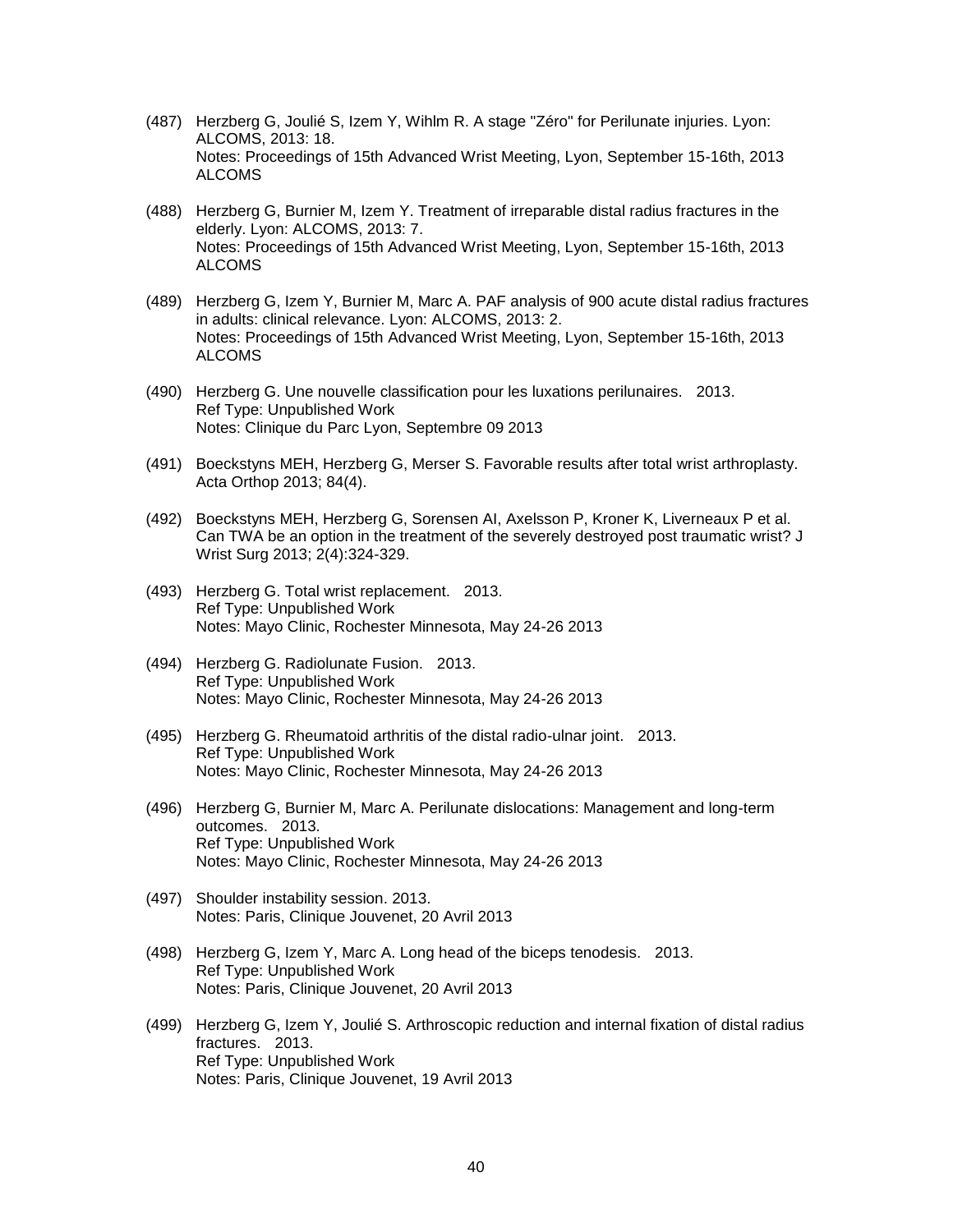(487) Herzberg G, Joulié S, Izem Y, Wihlm R. A stage "Zéro" for Perilunate injuries. Lyon: ALCOMS, 2013: 18.
Notes: Proceedings of 15th Advanced Wrist Meeting, Lyon, September 15-16th, 2013 ALCOMS

(488) Herzberg G, Burnier M, Izem Y. Treatment of irreparable distal radius fractures in the elderly. Lyon: ALCOMS, 2013: 7.
Notes: Proceedings of 15th Advanced Wrist Meeting, Lyon, September 15-16th, 2013 ALCOMS

(489) Herzberg G, Izem Y, Burnier M, Marc A. PAF analysis of 900 acute distal radius fractures in adults: clinical relevance. Lyon: ALCOMS, 2013: 2.
Notes: Proceedings of 15th Advanced Wrist Meeting, Lyon, September 15-16th, 2013 ALCOMS

(490) Herzberg G. Une nouvelle classification pour les luxations perilunaires. 2013.
Ref Type: Unpublished Work
Notes: Clinique du Parc Lyon, Septembre 09 2013

(491) Boeckstyns MEH, Herzberg G, Merser S. Favorable results after total wrist arthroplasty. Acta Orthop 2013; 84(4).

(492) Boeckstyns MEH, Herzberg G, Sorensen AI, Axelsson P, Kroner K, Liverneaux P et al. Can TWA be an option in the treatment of the severely destroyed post traumatic wrist? J Wrist Surg 2013; 2(4):324-329.

(493) Herzberg G. Total wrist replacement. 2013.
Ref Type: Unpublished Work
Notes: Mayo Clinic, Rochester Minnesota, May 24-26 2013

(494) Herzberg G. Radiolunate Fusion. 2013.
Ref Type: Unpublished Work
Notes: Mayo Clinic, Rochester Minnesota, May 24-26 2013

(495) Herzberg G. Rheumatoid arthritis of the distal radio-ulnar joint. 2013.
Ref Type: Unpublished Work
Notes: Mayo Clinic, Rochester Minnesota, May 24-26 2013

(496) Herzberg G, Burnier M, Marc A. Perilunate dislocations: Management and long-term outcomes. 2013.
Ref Type: Unpublished Work
Notes: Mayo Clinic, Rochester Minnesota, May 24-26 2013

(497) Shoulder instability session. 2013.
Notes: Paris, Clinique Jouvenet, 20 Avril 2013

(498) Herzberg G, Izem Y, Marc A. Long head of the biceps tenodesis. 2013.
Ref Type: Unpublished Work
Notes: Paris, Clinique Jouvenet, 20 Avril 2013

(499) Herzberg G, Izem Y, Joulié S. Arthroscopic reduction and internal fixation of distal radius fractures. 2013.
Ref Type: Unpublished Work
Notes: Paris, Clinique Jouvenet, 19 Avril 2013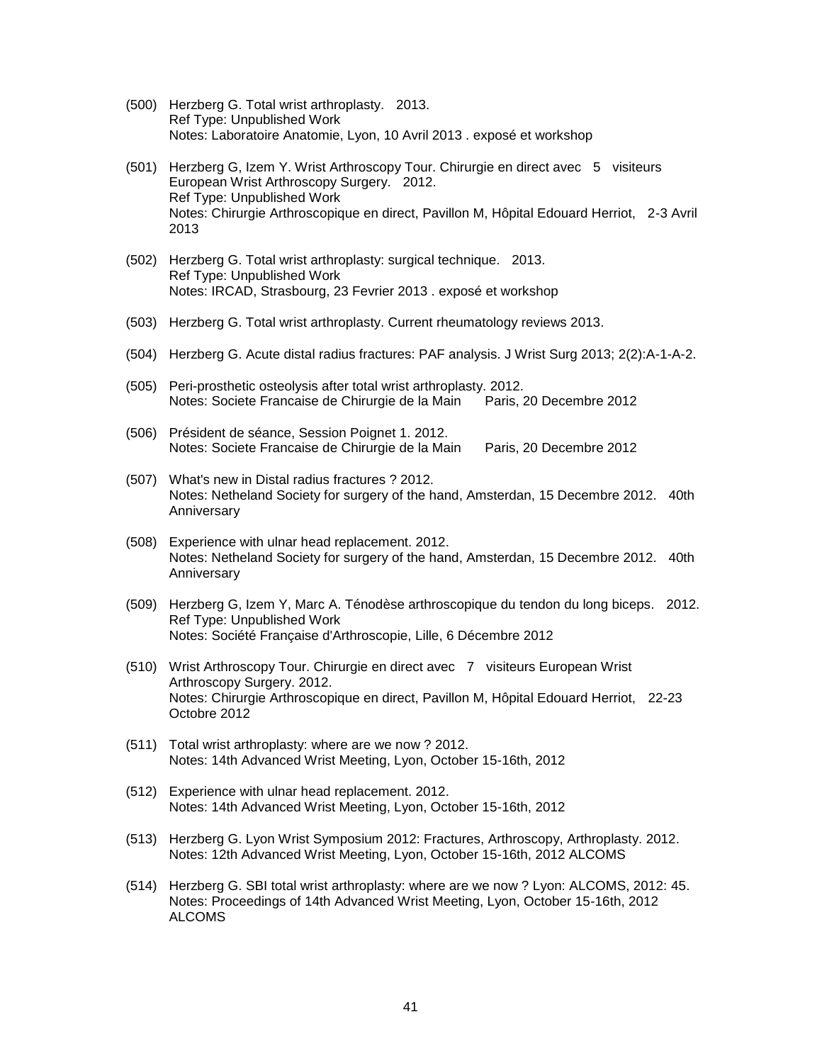(500) Herzberg G. Total wrist arthroplasty. 2013.
Ref Type: Unpublished Work
Notes: Laboratoire Anatomie, Lyon, 10 Avril 2013 . exposé et workshop

(501) Herzberg G, Izem Y. Wrist Arthroscopy Tour. Chirurgie en direct avec 5 visiteurs European Wrist Arthroscopy Surgery. 2012.
Ref Type: Unpublished Work
Notes: Chirurgie Arthroscopique en direct, Pavillon M, Hôpital Edouard Herriot, 2-3 Avril 2013

(502) Herzberg G. Total wrist arthroplasty: surgical technique. 2013.
Ref Type: Unpublished Work
Notes: IRCAD, Strasbourg, 23 Fevrier 2013 . exposé et workshop

(503) Herzberg G. Total wrist arthroplasty. Current rheumatology reviews 2013.

(504) Herzberg G. Acute distal radius fractures: PAF analysis. J Wrist Surg 2013; 2(2):A-1-A-2.

(505) Peri-prosthetic osteolysis after total wrist arthroplasty. 2012.
Notes: Societe Francaise de Chirurgie de la Main Paris, 20 Decembre 2012

(506) Président de séance, Session Poignet 1. 2012.
Notes: Societe Francaise de Chirurgie de la Main Paris, 20 Decembre 2012

(507) What's new in Distal radius fractures ? 2012.
Notes: Netheland Society for surgery of the hand, Amsterdan, 15 Decembre 2012. 40th Anniversary

(508) Experience with ulnar head replacement. 2012.
Notes: Netheland Society for surgery of the hand, Amsterdan, 15 Decembre 2012. 40th Anniversary

(509) Herzberg G, Izem Y, Marc A. Ténodèse arthroscopique du tendon du long biceps. 2012.
Ref Type: Unpublished Work
Notes: Société Française d'Arthroscopie, Lille, 6 Décembre 2012

(510) Wrist Arthroscopy Tour. Chirurgie en direct avec 7 visiteurs European Wrist Arthroscopy Surgery. 2012.
Notes: Chirurgie Arthroscopique en direct, Pavillon M, Hôpital Edouard Herriot, 22-23 Octobre 2012

(511) Total wrist arthroplasty: where are we now ? 2012.
Notes: 14th Advanced Wrist Meeting, Lyon, October 15-16th, 2012

(512) Experience with ulnar head replacement. 2012.
Notes: 14th Advanced Wrist Meeting, Lyon, October 15-16th, 2012

(513) Herzberg G. Lyon Wrist Symposium 2012: Fractures, Arthroscopy, Arthroplasty. 2012.
Notes: 12th Advanced Wrist Meeting, Lyon, October 15-16th, 2012 ALCOMS

(514) Herzberg G. SBI total wrist arthroplasty: where are we now ? Lyon: ALCOMS, 2012: 45.
Notes: Proceedings of 14th Advanced Wrist Meeting, Lyon, October 15-16th, 2012 ALCOMS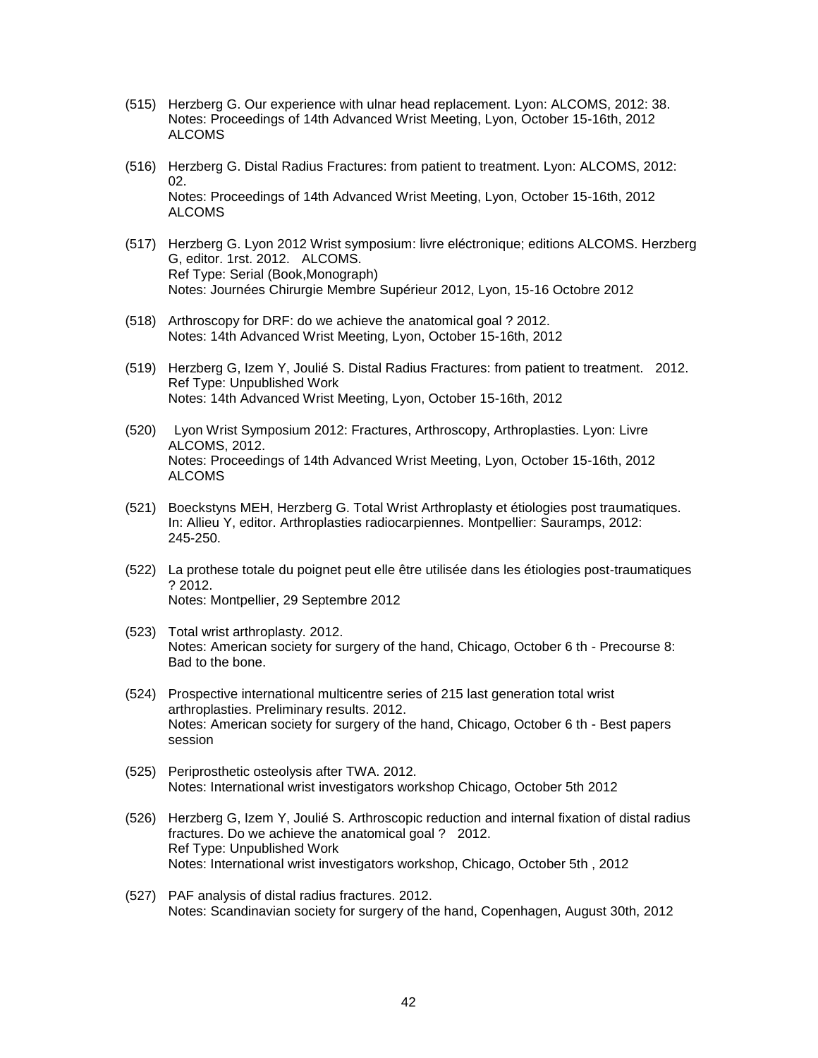(515) Herzberg G. Our experience with ulnar head replacement. Lyon: ALCOMS, 2012: 38.
Notes: Proceedings of 14th Advanced Wrist Meeting, Lyon, October 15-16th, 2012 ALCOMS

(516) Herzberg G. Distal Radius Fractures: from patient to treatment. Lyon: ALCOMS, 2012: 02.
Notes: Proceedings of 14th Advanced Wrist Meeting, Lyon, October 15-16th, 2012 ALCOMS

(517) Herzberg G. Lyon 2012 Wrist symposium: livre eléctronique; editions ALCOMS. Herzberg G, editor. 1rst. 2012. ALCOMS.
Ref Type: Serial (Book,Monograph)
Notes: Journées Chirurgie Membre Supérieur 2012, Lyon, 15-16 Octobre 2012

(518) Arthroscopy for DRF: do we achieve the anatomical goal ? 2012.
Notes: 14th Advanced Wrist Meeting, Lyon, October 15-16th, 2012

(519) Herzberg G, Izem Y, Joulié S. Distal Radius Fractures: from patient to treatment. 2012.
Ref Type: Unpublished Work
Notes: 14th Advanced Wrist Meeting, Lyon, October 15-16th, 2012

(520) Lyon Wrist Symposium 2012: Fractures, Arthroscopy, Arthroplasties. Lyon: Livre ALCOMS, 2012.
Notes: Proceedings of 14th Advanced Wrist Meeting, Lyon, October 15-16th, 2012 ALCOMS

(521) Boeckstyns MEH, Herzberg G. Total Wrist Arthroplasty et étiologies post traumatiques. In: Allieu Y, editor. Arthroplasties radiocarpiennes. Montpellier: Sauramps, 2012: 245-250.

(522) La prothese totale du poignet peut elle être utilisée dans les étiologies post-traumatiques ? 2012.
Notes: Montpellier, 29 Septembre 2012

(523) Total wrist arthroplasty. 2012.
Notes: American society for surgery of the hand, Chicago, October 6 th - Precourse 8: Bad to the bone.

(524) Prospective international multicentre series of 215 last generation total wrist arthroplasties. Preliminary results. 2012.
Notes: American society for surgery of the hand, Chicago, October 6 th - Best papers session

(525) Periprosthetic osteolysis after TWA. 2012.
Notes: International wrist investigators workshop Chicago, October 5th 2012

(526) Herzberg G, Izem Y, Joulié S. Arthroscopic reduction and internal fixation of distal radius fractures. Do we achieve the anatomical goal ? 2012.
Ref Type: Unpublished Work
Notes: International wrist investigators workshop, Chicago, October 5th , 2012

(527) PAF analysis of distal radius fractures. 2012.
Notes: Scandinavian society for surgery of the hand, Copenhagen, August 30th, 2012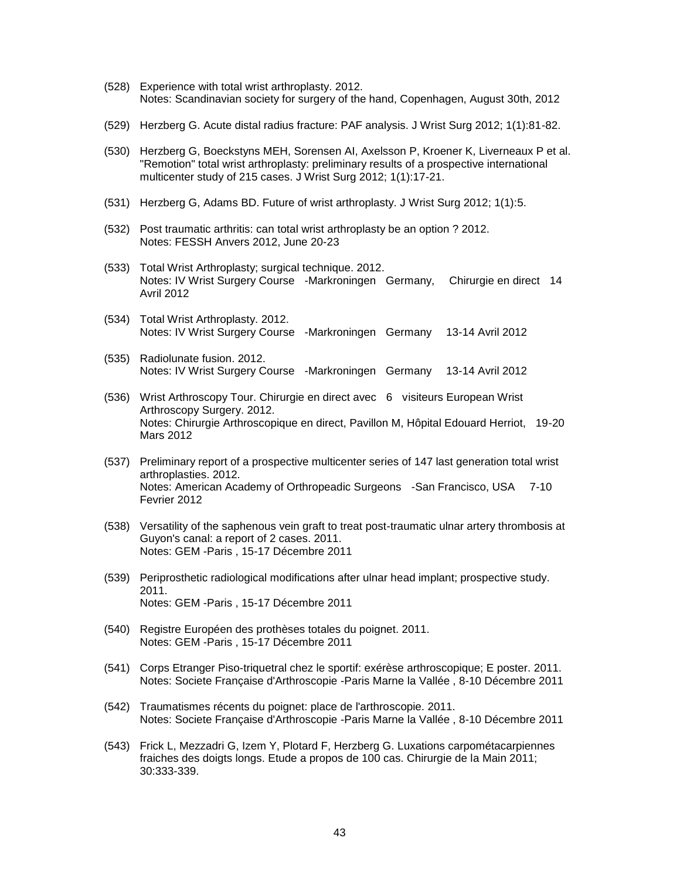(528) Experience with total wrist arthroplasty. 2012.
Notes: Scandinavian society for surgery of the hand, Copenhagen, August 30th, 2012

(529) Herzberg G. Acute distal radius fracture: PAF analysis. J Wrist Surg 2012; 1(1):81-82.

(530) Herzberg G, Boeckstyns MEH, Sorensen AI, Axelsson P, Kroener K, Liverneaux P et al. "Remotion" total wrist arthroplasty: preliminary results of a prospective international multicenter study of 215 cases. J Wrist Surg 2012; 1(1):17-21.

(531) Herzberg G, Adams BD. Future of wrist arthroplasty. J Wrist Surg 2012; 1(1):5.

(532) Post traumatic arthritis: can total wrist arthroplasty be an option ? 2012.
Notes: FESSH Anvers 2012, June 20-23

(533) Total Wrist Arthroplasty; surgical technique. 2012.
Notes: IV Wrist Surgery Course -Markroningen Germany, Chirurgie en direct 14 Avril 2012

(534) Total Wrist Arthroplasty. 2012.
Notes: IV Wrist Surgery Course -Markroningen Germany 13-14 Avril 2012

(535) Radiolunate fusion. 2012.
Notes: IV Wrist Surgery Course -Markroningen Germany 13-14 Avril 2012

(536) Wrist Arthroscopy Tour. Chirurgie en direct avec 6 visiteurs European Wrist Arthroscopy Surgery. 2012.
Notes: Chirurgie Arthroscopique en direct, Pavillon M, Hôpital Edouard Herriot, 19-20 Mars 2012

(537) Preliminary report of a prospective multicenter series of 147 last generation total wrist arthroplasties. 2012.
Notes: American Academy of Orthropeadic Surgeons -San Francisco, USA 7-10 Fevrier 2012

(538) Versatility of the saphenous vein graft to treat post-traumatic ulnar artery thrombosis at Guyon's canal: a report of 2 cases. 2011.
Notes: GEM -Paris , 15-17 Décembre 2011

(539) Periprosthetic radiological modifications after ulnar head implant; prospective study. 2011.
Notes: GEM -Paris , 15-17 Décembre 2011

(540) Registre Européen des prothèses totales du poignet. 2011.
Notes: GEM -Paris , 15-17 Décembre 2011

(541) Corps Etranger Piso-triquetral chez le sportif: exérèse arthroscopique; E poster. 2011.
Notes: Societe Française d'Arthroscopie -Paris Marne la Vallée , 8-10 Décembre 2011

(542) Traumatismes récents du poignet: place de l'arthroscopie. 2011.
Notes: Societe Française d'Arthroscopie -Paris Marne la Vallée , 8-10 Décembre 2011

(543) Frick L, Mezzadri G, Izem Y, Plotard F, Herzberg G. Luxations carpométacarpiennes fraiches des doigts longs. Etude a propos de 100 cas. Chirurgie de la Main 2011; 30:333-339.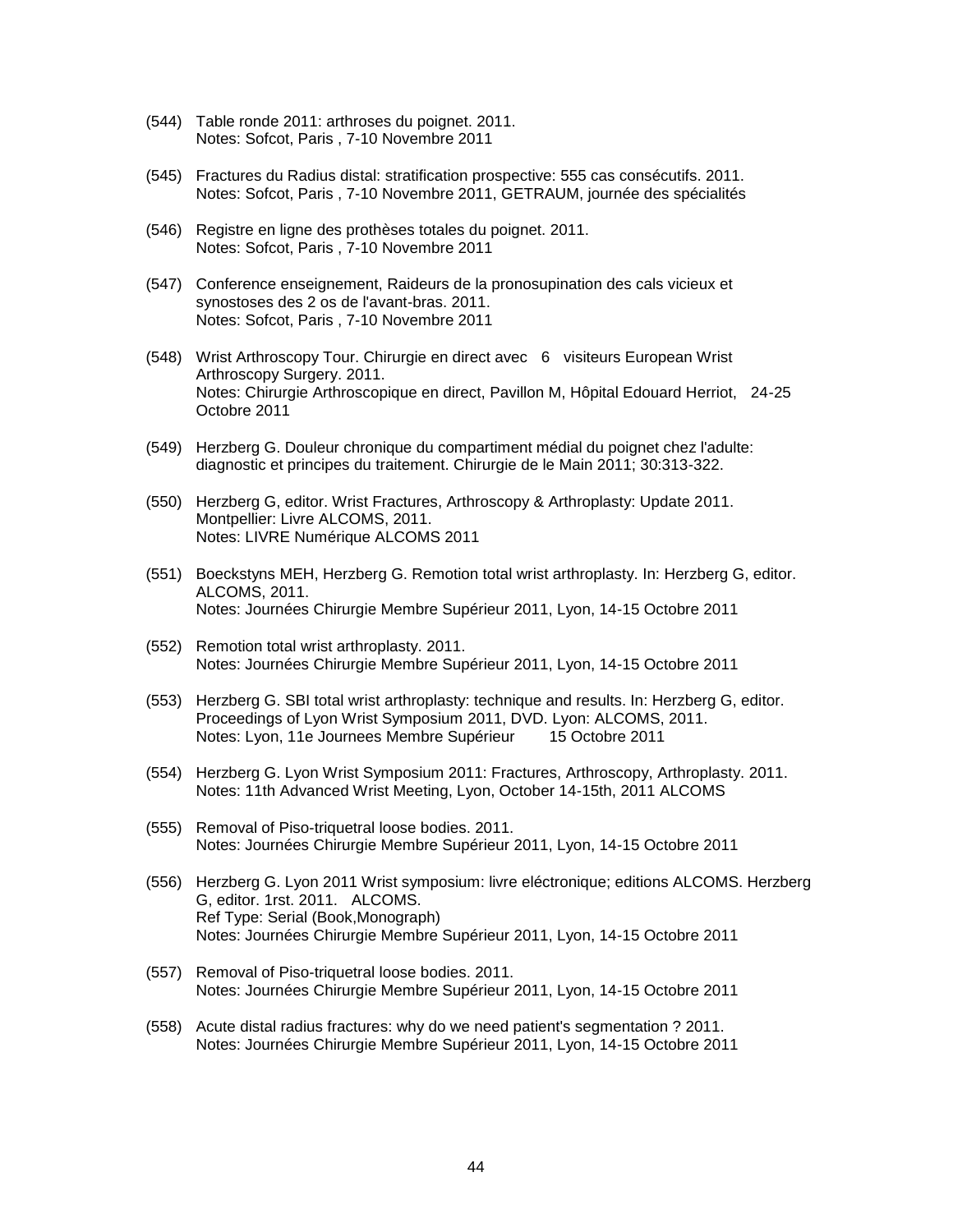(544) Table ronde 2011: arthroses du poignet. 2011.
Notes: Sofcot, Paris , 7-10 Novembre 2011

(545) Fractures du Radius distal: stratification prospective: 555 cas consécutifs. 2011.
Notes: Sofcot, Paris , 7-10 Novembre 2011, GETRAUM, journée des spécialités

(546) Registre en ligne des prothèses totales du poignet. 2011.
Notes: Sofcot, Paris , 7-10 Novembre 2011

(547) Conference enseignement, Raideurs de la pronosupination des cals vicieux et synostoses des 2 os de l'avant-bras. 2011.
Notes: Sofcot, Paris , 7-10 Novembre 2011

(548) Wrist Arthroscopy Tour. Chirurgie en direct avec 6 visiteurs European Wrist Arthroscopy Surgery. 2011.
Notes: Chirurgie Arthroscopique en direct, Pavillon M, Hôpital Edouard Herriot, 24-25 Octobre 2011

(549) Herzberg G. Douleur chronique du compartiment médial du poignet chez l'adulte: diagnostic et principes du traitement. Chirurgie de le Main 2011; 30:313-322.

(550) Herzberg G, editor. Wrist Fractures, Arthroscopy & Arthroplasty: Update 2011. Montpellier: Livre ALCOMS, 2011.
Notes: LIVRE Numérique ALCOMS 2011

(551) Boeckstyns MEH, Herzberg G. Remotion total wrist arthroplasty. In: Herzberg G, editor. ALCOMS, 2011.
Notes: Journées Chirurgie Membre Supérieur 2011, Lyon, 14-15 Octobre 2011

(552) Remotion total wrist arthroplasty. 2011.
Notes: Journées Chirurgie Membre Supérieur 2011, Lyon, 14-15 Octobre 2011

(553) Herzberg G. SBI total wrist arthroplasty: technique and results. In: Herzberg G, editor. Proceedings of Lyon Wrist Symposium 2011, DVD. Lyon: ALCOMS, 2011.
Notes: Lyon, 11e Journees Membre Supérieur 15 Octobre 2011

(554) Herzberg G. Lyon Wrist Symposium 2011: Fractures, Arthroscopy, Arthroplasty. 2011.
Notes: 11th Advanced Wrist Meeting, Lyon, October 14-15th, 2011 ALCOMS

(555) Removal of Piso-triquetral loose bodies. 2011.
Notes: Journées Chirurgie Membre Supérieur 2011, Lyon, 14-15 Octobre 2011

(556) Herzberg G. Lyon 2011 Wrist symposium: livre eléctronique; editions ALCOMS. Herzberg G, editor. 1rst. 2011. ALCOMS.
Ref Type: Serial (Book,Monograph)
Notes: Journées Chirurgie Membre Supérieur 2011, Lyon, 14-15 Octobre 2011

(557) Removal of Piso-triquetral loose bodies. 2011.
Notes: Journées Chirurgie Membre Supérieur 2011, Lyon, 14-15 Octobre 2011

(558) Acute distal radius fractures: why do we need patient's segmentation ? 2011.
Notes: Journées Chirurgie Membre Supérieur 2011, Lyon, 14-15 Octobre 2011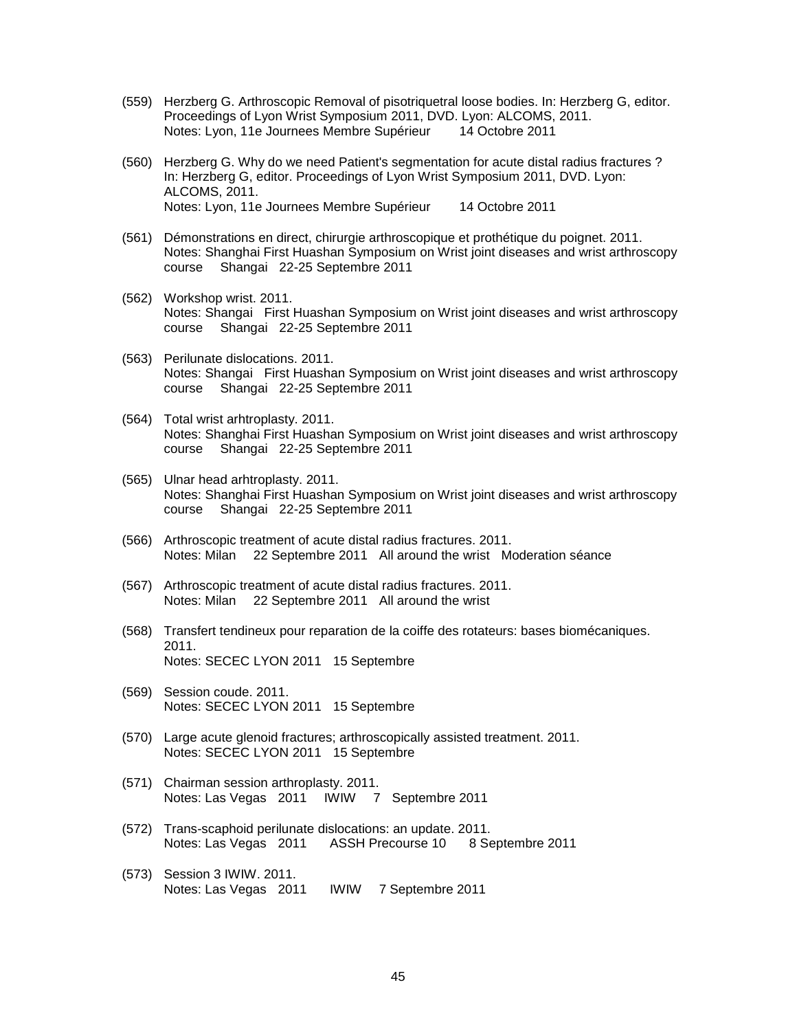(559) Herzberg G. Arthroscopic Removal of pisotriquetral loose bodies. In: Herzberg G, editor. Proceedings of Lyon Wrist Symposium 2011, DVD. Lyon: ALCOMS, 2011.
Notes: Lyon, 11e Journees Membre Supérieur 14 Octobre 2011

(560) Herzberg G. Why do we need Patient's segmentation for acute distal radius fractures ? In: Herzberg G, editor. Proceedings of Lyon Wrist Symposium 2011, DVD. Lyon: ALCOMS, 2011.
Notes: Lyon, 11e Journees Membre Supérieur 14 Octobre 2011

(561) Démonstrations en direct, chirurgie arthroscopique et prothétique du poignet. 2011.
Notes: Shanghai First Huashan Symposium on Wrist joint diseases and wrist arthroscopy course Shangai 22-25 Septembre 2011

(562) Workshop wrist. 2011.
Notes: Shangai First Huashan Symposium on Wrist joint diseases and wrist arthroscopy course Shangai 22-25 Septembre 2011

(563) Perilunate dislocations. 2011.
Notes: Shangai First Huashan Symposium on Wrist joint diseases and wrist arthroscopy course Shangai 22-25 Septembre 2011

(564) Total wrist arhtroplasty. 2011.
Notes: Shanghai First Huashan Symposium on Wrist joint diseases and wrist arthroscopy course Shangai 22-25 Septembre 2011

(565) Ulnar head arhtroplasty. 2011.
Notes: Shanghai First Huashan Symposium on Wrist joint diseases and wrist arthroscopy course Shangai 22-25 Septembre 2011

(566) Arthroscopic treatment of acute distal radius fractures. 2011.
Notes: Milan 22 Septembre 2011 All around the wrist Moderation séance

(567) Arthroscopic treatment of acute distal radius fractures. 2011.
Notes: Milan 22 Septembre 2011 All around the wrist

(568) Transfert tendineux pour reparation de la coiffe des rotateurs: bases biomécaniques. 2011.
Notes: SECEC LYON 2011 15 Septembre

(569) Session coude. 2011.
Notes: SECEC LYON 2011 15 Septembre

(570) Large acute glenoid fractures; arthroscopically assisted treatment. 2011.
Notes: SECEC LYON 2011 15 Septembre

(571) Chairman session arthroplasty. 2011.
Notes: Las Vegas 2011 IWIW 7 Septembre 2011

(572) Trans-scaphoid perilunate dislocations: an update. 2011.
Notes: Las Vegas 2011 ASSH Precourse 10 8 Septembre 2011

(573) Session 3 IWIW. 2011.
Notes: Las Vegas 2011 IWIW 7 Septembre 2011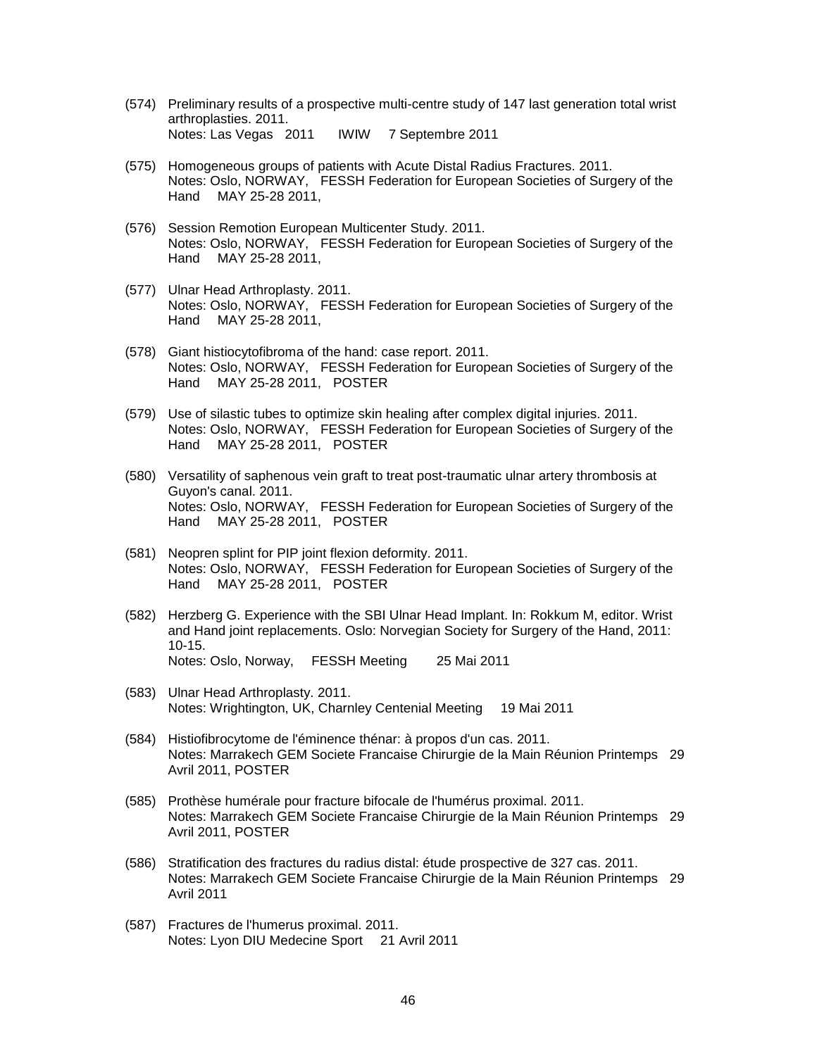(574) Preliminary results of a prospective multi-centre study of 147 last generation total wrist arthroplasties. 2011.
Notes: Las Vegas 2011 IWIW 7 Septembre 2011

(575) Homogeneous groups of patients with Acute Distal Radius Fractures. 2011.
Notes: Oslo, NORWAY, FESSH Federation for European Societies of Surgery of the Hand MAY 25-28 2011,

(576) Session Remotion European Multicenter Study. 2011.
Notes: Oslo, NORWAY, FESSH Federation for European Societies of Surgery of the Hand MAY 25-28 2011,

(577) Ulnar Head Arthroplasty. 2011.
Notes: Oslo, NORWAY, FESSH Federation for European Societies of Surgery of the Hand MAY 25-28 2011,

(578) Giant histiocytofibroma of the hand: case report. 2011.
Notes: Oslo, NORWAY, FESSH Federation for European Societies of Surgery of the Hand MAY 25-28 2011, POSTER

(579) Use of silastic tubes to optimize skin healing after complex digital injuries. 2011.
Notes: Oslo, NORWAY, FESSH Federation for European Societies of Surgery of the Hand MAY 25-28 2011, POSTER

(580) Versatility of saphenous vein graft to treat post-traumatic ulnar artery thrombosis at Guyon's canal. 2011.
Notes: Oslo, NORWAY, FESSH Federation for European Societies of Surgery of the Hand MAY 25-28 2011, POSTER

(581) Neopren splint for PIP joint flexion deformity. 2011.
Notes: Oslo, NORWAY, FESSH Federation for European Societies of Surgery of the Hand MAY 25-28 2011, POSTER

(582) Herzberg G. Experience with the SBI Ulnar Head Implant. In: Rokkum M, editor. Wrist and Hand joint replacements. Oslo: Norvegian Society for Surgery of the Hand, 2011: 10-15.
Notes: Oslo, Norway, FESSH Meeting 25 Mai 2011

(583) Ulnar Head Arthroplasty. 2011.
Notes: Wrightington, UK, Charnley Centenial Meeting 19 Mai 2011

(584) Histiofibrocytome de l'éminence thénar: à propos d'un cas. 2011.
Notes: Marrakech GEM Societe Francaise Chirurgie de la Main Réunion Printemps 29 Avril 2011, POSTER

(585) Prothèse humérale pour fracture bifocale de l'humérus proximal. 2011.
Notes: Marrakech GEM Societe Francaise Chirurgie de la Main Réunion Printemps 29 Avril 2011, POSTER

(586) Stratification des fractures du radius distal: étude prospective de 327 cas. 2011.
Notes: Marrakech GEM Societe Francaise Chirurgie de la Main Réunion Printemps 29 Avril 2011

(587) Fractures de l'humerus proximal. 2011.
Notes: Lyon DIU Medecine Sport 21 Avril 2011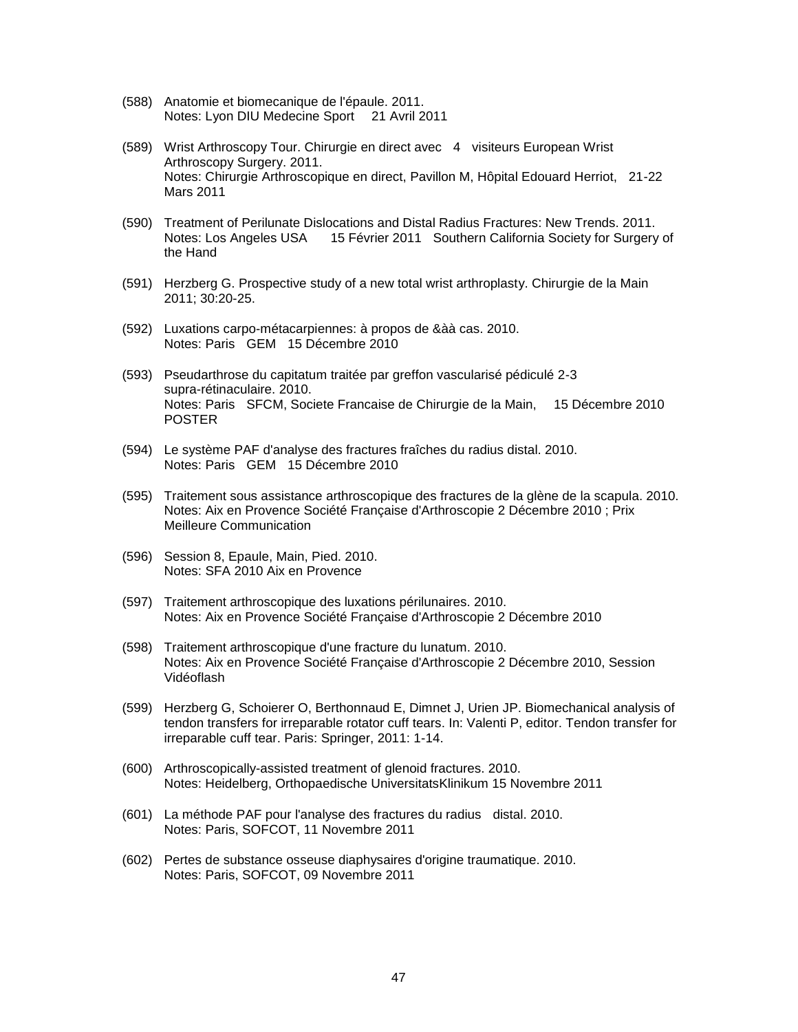(588) Anatomie et biomecanique de l'épaule. 2011.
Notes: Lyon DIU Medecine Sport 21 Avril 2011

(589) Wrist Arthroscopy Tour. Chirurgie en direct avec 4 visiteurs European Wrist Arthroscopy Surgery. 2011.
Notes: Chirurgie Arthroscopique en direct, Pavillon M, Hôpital Edouard Herriot, 21-22 Mars 2011

(590) Treatment of Perilunate Dislocations and Distal Radius Fractures: New Trends. 2011.
Notes: Los Angeles USA 15 Février 2011 Southern California Society for Surgery of the Hand

(591) Herzberg G. Prospective study of a new total wrist arthroplasty. Chirurgie de la Main 2011; 30:20-25.

(592) Luxations carpo-métacarpiennes: à propos de &àà cas. 2010.
Notes: Paris GEM 15 Décembre 2010

(593) Pseudarthrose du capitatum traitée par greffon vascularisé pédiculé 2-3 supra-rétinaculaire. 2010.
Notes: Paris SFCM, Societe Francaise de Chirurgie de la Main, 15 Décembre 2010 POSTER

(594) Le système PAF d'analyse des fractures fraîches du radius distal. 2010.
Notes: Paris GEM 15 Décembre 2010

(595) Traitement sous assistance arthroscopique des fractures de la glène de la scapula. 2010.
Notes: Aix en Provence Société Française d'Arthroscopie 2 Décembre 2010 ; Prix Meilleure Communication

(596) Session 8, Epaule, Main, Pied. 2010.
Notes: SFA 2010 Aix en Provence

(597) Traitement arthroscopique des luxations périlunaires. 2010.
Notes: Aix en Provence Société Française d'Arthroscopie 2 Décembre 2010

(598) Traitement arthroscopique d'une fracture du lunatum. 2010.
Notes: Aix en Provence Société Française d'Arthroscopie 2 Décembre 2010, Session Vidéoflash

(599) Herzberg G, Schoierer O, Berthonnaud E, Dimnet J, Urien JP. Biomechanical analysis of tendon transfers for irreparable rotator cuff tears. In: Valenti P, editor. Tendon transfer for irreparable cuff tear. Paris: Springer, 2011: 1-14.

(600) Arthroscopically-assisted treatment of glenoid fractures. 2010.
Notes: Heidelberg, Orthopaedische UniversitatsKlinikum 15 Novembre 2011

(601) La méthode PAF pour l'analyse des fractures du radius distal. 2010.
Notes: Paris, SOFCOT, 11 Novembre 2011

(602) Pertes de substance osseuse diaphysaires d'origine traumatique. 2010.
Notes: Paris, SOFCOT, 09 Novembre 2011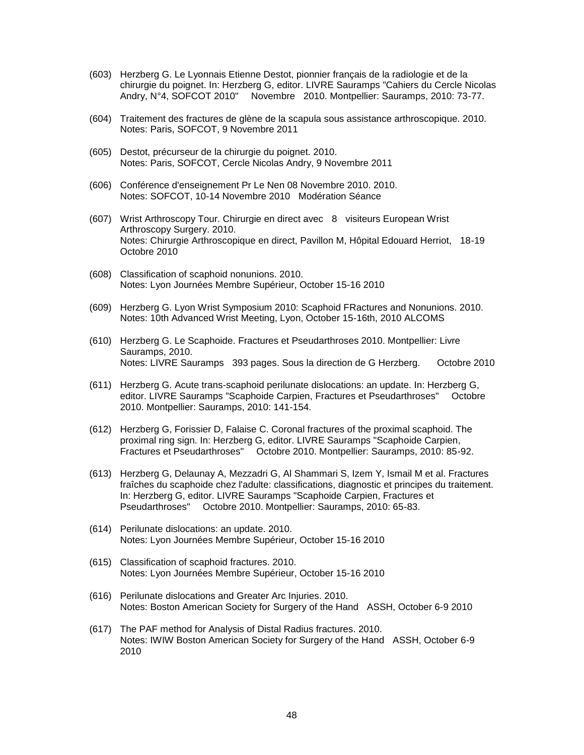(603) Herzberg G. Le Lyonnais Etienne Destot, pionnier français de la radiologie et de la chirurgie du poignet. In: Herzberg G, editor. LIVRE Sauramps "Cahiers du Cercle Nicolas Andry, N°4, SOFCOT 2010" Novembre 2010. Montpellier: Sauramps, 2010: 73-77.

(604) Traitement des fractures de glène de la scapula sous assistance arthroscopique. 2010.
Notes: Paris, SOFCOT, 9 Novembre 2011

(605) Destot, précurseur de la chirurgie du poignet. 2010.
Notes: Paris, SOFCOT, Cercle Nicolas Andry, 9 Novembre 2011

(606) Conférence d'enseignement Pr Le Nen 08 Novembre 2010. 2010.
Notes: SOFCOT, 10-14 Novembre 2010 Modération Séance

(607) Wrist Arthroscopy Tour. Chirurgie en direct avec 8 visiteurs European Wrist Arthroscopy Surgery. 2010.
Notes: Chirurgie Arthroscopique en direct, Pavillon M, Hôpital Edouard Herriot, 18-19 Octobre 2010

(608) Classification of scaphoid nonunions. 2010.
Notes: Lyon Journées Membre Supérieur, October 15-16 2010

(609) Herzberg G. Lyon Wrist Symposium 2010: Scaphoid FRactures and Nonunions. 2010.
Notes: 10th Advanced Wrist Meeting, Lyon, October 15-16th, 2010 ALCOMS

(610) Herzberg G. Le Scaphoide. Fractures et Pseudarthroses 2010. Montpellier: Livre Sauramps, 2010.
Notes: LIVRE Sauramps 393 pages. Sous la direction de G Herzberg. Octobre 2010

(611) Herzberg G. Acute trans-scaphoid perilunate dislocations: an update. In: Herzberg G, editor. LIVRE Sauramps "Scaphoide Carpien, Fractures et Pseudarthroses" Octobre 2010. Montpellier: Sauramps, 2010: 141-154.

(612) Herzberg G, Forissier D, Falaise C. Coronal fractures of the proximal scaphoid. The proximal ring sign. In: Herzberg G, editor. LIVRE Sauramps "Scaphoide Carpien, Fractures et Pseudarthroses" Octobre 2010. Montpellier: Sauramps, 2010: 85-92.

(613) Herzberg G, Delaunay A, Mezzadri G, Al Shammari S, Izem Y, Ismail M et al. Fractures fraîches du scaphoide chez l'adulte: classifications, diagnostic et principes du traitement. In: Herzberg G, editor. LIVRE Sauramps "Scaphoide Carpien, Fractures et Pseudarthroses" Octobre 2010. Montpellier: Sauramps, 2010: 65-83.

(614) Perilunate dislocations: an update. 2010.
Notes: Lyon Journées Membre Supérieur, October 15-16 2010

(615) Classification of scaphoid fractures. 2010.
Notes: Lyon Journées Membre Supérieur, October 15-16 2010

(616) Perilunate dislocations and Greater Arc Injuries. 2010.
Notes: Boston American Society for Surgery of the Hand ASSH, October 6-9 2010

(617) The PAF method for Analysis of Distal Radius fractures. 2010.
Notes: IWIW Boston American Society for Surgery of the Hand ASSH, October 6-9 2010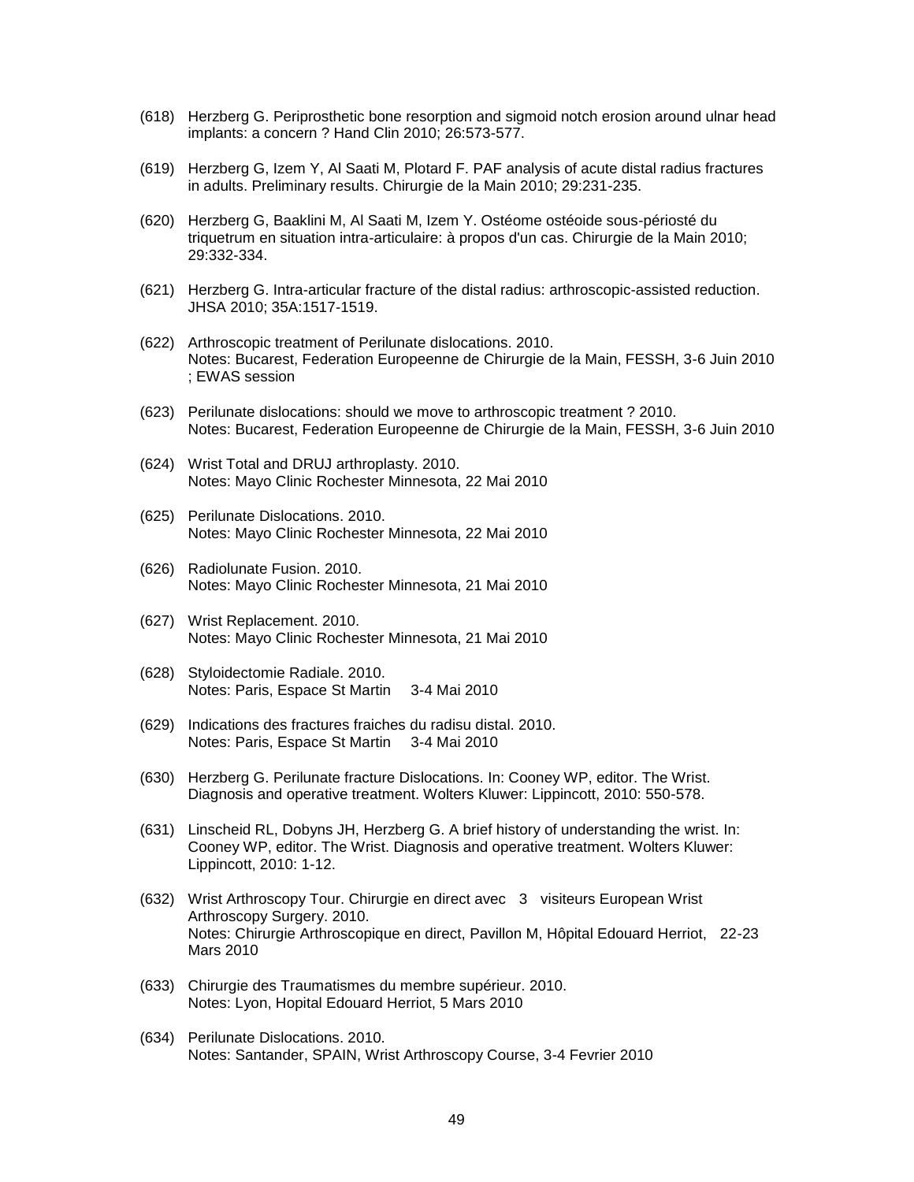(618) Herzberg G. Periprosthetic bone resorption and sigmoid notch erosion around ulnar head implants: a concern ? Hand Clin 2010; 26:573-577.

(619) Herzberg G, Izem Y, Al Saati M, Plotard F. PAF analysis of acute distal radius fractures in adults. Preliminary results. Chirurgie de la Main 2010; 29:231-235.

(620) Herzberg G, Baaklini M, Al Saati M, Izem Y. Ostéome ostéoide sous-périosté du triquetrum en situation intra-articulaire: à propos d'un cas. Chirurgie de la Main 2010; 29:332-334.

(621) Herzberg G. Intra-articular fracture of the distal radius: arthroscopic-assisted reduction. JHSA 2010; 35A:1517-1519.

(622) Arthroscopic treatment of Perilunate dislocations. 2010.
Notes: Bucarest, Federation Europeenne de Chirurgie de la Main, FESSH, 3-6 Juin 2010 ; EWAS session

(623) Perilunate dislocations: should we move to arthroscopic treatment ? 2010.
Notes: Bucarest, Federation Europeenne de Chirurgie de la Main, FESSH, 3-6 Juin 2010

(624) Wrist Total and DRUJ arthroplasty. 2010.
Notes: Mayo Clinic Rochester Minnesota, 22 Mai 2010

(625) Perilunate Dislocations. 2010.
Notes: Mayo Clinic Rochester Minnesota, 22 Mai 2010

(626) Radiolunate Fusion. 2010.
Notes: Mayo Clinic Rochester Minnesota, 21 Mai 2010

(627) Wrist Replacement. 2010.
Notes: Mayo Clinic Rochester Minnesota, 21 Mai 2010

(628) Styloidectomie Radiale. 2010.
Notes: Paris, Espace St Martin 3-4 Mai 2010

(629) Indications des fractures fraiches du radisu distal. 2010.
Notes: Paris, Espace St Martin 3-4 Mai 2010

(630) Herzberg G. Perilunate fracture Dislocations. In: Cooney WP, editor. The Wrist. Diagnosis and operative treatment. Wolters Kluwer: Lippincott, 2010: 550-578.

(631) Linscheid RL, Dobyns JH, Herzberg G. A brief history of understanding the wrist. In: Cooney WP, editor. The Wrist. Diagnosis and operative treatment. Wolters Kluwer: Lippincott, 2010: 1-12.

(632) Wrist Arthroscopy Tour. Chirurgie en direct avec 3 visiteurs European Wrist Arthroscopy Surgery. 2010.
Notes: Chirurgie Arthroscopique en direct, Pavillon M, Hôpital Edouard Herriot, 22-23 Mars 2010

(633) Chirurgie des Traumatismes du membre supérieur. 2010.
Notes: Lyon, Hopital Edouard Herriot, 5 Mars 2010

(634) Perilunate Dislocations. 2010.
Notes: Santander, SPAIN, Wrist Arthroscopy Course, 3-4 Fevrier 2010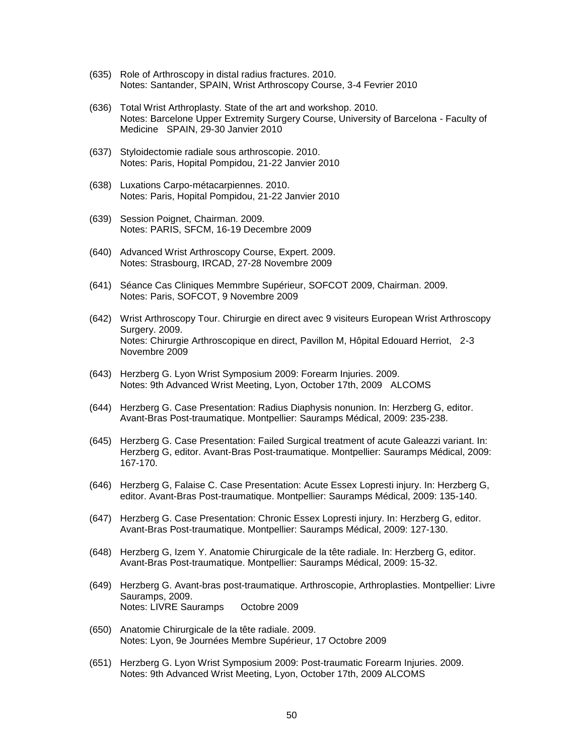(635) Role of Arthroscopy in distal radius fractures. 2010.
Notes: Santander, SPAIN, Wrist Arthroscopy Course, 3-4 Fevrier 2010

(636) Total Wrist Arthroplasty. State of the art and workshop. 2010.
Notes: Barcelone Upper Extremity Surgery Course, University of Barcelona - Faculty of Medicine SPAIN, 29-30 Janvier 2010

(637) Styloidectomie radiale sous arthroscopie. 2010.
Notes: Paris, Hopital Pompidou, 21-22 Janvier 2010

(638) Luxations Carpo-métacarpiennes. 2010.
Notes: Paris, Hopital Pompidou, 21-22 Janvier 2010

(639) Session Poignet, Chairman. 2009.
Notes: PARIS, SFCM, 16-19 Decembre 2009

(640) Advanced Wrist Arthroscopy Course, Expert. 2009.
Notes: Strasbourg, IRCAD, 27-28 Novembre 2009

(641) Séance Cas Cliniques Memmbre Supérieur, SOFCOT 2009, Chairman. 2009.
Notes: Paris, SOFCOT, 9 Novembre 2009

(642) Wrist Arthroscopy Tour. Chirurgie en direct avec 9 visiteurs European Wrist Arthroscopy Surgery. 2009.
Notes: Chirurgie Arthroscopique en direct, Pavillon M, Hôpital Edouard Herriot, 2-3 Novembre 2009

(643) Herzberg G. Lyon Wrist Symposium 2009: Forearm Injuries. 2009.
Notes: 9th Advanced Wrist Meeting, Lyon, October 17th, 2009 ALCOMS

(644) Herzberg G. Case Presentation: Radius Diaphysis nonunion. In: Herzberg G, editor. Avant-Bras Post-traumatique. Montpellier: Sauramps Médical, 2009: 235-238.

(645) Herzberg G. Case Presentation: Failed Surgical treatment of acute Galeazzi variant. In: Herzberg G, editor. Avant-Bras Post-traumatique. Montpellier: Sauramps Médical, 2009: 167-170.

(646) Herzberg G, Falaise C. Case Presentation: Acute Essex Lopresti injury. In: Herzberg G, editor. Avant-Bras Post-traumatique. Montpellier: Sauramps Médical, 2009: 135-140.

(647) Herzberg G. Case Presentation: Chronic Essex Lopresti injury. In: Herzberg G, editor. Avant-Bras Post-traumatique. Montpellier: Sauramps Médical, 2009: 127-130.

(648) Herzberg G, Izem Y. Anatomie Chirurgicale de la tête radiale. In: Herzberg G, editor. Avant-Bras Post-traumatique. Montpellier: Sauramps Médical, 2009: 15-32.

(649) Herzberg G. Avant-bras post-traumatique. Arthroscopie, Arthroplasties. Montpellier: Livre Sauramps, 2009.
Notes: LIVRE Sauramps Octobre 2009

(650) Anatomie Chirurgicale de la tête radiale. 2009.
Notes: Lyon, 9e Journées Membre Supérieur, 17 Octobre 2009

(651) Herzberg G. Lyon Wrist Symposium 2009: Post-traumatic Forearm Injuries. 2009.
Notes: 9th Advanced Wrist Meeting, Lyon, October 17th, 2009 ALCOMS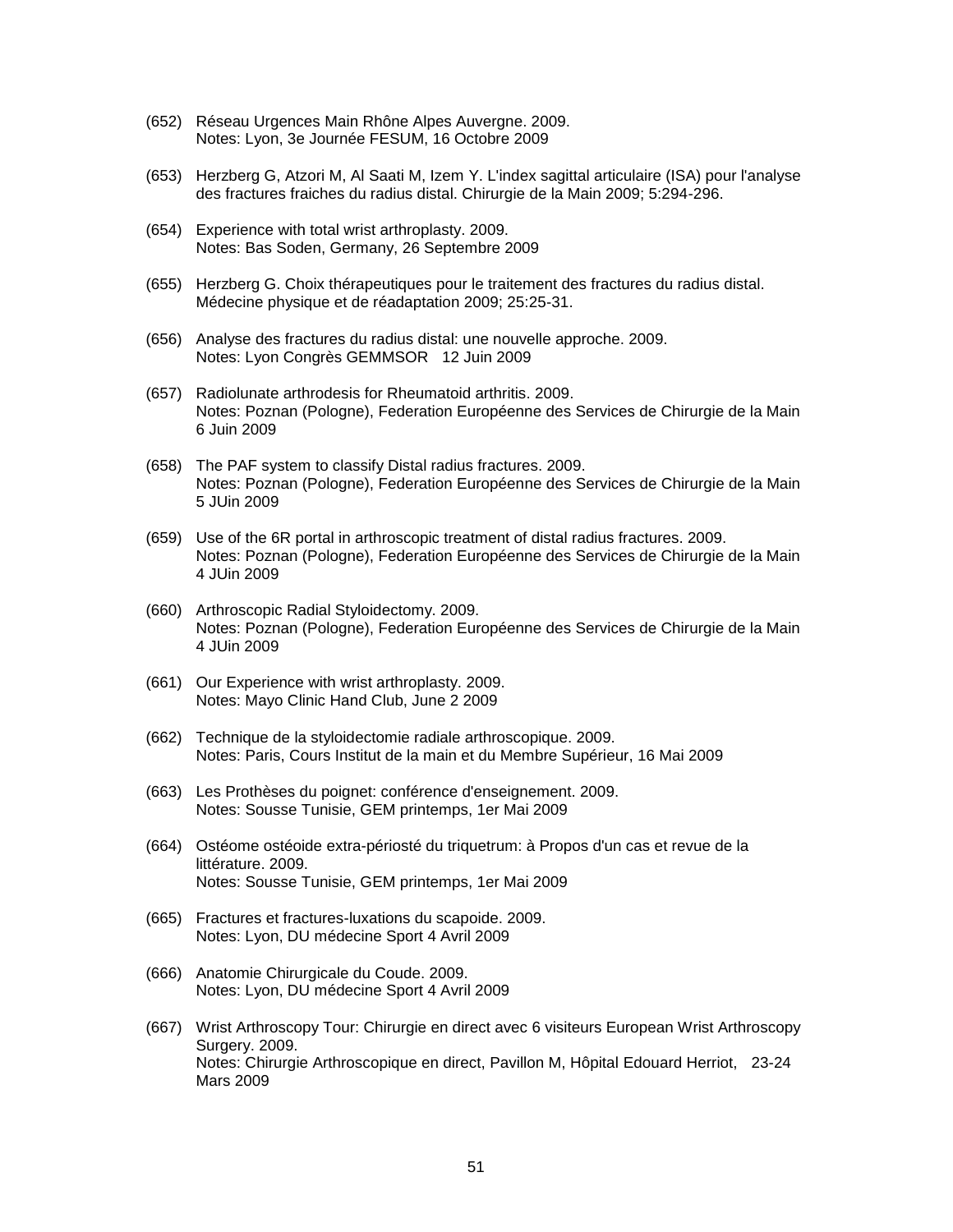(652) Réseau Urgences Main Rhône Alpes Auvergne. 2009.
Notes: Lyon, 3e Journée FESUM, 16 Octobre 2009

(653) Herzberg G, Atzori M, Al Saati M, Izem Y. L'index sagittal articulaire (ISA) pour l'analyse des fractures fraiches du radius distal. Chirurgie de la Main 2009; 5:294-296.

(654) Experience with total wrist arthroplasty. 2009.
Notes: Bas Soden, Germany, 26 Septembre 2009

(655) Herzberg G. Choix thérapeutiques pour le traitement des fractures du radius distal. Médecine physique et de réadaptation 2009; 25:25-31.

(656) Analyse des fractures du radius distal: une nouvelle approche. 2009.
Notes: Lyon Congrès GEMMSOR 12 Juin 2009

(657) Radiolunate arthrodesis for Rheumatoid arthritis. 2009.
Notes: Poznan (Pologne), Federation Européenne des Services de Chirurgie de la Main 6 Juin 2009

(658) The PAF system to classify Distal radius fractures. 2009.
Notes: Poznan (Pologne), Federation Européenne des Services de Chirurgie de la Main 5 JUin 2009

(659) Use of the 6R portal in arthroscopic treatment of distal radius fractures. 2009.
Notes: Poznan (Pologne), Federation Européenne des Services de Chirurgie de la Main 4 JUin 2009

(660) Arthroscopic Radial Styloidectomy. 2009.
Notes: Poznan (Pologne), Federation Européenne des Services de Chirurgie de la Main 4 JUin 2009

(661) Our Experience with wrist arthroplasty. 2009.
Notes: Mayo Clinic Hand Club, June 2 2009

(662) Technique de la styloidectomie radiale arthroscopique. 2009.
Notes: Paris, Cours Institut de la main et du Membre Supérieur, 16 Mai 2009

(663) Les Prothèses du poignet: conférence d'enseignement. 2009.
Notes: Sousse Tunisie, GEM printemps, 1er Mai 2009

(664) Ostéome ostéoide extra-périosté du triquetrum: à Propos d'un cas et revue de la littérature. 2009.
Notes: Sousse Tunisie, GEM printemps, 1er Mai 2009

(665) Fractures et fractures-luxations du scapoide. 2009.
Notes: Lyon, DU médecine Sport 4 Avril 2009

(666) Anatomie Chirurgicale du Coude. 2009.
Notes: Lyon, DU médecine Sport 4 Avril 2009

(667) Wrist Arthroscopy Tour: Chirurgie en direct avec 6 visiteurs European Wrist Arthroscopy Surgery. 2009.
Notes: Chirurgie Arthroscopique en direct, Pavillon M, Hôpital Edouard Herriot, 23-24 Mars 2009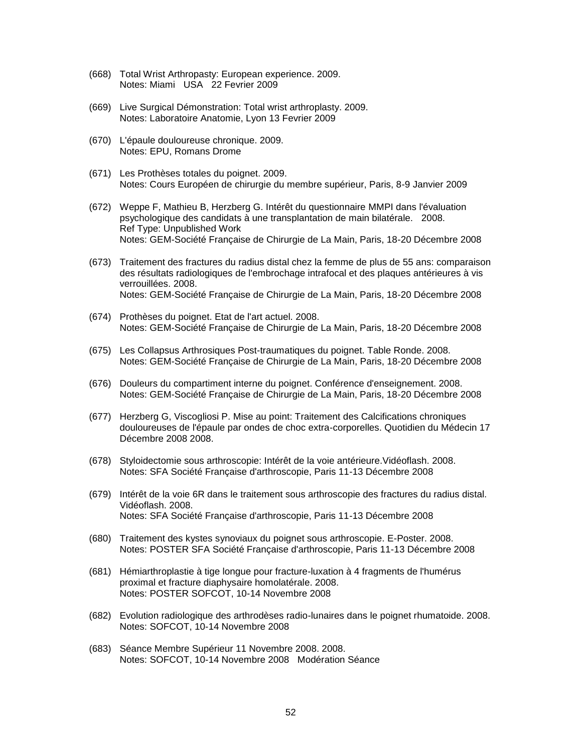(668) Total Wrist Arthropasty: European experience. 2009.
Notes: Miami USA 22 Fevrier 2009

(669) Live Surgical Démonstration: Total wrist arthroplasty. 2009.
Notes: Laboratoire Anatomie, Lyon 13 Fevrier 2009

(670) L'épaule douloureuse chronique. 2009.
Notes: EPU, Romans Drome

(671) Les Prothèses totales du poignet. 2009.
Notes: Cours Européen de chirurgie du membre supérieur, Paris, 8-9 Janvier 2009

(672) Weppe F, Mathieu B, Herzberg G. Intérêt du questionnaire MMPI dans l'évaluation psychologique des candidats à une transplantation de main bilatérale. 2008.
Ref Type: Unpublished Work
Notes: GEM-Société Française de Chirurgie de La Main, Paris, 18-20 Décembre 2008

(673) Traitement des fractures du radius distal chez la femme de plus de 55 ans: comparaison des résultats radiologiques de l'embrochage intrafocal et des plaques antérieures à vis verrouillées. 2008.
Notes: GEM-Société Française de Chirurgie de La Main, Paris, 18-20 Décembre 2008

(674) Prothèses du poignet. Etat de l'art actuel. 2008.
Notes: GEM-Société Française de Chirurgie de La Main, Paris, 18-20 Décembre 2008

(675) Les Collapsus Arthrosiques Post-traumatiques du poignet. Table Ronde. 2008.
Notes: GEM-Société Française de Chirurgie de La Main, Paris, 18-20 Décembre 2008

(676) Douleurs du compartiment interne du poignet. Conférence d'enseignement. 2008.
Notes: GEM-Société Française de Chirurgie de La Main, Paris, 18-20 Décembre 2008

(677) Herzberg G, Viscogliosi P. Mise au point: Traitement des Calcifications chroniques douloureuses de l'épaule par ondes de choc extra-corporelles. Quotidien du Médecin 17 Décembre 2008 2008.

(678) Styloidectomie sous arthroscopie: Intérêt de la voie antérieure.Vidéoflash. 2008.
Notes: SFA Société Française d'arthroscopie, Paris 11-13 Décembre 2008

(679) Intérêt de la voie 6R dans le traitement sous arthroscopie des fractures du radius distal. Vidéoflash. 2008.
Notes: SFA Société Française d'arthroscopie, Paris 11-13 Décembre 2008

(680) Traitement des kystes synoviaux du poignet sous arthroscopie. E-Poster. 2008.
Notes: POSTER SFA Société Française d'arthroscopie, Paris 11-13 Décembre 2008

(681) Hémiarthroplastie à tige longue pour fracture-luxation à 4 fragments de l'humérus proximal et fracture diaphysaire homolatérale. 2008.
Notes: POSTER SOFCOT, 10-14 Novembre 2008

(682) Evolution radiologique des arthrodèses radio-lunaires dans le poignet rhumatoide. 2008.
Notes: SOFCOT, 10-14 Novembre 2008

(683) Séance Membre Supérieur 11 Novembre 2008. 2008.
Notes: SOFCOT, 10-14 Novembre 2008 Modération Séance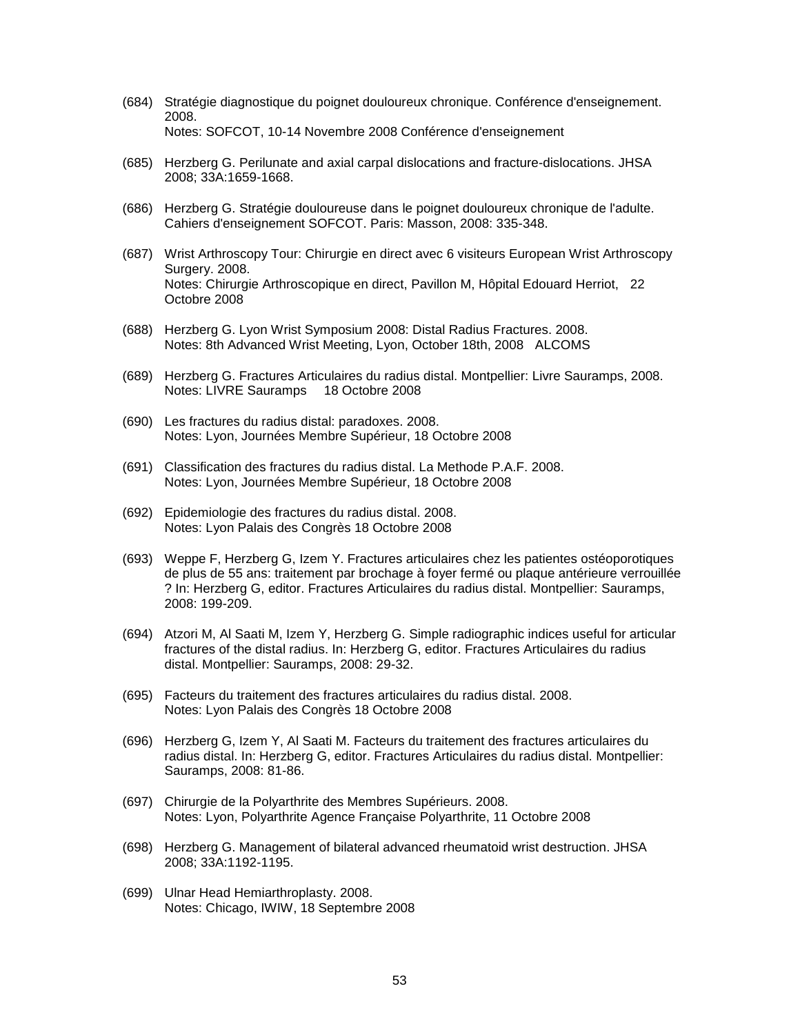(684) Stratégie diagnostique du poignet douloureux chronique. Conférence d'enseignement. 2008.
Notes: SOFCOT, 10-14 Novembre 2008 Conférence d'enseignement

(685) Herzberg G. Perilunate and axial carpal dislocations and fracture-dislocations. JHSA 2008; 33A:1659-1668.

(686) Herzberg G. Stratégie douloureuse dans le poignet douloureux chronique de l'adulte. Cahiers d'enseignement SOFCOT. Paris: Masson, 2008: 335-348.

(687) Wrist Arthroscopy Tour: Chirurgie en direct avec 6 visiteurs European Wrist Arthroscopy Surgery. 2008.
Notes: Chirurgie Arthroscopique en direct, Pavillon M, Hôpital Edouard Herriot, 22 Octobre 2008

(688) Herzberg G. Lyon Wrist Symposium 2008: Distal Radius Fractures. 2008.
Notes: 8th Advanced Wrist Meeting, Lyon, October 18th, 2008 ALCOMS

(689) Herzberg G. Fractures Articulaires du radius distal. Montpellier: Livre Sauramps, 2008.
Notes: LIVRE Sauramps 18 Octobre 2008

(690) Les fractures du radius distal: paradoxes. 2008.
Notes: Lyon, Journées Membre Supérieur, 18 Octobre 2008

(691) Classification des fractures du radius distal. La Methode P.A.F. 2008.
Notes: Lyon, Journées Membre Supérieur, 18 Octobre 2008

(692) Epidemiologie des fractures du radius distal. 2008.
Notes: Lyon Palais des Congrès 18 Octobre 2008

(693) Weppe F, Herzberg G, Izem Y. Fractures articulaires chez les patientes ostéoporotiques de plus de 55 ans: traitement par brochage à foyer fermé ou plaque antérieure verrouillée ? In: Herzberg G, editor. Fractures Articulaires du radius distal. Montpellier: Sauramps, 2008: 199-209.

(694) Atzori M, Al Saati M, Izem Y, Herzberg G. Simple radiographic indices useful for articular fractures of the distal radius. In: Herzberg G, editor. Fractures Articulaires du radius distal. Montpellier: Sauramps, 2008: 29-32.

(695) Facteurs du traitement des fractures articulaires du radius distal. 2008.
Notes: Lyon Palais des Congrès 18 Octobre 2008

(696) Herzberg G, Izem Y, Al Saati M. Facteurs du traitement des fractures articulaires du radius distal. In: Herzberg G, editor. Fractures Articulaires du radius distal. Montpellier: Sauramps, 2008: 81-86.

(697) Chirurgie de la Polyarthrite des Membres Supérieurs. 2008.
Notes: Lyon, Polyarthrite Agence Française Polyarthrite, 11 Octobre 2008

(698) Herzberg G. Management of bilateral advanced rheumatoid wrist destruction. JHSA 2008; 33A:1192-1195.

(699) Ulnar Head Hemiarthroplasty. 2008.
Notes: Chicago, IWIW, 18 Septembre 2008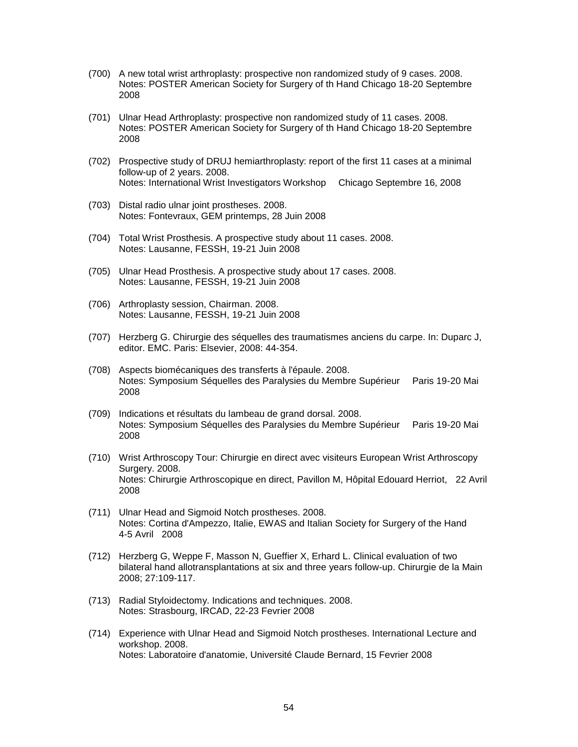(700) A new total wrist arthroplasty: prospective non randomized study of 9 cases. 2008.
Notes: POSTER American Society for Surgery of th Hand Chicago 18-20 Septembre 2008

(701) Ulnar Head Arthroplasty: prospective non randomized study of 11 cases. 2008.
Notes: POSTER American Society for Surgery of th Hand Chicago 18-20 Septembre 2008

(702) Prospective study of DRUJ hemiarthroplasty: report of the first 11 cases at a minimal follow-up of 2 years. 2008.
Notes: International Wrist Investigators Workshop Chicago Septembre 16, 2008

(703) Distal radio ulnar joint prostheses. 2008.
Notes: Fontevraux, GEM printemps, 28 Juin 2008

(704) Total Wrist Prosthesis. A prospective study about 11 cases. 2008.
Notes: Lausanne, FESSH, 19-21 Juin 2008

(705) Ulnar Head Prosthesis. A prospective study about 17 cases. 2008.
Notes: Lausanne, FESSH, 19-21 Juin 2008

(706) Arthroplasty session, Chairman. 2008.
Notes: Lausanne, FESSH, 19-21 Juin 2008

(707) Herzberg G. Chirurgie des séquelles des traumatismes anciens du carpe. In: Duparc J, editor. EMC. Paris: Elsevier, 2008: 44-354.

(708) Aspects biomécaniques des transferts à l'épaule. 2008.
Notes: Symposium Séquelles des Paralysies du Membre Supérieur Paris 19-20 Mai 2008

(709) Indications et résultats du lambeau de grand dorsal. 2008.
Notes: Symposium Séquelles des Paralysies du Membre Supérieur Paris 19-20 Mai 2008

(710) Wrist Arthroscopy Tour: Chirurgie en direct avec visiteurs European Wrist Arthroscopy Surgery. 2008.
Notes: Chirurgie Arthroscopique en direct, Pavillon M, Hôpital Edouard Herriot, 22 Avril 2008

(711) Ulnar Head and Sigmoid Notch prostheses. 2008.
Notes: Cortina d'Ampezzo, Italie, EWAS and Italian Society for Surgery of the Hand 4-5 Avril 2008

(712) Herzberg G, Weppe F, Masson N, Gueffier X, Erhard L. Clinical evaluation of two bilateral hand allotransplantations at six and three years follow-up. Chirurgie de la Main 2008; 27:109-117.

(713) Radial Styloidectomy. Indications and techniques. 2008.
Notes: Strasbourg, IRCAD, 22-23 Fevrier 2008

(714) Experience with Ulnar Head and Sigmoid Notch prostheses. International Lecture and workshop. 2008.
Notes: Laboratoire d'anatomie, Université Claude Bernard, 15 Fevrier 2008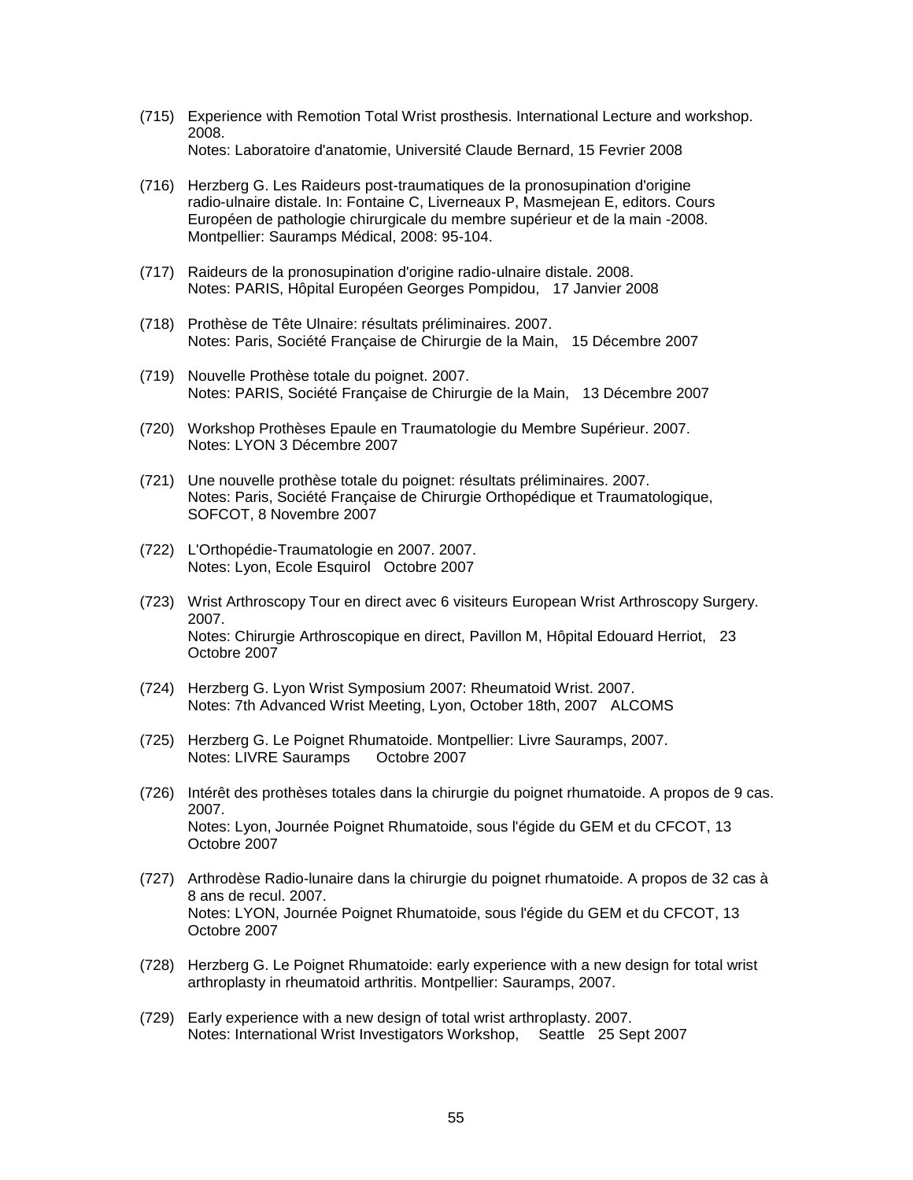(715) Experience with Remotion Total Wrist prosthesis. International Lecture and workshop. 2008.
Notes: Laboratoire d'anatomie, Université Claude Bernard, 15 Fevrier 2008

(716) Herzberg G. Les Raideurs post-traumatiques de la pronosupination d'origine radio-ulnaire distale. In: Fontaine C, Liverneaux P, Masmejean E, editors. Cours Européen de pathologie chirurgicale du membre supérieur et de la main -2008. Montpellier: Sauramps Médical, 2008: 95-104.

(717) Raideurs de la pronosupination d'origine radio-ulnaire distale. 2008.
Notes: PARIS, Hôpital Européen Georges Pompidou, 17 Janvier 2008

(718) Prothèse de Tête Ulnaire: résultats préliminaires. 2007.
Notes: Paris, Société Française de Chirurgie de la Main, 15 Décembre 2007

(719) Nouvelle Prothèse totale du poignet. 2007.
Notes: PARIS, Société Française de Chirurgie de la Main, 13 Décembre 2007

(720) Workshop Prothèses Epaule en Traumatologie du Membre Supérieur. 2007.
Notes: LYON 3 Décembre 2007

(721) Une nouvelle prothèse totale du poignet: résultats préliminaires. 2007.
Notes: Paris, Société Française de Chirurgie Orthopédique et Traumatologique, SOFCOT, 8 Novembre 2007

(722) L'Orthopédie-Traumatologie en 2007. 2007.
Notes: Lyon, Ecole Esquirol Octobre 2007

(723) Wrist Arthroscopy Tour en direct avec 6 visiteurs European Wrist Arthroscopy Surgery. 2007.
Notes: Chirurgie Arthroscopique en direct, Pavillon M, Hôpital Edouard Herriot, 23 Octobre 2007

(724) Herzberg G. Lyon Wrist Symposium 2007: Rheumatoid Wrist. 2007.
Notes: 7th Advanced Wrist Meeting, Lyon, October 18th, 2007 ALCOMS

(725) Herzberg G. Le Poignet Rhumatoide. Montpellier: Livre Sauramps, 2007.
Notes: LIVRE Sauramps Octobre 2007

(726) Intérêt des prothèses totales dans la chirurgie du poignet rhumatoide. A propos de 9 cas. 2007.
Notes: Lyon, Journée Poignet Rhumatoide, sous l'égide du GEM et du CFCOT, 13 Octobre 2007

(727) Arthrodèse Radio-lunaire dans la chirurgie du poignet rhumatoide. A propos de 32 cas à 8 ans de recul. 2007.
Notes: LYON, Journée Poignet Rhumatoide, sous l'égide du GEM et du CFCOT, 13 Octobre 2007

(728) Herzberg G. Le Poignet Rhumatoide: early experience with a new design for total wrist arthroplasty in rheumatoid arthritis. Montpellier: Sauramps, 2007.

(729) Early experience with a new design of total wrist arthroplasty. 2007.
Notes: International Wrist Investigators Workshop, Seattle 25 Sept 2007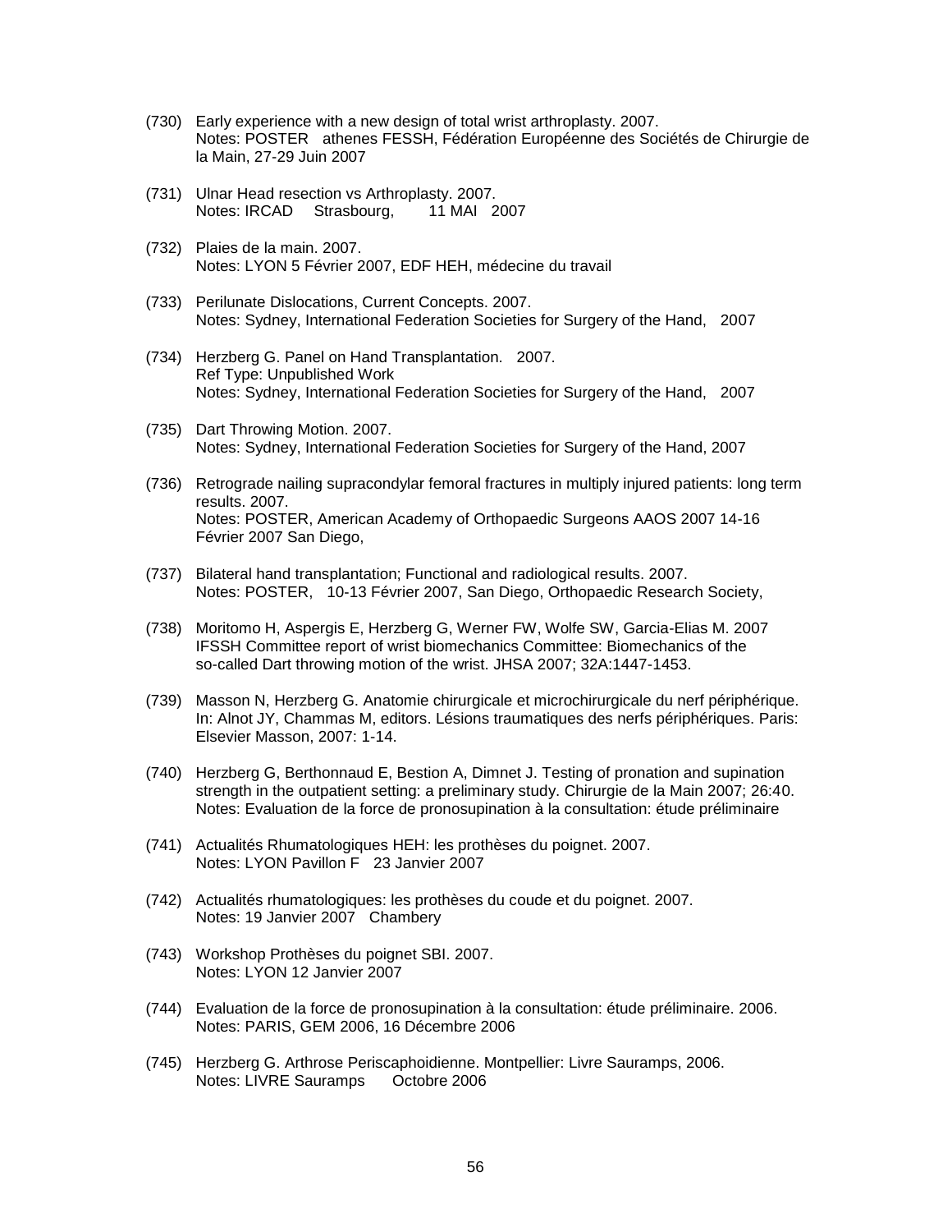(730) Early experience with a new design of total wrist arthroplasty. 2007.
Notes: POSTER athenes FESSH, Fédération Européenne des Sociétés de Chirurgie de la Main, 27-29 Juin 2007

(731) Ulnar Head resection vs Arthroplasty. 2007.
Notes: IRCAD Strasbourg, 11 MAI 2007

(732) Plaies de la main. 2007.
Notes: LYON 5 Février 2007, EDF HEH, médecine du travail

(733) Perilunate Dislocations, Current Concepts. 2007.
Notes: Sydney, International Federation Societies for Surgery of the Hand, 2007

(734) Herzberg G. Panel on Hand Transplantation. 2007.
Ref Type: Unpublished Work
Notes: Sydney, International Federation Societies for Surgery of the Hand, 2007

(735) Dart Throwing Motion. 2007.
Notes: Sydney, International Federation Societies for Surgery of the Hand, 2007

(736) Retrograde nailing supracondylar femoral fractures in multiply injured patients: long term results. 2007.
Notes: POSTER, American Academy of Orthopaedic Surgeons AAOS 2007 14-16 Février 2007 San Diego,

(737) Bilateral hand transplantation; Functional and radiological results. 2007.
Notes: POSTER, 10-13 Février 2007, San Diego, Orthopaedic Research Society,

(738) Moritomo H, Aspergis E, Herzberg G, Werner FW, Wolfe SW, Garcia-Elias M. 2007 IFSSH Committee report of wrist biomechanics Committee: Biomechanics of the so-called Dart throwing motion of the wrist. JHSA 2007; 32A:1447-1453.

(739) Masson N, Herzberg G. Anatomie chirurgicale et microchirurgicale du nerf périphérique. In: Alnot JY, Chammas M, editors. Lésions traumatiques des nerfs périphériques. Paris: Elsevier Masson, 2007: 1-14.

(740) Herzberg G, Berthonnaud E, Bestion A, Dimnet J. Testing of pronation and supination strength in the outpatient setting: a preliminary study. Chirurgie de la Main 2007; 26:40.
Notes: Evaluation de la force de pronosupination à la consultation: étude préliminaire

(741) Actualités Rhumatologiques HEH: les prothèses du poignet. 2007.
Notes: LYON Pavillon F 23 Janvier 2007

(742) Actualités rhumatologiques: les prothèses du coude et du poignet. 2007.
Notes: 19 Janvier 2007 Chambery

(743) Workshop Prothèses du poignet SBI. 2007.
Notes: LYON 12 Janvier 2007

(744) Evaluation de la force de pronosupination à la consultation: étude préliminaire. 2006.
Notes: PARIS, GEM 2006, 16 Décembre 2006

(745) Herzberg G. Arthrose Periscaphoidienne. Montpellier: Livre Sauramps, 2006.
Notes: LIVRE Sauramps Octobre 2006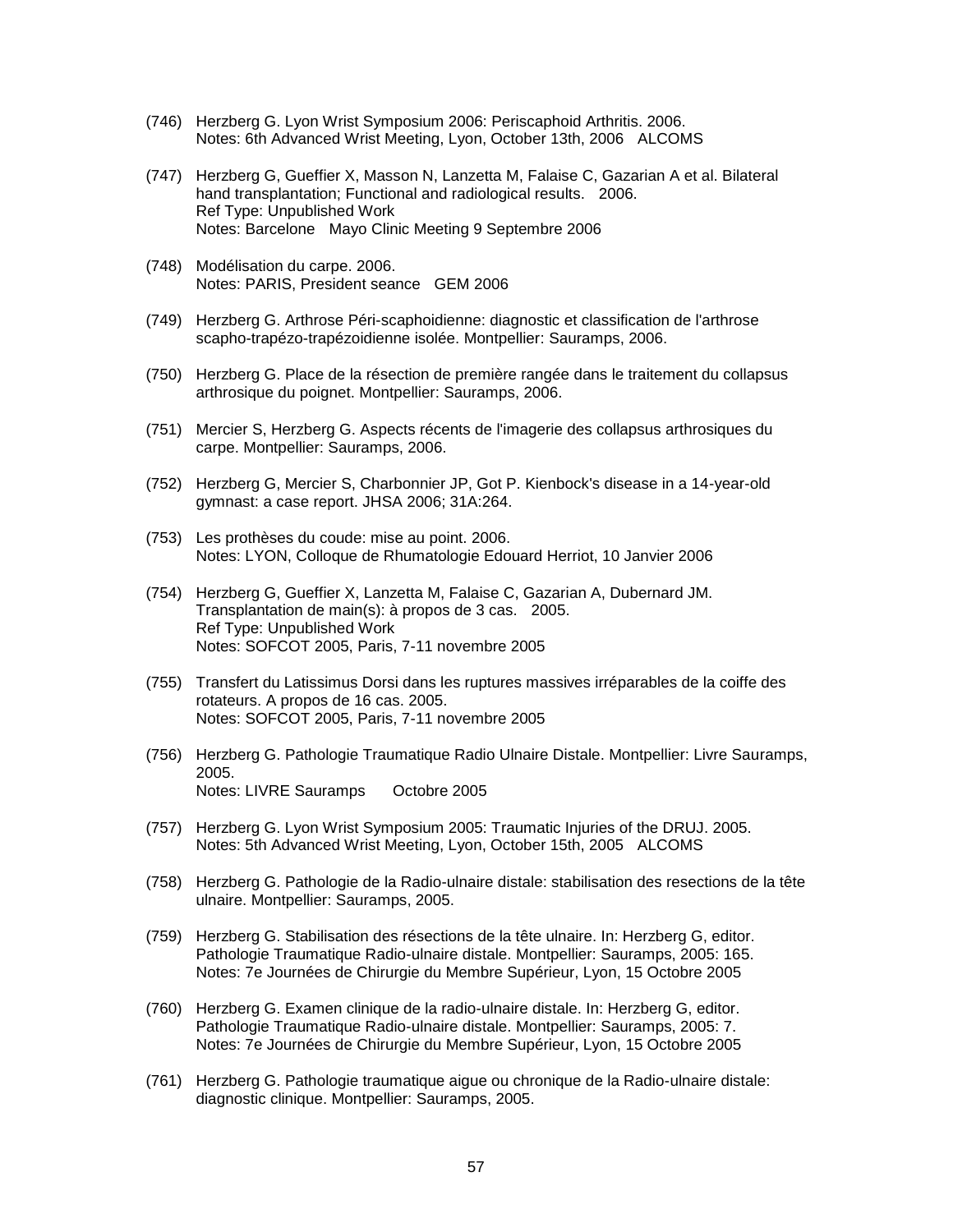(746) Herzberg G. Lyon Wrist Symposium 2006: Periscaphoid Arthritis. 2006.
Notes: 6th Advanced Wrist Meeting, Lyon, October 13th, 2006 ALCOMS

(747) Herzberg G, Gueffier X, Masson N, Lanzetta M, Falaise C, Gazarian A et al. Bilateral hand transplantation; Functional and radiological results. 2006.
Ref Type: Unpublished Work
Notes: Barcelone Mayo Clinic Meeting 9 Septembre 2006

(748) Modélisation du carpe. 2006.
Notes: PARIS, President seance GEM 2006

(749) Herzberg G. Arthrose Péri-scaphoidienne: diagnostic et classification de l'arthrose scapho-trapézo-trapézoidienne isolée. Montpellier: Sauramps, 2006.

(750) Herzberg G. Place de la résection de première rangée dans le traitement du collapsus arthrosique du poignet. Montpellier: Sauramps, 2006.

(751) Mercier S, Herzberg G. Aspects récents de l'imagerie des collapsus arthrosiques du carpe. Montpellier: Sauramps, 2006.

(752) Herzberg G, Mercier S, Charbonnier JP, Got P. Kienbock's disease in a 14-year-old gymnast: a case report. JHSA 2006; 31A:264.

(753) Les prothèses du coude: mise au point. 2006.
Notes: LYON, Colloque de Rhumatologie Edouard Herriot, 10 Janvier 2006

(754) Herzberg G, Gueffier X, Lanzetta M, Falaise C, Gazarian A, Dubernard JM. Transplantation de main(s): à propos de 3 cas. 2005.
Ref Type: Unpublished Work
Notes: SOFCOT 2005, Paris, 7-11 novembre 2005

(755) Transfert du Latissimus Dorsi dans les ruptures massives irréparables de la coiffe des rotateurs. A propos de 16 cas. 2005.
Notes: SOFCOT 2005, Paris, 7-11 novembre 2005

(756) Herzberg G. Pathologie Traumatique Radio Ulnaire Distale. Montpellier: Livre Sauramps, 2005.
Notes: LIVRE Sauramps Octobre 2005

(757) Herzberg G. Lyon Wrist Symposium 2005: Traumatic Injuries of the DRUJ. 2005.
Notes: 5th Advanced Wrist Meeting, Lyon, October 15th, 2005 ALCOMS

(758) Herzberg G. Pathologie de la Radio-ulnaire distale: stabilisation des resections de la tête ulnaire. Montpellier: Sauramps, 2005.

(759) Herzberg G. Stabilisation des résections de la tête ulnaire. In: Herzberg G, editor. Pathologie Traumatique Radio-ulnaire distale. Montpellier: Sauramps, 2005: 165.
Notes: 7e Journées de Chirurgie du Membre Supérieur, Lyon, 15 Octobre 2005

(760) Herzberg G. Examen clinique de la radio-ulnaire distale. In: Herzberg G, editor. Pathologie Traumatique Radio-ulnaire distale. Montpellier: Sauramps, 2005: 7.
Notes: 7e Journées de Chirurgie du Membre Supérieur, Lyon, 15 Octobre 2005

(761) Herzberg G. Pathologie traumatique aigue ou chronique de la Radio-ulnaire distale: diagnostic clinique. Montpellier: Sauramps, 2005.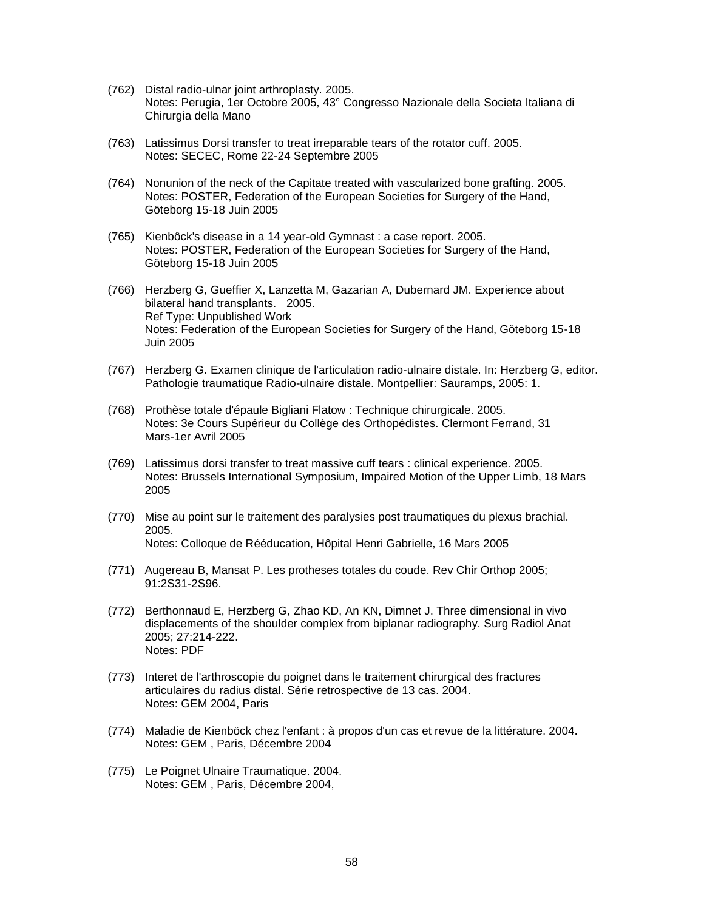(762) Distal radio-ulnar joint arthroplasty. 2005.
Notes: Perugia, 1er Octobre 2005, 43° Congresso Nazionale della Societa Italiana di Chirurgia della Mano

(763) Latissimus Dorsi transfer to treat irreparable tears of the rotator cuff. 2005.
Notes: SECEC, Rome 22-24 Septembre 2005

(764) Nonunion of the neck of the Capitate treated with vascularized bone grafting. 2005.
Notes: POSTER, Federation of the European Societies for Surgery of the Hand, Göteborg 15-18 Juin 2005

(765) Kienbôck's disease in a 14 year-old Gymnast : a case report. 2005.
Notes: POSTER, Federation of the European Societies for Surgery of the Hand, Göteborg 15-18 Juin 2005

(766) Herzberg G, Gueffier X, Lanzetta M, Gazarian A, Dubernard JM. Experience about bilateral hand transplants. 2005.
Ref Type: Unpublished Work
Notes: Federation of the European Societies for Surgery of the Hand, Göteborg 15-18 Juin 2005

(767) Herzberg G. Examen clinique de l'articulation radio-ulnaire distale. In: Herzberg G, editor. Pathologie traumatique Radio-ulnaire distale. Montpellier: Sauramps, 2005: 1.

(768) Prothèse totale d'épaule Bigliani Flatow : Technique chirurgicale. 2005.
Notes: 3e Cours Supérieur du Collège des Orthopédistes. Clermont Ferrand, 31 Mars-1er Avril 2005

(769) Latissimus dorsi transfer to treat massive cuff tears : clinical experience. 2005.
Notes: Brussels International Symposium, Impaired Motion of the Upper Limb, 18 Mars 2005

(770) Mise au point sur le traitement des paralysies post traumatiques du plexus brachial. 2005.
Notes: Colloque de Rééducation, Hôpital Henri Gabrielle, 16 Mars 2005

(771) Augereau B, Mansat P. Les protheses totales du coude. Rev Chir Orthop 2005; 91:2S31-2S96.

(772) Berthonnaud E, Herzberg G, Zhao KD, An KN, Dimnet J. Three dimensional in vivo displacements of the shoulder complex from biplanar radiography. Surg Radiol Anat 2005; 27:214-222.
Notes: PDF

(773) Interet de l'arthroscopie du poignet dans le traitement chirurgical des fractures articulaires du radius distal. Série retrospective de 13 cas. 2004.
Notes: GEM 2004, Paris

(774) Maladie de Kienböck chez l'enfant : à propos d'un cas et revue de la littérature. 2004.
Notes: GEM , Paris, Décembre 2004

(775) Le Poignet Ulnaire Traumatique. 2004.
Notes: GEM , Paris, Décembre 2004,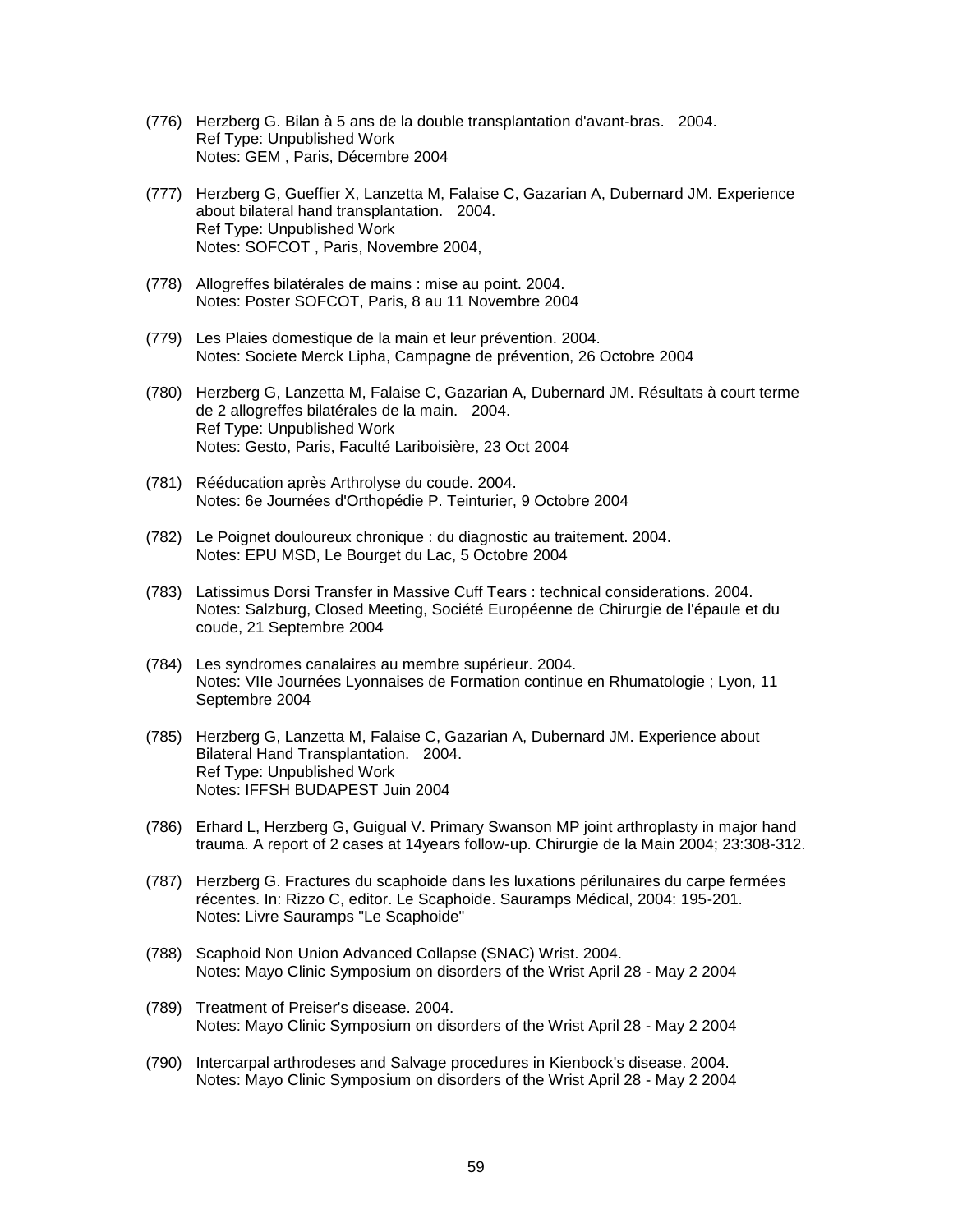(776) Herzberg G. Bilan à 5 ans de la double transplantation d'avant-bras. 2004.
Ref Type: Unpublished Work
Notes: GEM , Paris, Décembre 2004

(777) Herzberg G, Gueffier X, Lanzetta M, Falaise C, Gazarian A, Dubernard JM. Experience about bilateral hand transplantation. 2004.
Ref Type: Unpublished Work
Notes: SOFCOT , Paris, Novembre 2004,

(778) Allogreffes bilatérales de mains : mise au point. 2004.
Notes: Poster SOFCOT, Paris, 8 au 11 Novembre 2004

(779) Les Plaies domestique de la main et leur prévention. 2004.
Notes: Societe Merck Lipha, Campagne de prévention, 26 Octobre 2004

(780) Herzberg G, Lanzetta M, Falaise C, Gazarian A, Dubernard JM. Résultats à court terme de 2 allogreffes bilatérales de la main. 2004.
Ref Type: Unpublished Work
Notes: Gesto, Paris, Faculté Lariboisière, 23 Oct 2004

(781) Rééducation après Arthrolyse du coude. 2004.
Notes: 6e Journées d'Orthopédie P. Teinturier, 9 Octobre 2004

(782) Le Poignet douloureux chronique : du diagnostic au traitement. 2004.
Notes: EPU MSD, Le Bourget du Lac, 5 Octobre 2004

(783) Latissimus Dorsi Transfer in Massive Cuff Tears : technical considerations. 2004.
Notes: Salzburg, Closed Meeting, Société Européenne de Chirurgie de l'épaule et du coude, 21 Septembre 2004

(784) Les syndromes canalaires au membre supérieur. 2004.
Notes: VIIe Journées Lyonnaises de Formation continue en Rhumatologie ; Lyon, 11 Septembre 2004

(785) Herzberg G, Lanzetta M, Falaise C, Gazarian A, Dubernard JM. Experience about Bilateral Hand Transplantation. 2004.
Ref Type: Unpublished Work
Notes: IFFSH BUDAPEST Juin 2004

(786) Erhard L, Herzberg G, Guigual V. Primary Swanson MP joint arthroplasty in major hand trauma. A report of 2 cases at 14years follow-up. Chirurgie de la Main 2004; 23:308-312.

(787) Herzberg G. Fractures du scaphoide dans les luxations périlunaires du carpe fermées récentes. In: Rizzo C, editor. Le Scaphoide. Sauramps Médical, 2004: 195-201.
Notes: Livre Sauramps "Le Scaphoide"

(788) Scaphoid Non Union Advanced Collapse (SNAC) Wrist. 2004.
Notes: Mayo Clinic Symposium on disorders of the Wrist April 28 - May 2 2004

(789) Treatment of Preiser's disease. 2004.
Notes: Mayo Clinic Symposium on disorders of the Wrist April 28 - May 2 2004

(790) Intercarpal arthrodeses and Salvage procedures in Kienbock's disease. 2004.
Notes: Mayo Clinic Symposium on disorders of the Wrist April 28 - May 2 2004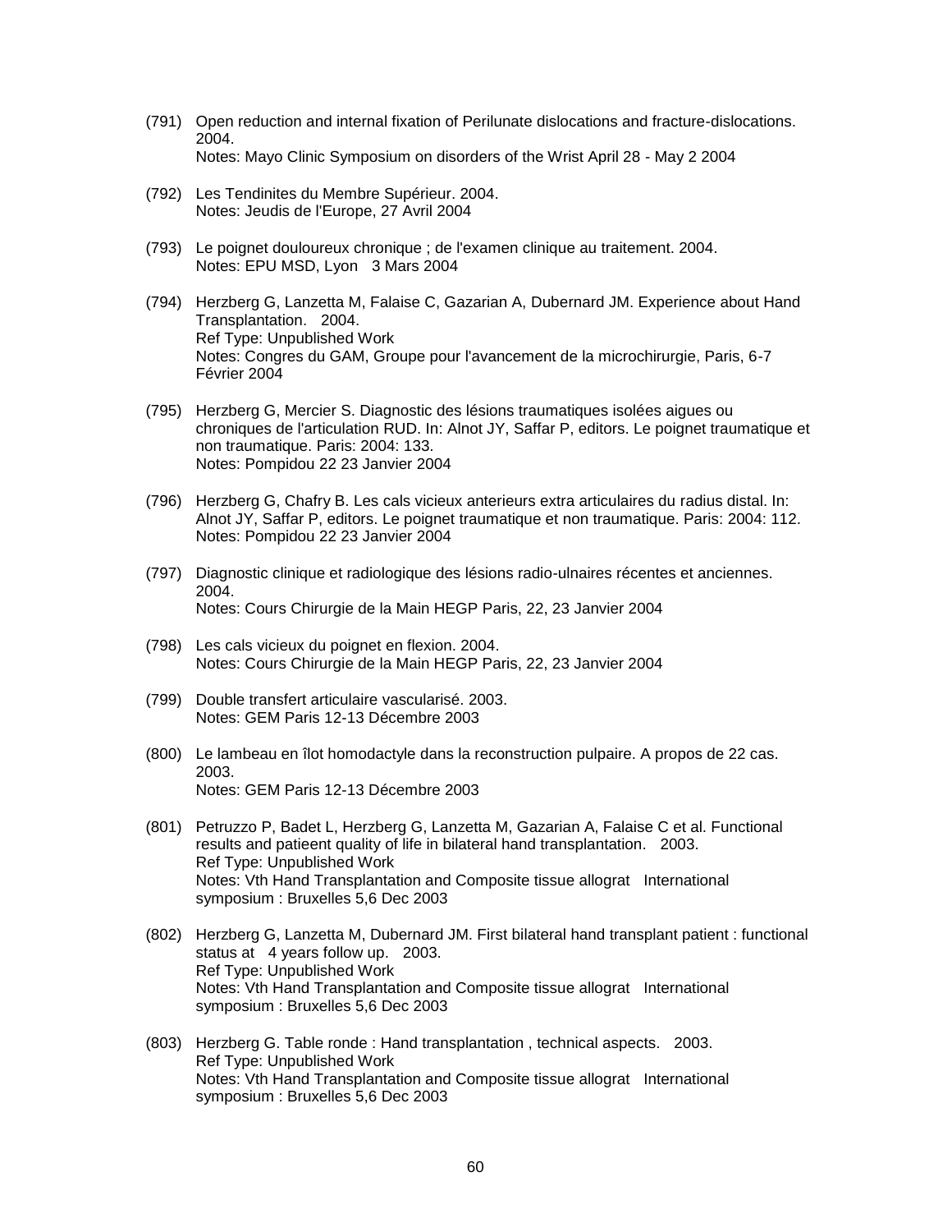(791) Open reduction and internal fixation of Perilunate dislocations and fracture-dislocations. 2004.
Notes: Mayo Clinic Symposium on disorders of the Wrist April 28 - May 2 2004

(792) Les Tendinites du Membre Supérieur. 2004.
Notes: Jeudis de l'Europe, 27 Avril 2004

(793) Le poignet douloureux chronique ; de l'examen clinique au traitement. 2004.
Notes: EPU MSD, Lyon 3 Mars 2004

(794) Herzberg G, Lanzetta M, Falaise C, Gazarian A, Dubernard JM. Experience about Hand Transplantation. 2004.
Ref Type: Unpublished Work
Notes: Congres du GAM, Groupe pour l'avancement de la microchirurgie, Paris, 6-7 Février 2004

(795) Herzberg G, Mercier S. Diagnostic des lésions traumatiques isolées aigues ou chroniques de l'articulation RUD. In: Alnot JY, Saffar P, editors. Le poignet traumatique et non traumatique. Paris: 2004: 133.
Notes: Pompidou 22 23 Janvier 2004

(796) Herzberg G, Chafry B. Les cals vicieux anterieurs extra articulaires du radius distal. In: Alnot JY, Saffar P, editors. Le poignet traumatique et non traumatique. Paris: 2004: 112.
Notes: Pompidou 22 23 Janvier 2004

(797) Diagnostic clinique et radiologique des lésions radio-ulnaires récentes et anciennes. 2004.
Notes: Cours Chirurgie de la Main HEGP Paris, 22, 23 Janvier 2004

(798) Les cals vicieux du poignet en flexion. 2004.
Notes: Cours Chirurgie de la Main HEGP Paris, 22, 23 Janvier 2004

(799) Double transfert articulaire vascularisé. 2003.
Notes: GEM Paris 12-13 Décembre 2003

(800) Le lambeau en îlot homodactyle dans la reconstruction pulpaire. A propos de 22 cas. 2003.
Notes: GEM Paris 12-13 Décembre 2003

(801) Petruzzo P, Badet L, Herzberg G, Lanzetta M, Gazarian A, Falaise C et al. Functional results and patieent quality of life in bilateral hand transplantation. 2003.
Ref Type: Unpublished Work
Notes: Vth Hand Transplantation and Composite tissue allograt International symposium : Bruxelles 5,6 Dec 2003

(802) Herzberg G, Lanzetta M, Dubernard JM. First bilateral hand transplant patient : functional status at 4 years follow up. 2003.
Ref Type: Unpublished Work
Notes: Vth Hand Transplantation and Composite tissue allograt International symposium : Bruxelles 5,6 Dec 2003

(803) Herzberg G. Table ronde : Hand transplantation , technical aspects. 2003.
Ref Type: Unpublished Work
Notes: Vth Hand Transplantation and Composite tissue allograt International symposium : Bruxelles 5,6 Dec 2003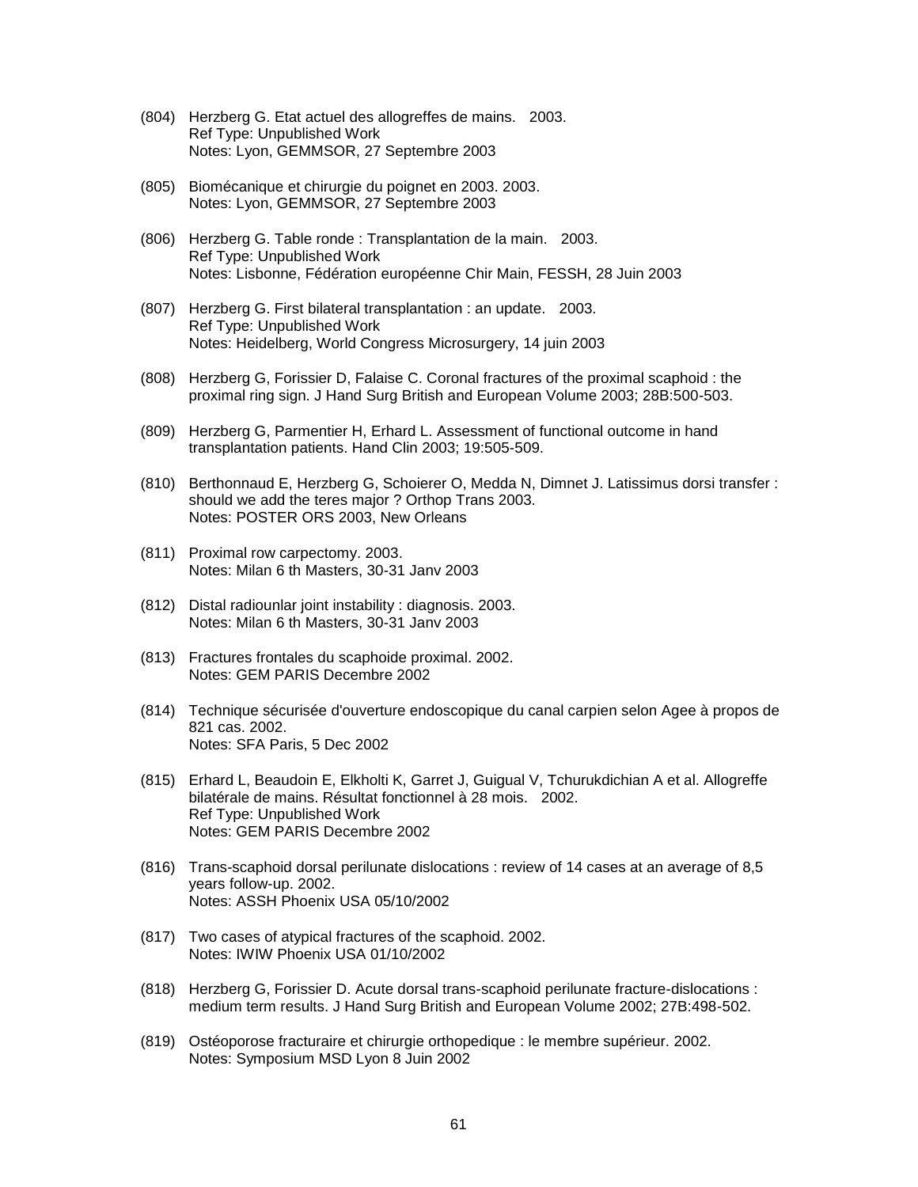(804) Herzberg G. Etat actuel des allogreffes de mains.   2003.
Ref Type: Unpublished Work
Notes: Lyon, GEMMSOR, 27 Septembre 2003

(805) Biomécanique et chirurgie du poignet en 2003. 2003.
Notes: Lyon, GEMMSOR, 27 Septembre 2003

(806) Herzberg G. Table ronde : Transplantation de la main.   2003.
Ref Type: Unpublished Work
Notes: Lisbonne, Fédération européenne Chir Main, FESSH, 28 Juin 2003

(807) Herzberg G. First bilateral transplantation : an update.   2003.
Ref Type: Unpublished Work
Notes: Heidelberg, World Congress Microsurgery, 14 juin 2003

(808) Herzberg G, Forissier D, Falaise C. Coronal fractures of the proximal scaphoid : the proximal ring sign. J Hand Surg British and European Volume 2003; 28B:500-503.

(809) Herzberg G, Parmentier H, Erhard L. Assessment of functional outcome in hand transplantation patients. Hand Clin 2003; 19:505-509.

(810) Berthonnaud E, Herzberg G, Schoierer O, Medda N, Dimnet J. Latissimus dorsi transfer : should we add the teres major ? Orthop Trans 2003.
Notes: POSTER ORS 2003, New Orleans

(811) Proximal row carpectomy. 2003.
Notes: Milan 6 th Masters, 30-31 Janv 2003

(812) Distal radiounlar joint instability : diagnosis. 2003.
Notes: Milan 6 th Masters, 30-31 Janv 2003

(813) Fractures frontales du scaphoide proximal. 2002.
Notes: GEM PARIS Decembre 2002

(814) Technique sécurisée d'ouverture endoscopique du canal carpien selon Agee à propos de 821 cas. 2002.
Notes: SFA Paris, 5 Dec 2002

(815) Erhard L, Beaudoin E, Elkholti K, Garret J, Guigual V, Tchurukdichian A et al. Allogreffe bilatérale de mains. Résultat fonctionnel à 28 mois.   2002.
Ref Type: Unpublished Work
Notes: GEM PARIS Decembre 2002

(816) Trans-scaphoid dorsal perilunate dislocations : review of 14 cases at an average of 8,5 years follow-up. 2002.
Notes: ASSH Phoenix USA 05/10/2002

(817) Two cases of atypical fractures of the scaphoid. 2002.
Notes: IWIW Phoenix USA 01/10/2002

(818) Herzberg G, Forissier D. Acute dorsal trans-scaphoid perilunate fracture-dislocations : medium term results. J Hand Surg British and European Volume 2002; 27B:498-502.

(819) Ostéoporose fracturaire et chirurgie orthopedique : le membre supérieur. 2002.
Notes: Symposium MSD Lyon 8 Juin 2002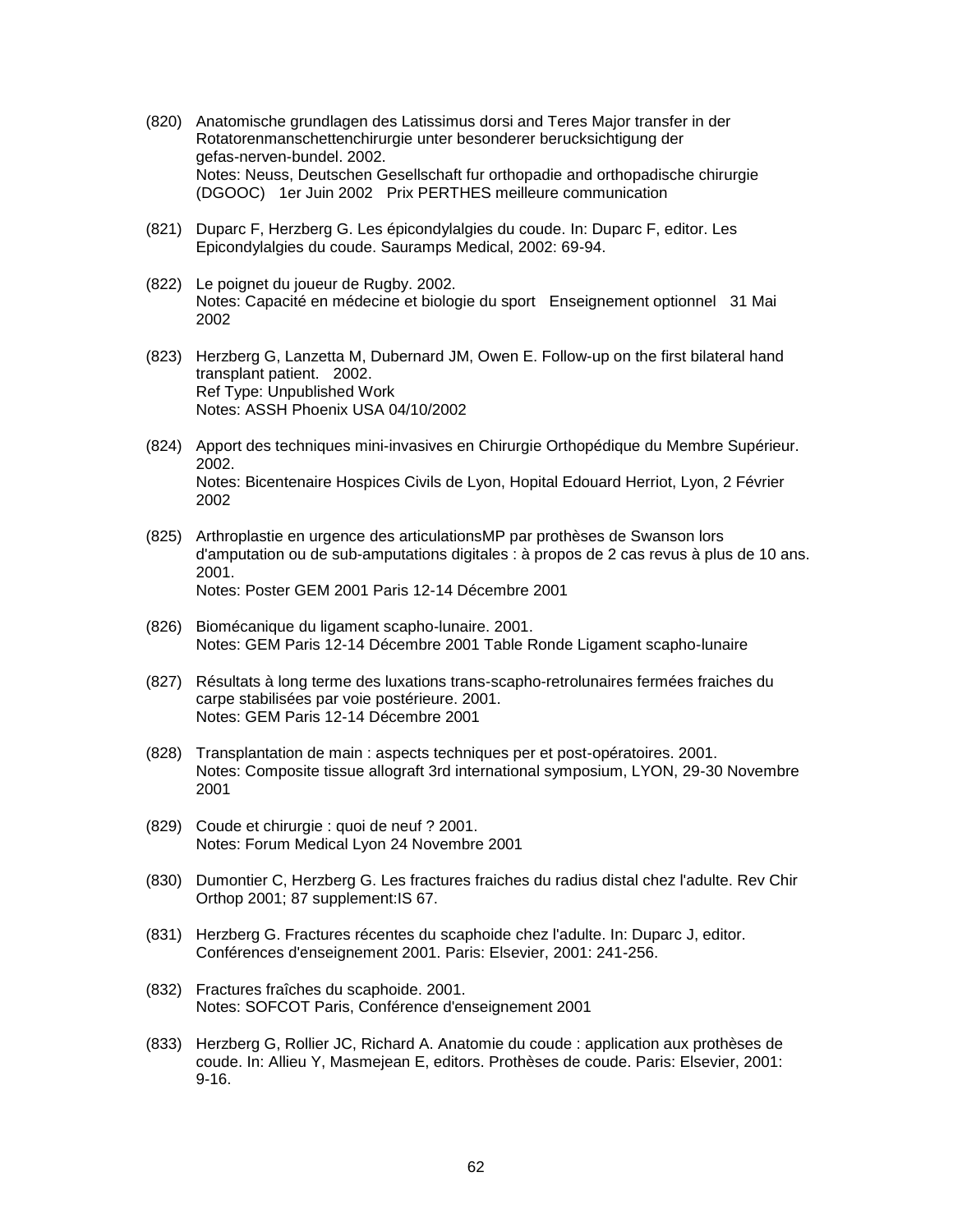(820) Anatomische grundlagen des Latissimus dorsi and Teres Major transfer in der Rotatorenmanschettenchirurgie unter besonderer berucksichtigung der gefas-nerven-bundel. 2002.
Notes: Neuss, Deutschen Gesellschaft fur orthopadie and orthopadische chirurgie (DGOOC)   1er Juin 2002   Prix PERTHES meilleure communication

(821) Duparc F, Herzberg G. Les épicondylalgies du coude. In: Duparc F, editor. Les Epicondylalgies du coude. Sauramps Medical, 2002: 69-94.

(822) Le poignet du joueur de Rugby. 2002.
Notes: Capacité en médecine et biologie du sport   Enseignement optionnel   31 Mai 2002

(823) Herzberg G, Lanzetta M, Dubernard JM, Owen E. Follow-up on the first bilateral hand transplant patient.   2002.
Ref Type: Unpublished Work
Notes: ASSH Phoenix USA 04/10/2002

(824) Apport des techniques mini-invasives en Chirurgie Orthopédique du Membre Supérieur. 2002.
Notes: Bicentenaire Hospices Civils de Lyon, Hopital Edouard Herriot, Lyon, 2 Février 2002

(825) Arthroplastie en urgence des articulationsMP par prothèses de Swanson lors d'amputation ou de sub-amputations digitales : à propos de 2 cas revus à plus de 10 ans. 2001.
Notes: Poster GEM 2001 Paris 12-14 Décembre 2001

(826) Biomécanique du ligament scapho-lunaire. 2001.
Notes: GEM Paris 12-14 Décembre 2001 Table Ronde Ligament scapho-lunaire

(827) Résultats à long terme des luxations trans-scapho-retrolunaires fermées fraiches du carpe stabilisées par voie postérieure. 2001.
Notes: GEM Paris 12-14 Décembre 2001

(828) Transplantation de main : aspects techniques per et post-opératoires. 2001.
Notes: Composite tissue allograft 3rd international symposium, LYON, 29-30 Novembre 2001

(829) Coude et chirurgie : quoi de neuf ? 2001.
Notes: Forum Medical Lyon 24 Novembre 2001

(830) Dumontier C, Herzberg G. Les fractures fraiches du radius distal chez l'adulte. Rev Chir Orthop 2001; 87 supplement:IS 67.

(831) Herzberg G. Fractures récentes du scaphoide chez l'adulte. In: Duparc J, editor. Conférences d'enseignement 2001. Paris: Elsevier, 2001: 241-256.

(832) Fractures fraîches du scaphoide. 2001.
Notes: SOFCOT Paris, Conférence d'enseignement 2001

(833) Herzberg G, Rollier JC, Richard A. Anatomie du coude : application aux prothèses de coude. In: Allieu Y, Masmejean E, editors. Prothèses de coude. Paris: Elsevier, 2001: 9-16.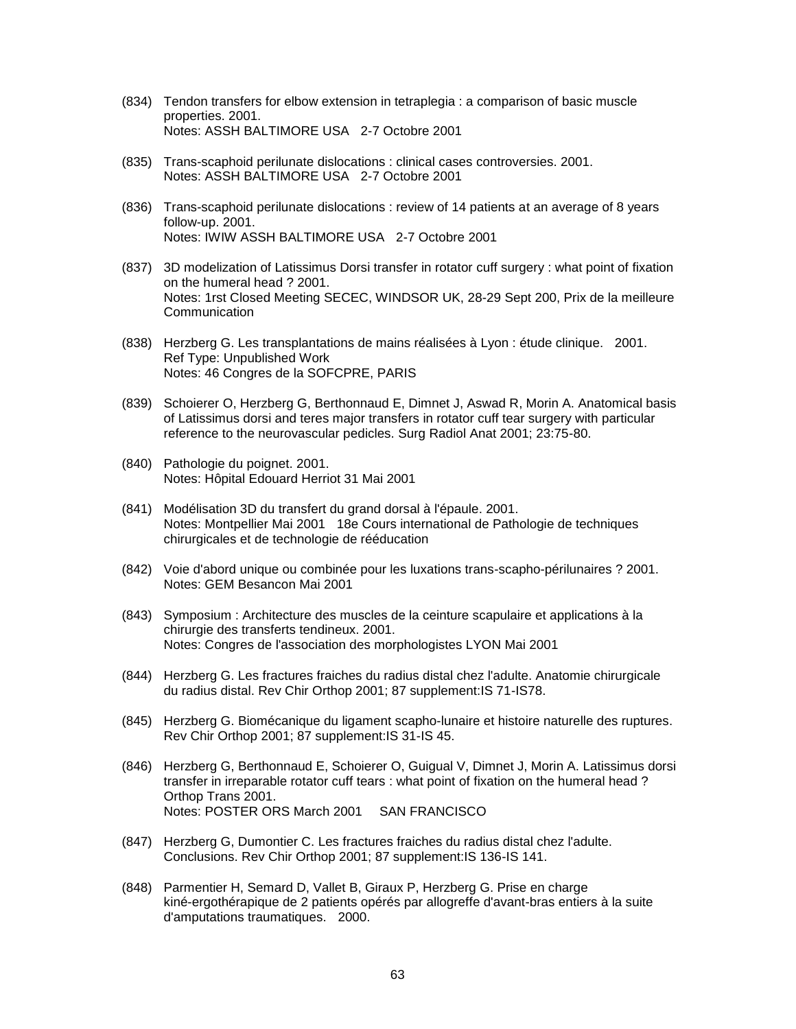(834) Tendon transfers for elbow extension in tetraplegia : a comparison of basic muscle properties. 2001.
Notes: ASSH BALTIMORE USA 2-7 Octobre 2001

(835) Trans-scaphoid perilunate dislocations : clinical cases controversies. 2001.
Notes: ASSH BALTIMORE USA 2-7 Octobre 2001

(836) Trans-scaphoid perilunate dislocations : review of 14 patients at an average of 8 years follow-up. 2001.
Notes: IWIW ASSH BALTIMORE USA 2-7 Octobre 2001

(837) 3D modelization of Latissimus Dorsi transfer in rotator cuff surgery : what point of fixation on the humeral head ? 2001.
Notes: 1rst Closed Meeting SECEC, WINDSOR UK, 28-29 Sept 200, Prix de la meilleure Communication

(838) Herzberg G. Les transplantations de mains réalisées à Lyon : étude clinique. 2001.
Ref Type: Unpublished Work
Notes: 46 Congres de la SOFCPRE, PARIS

(839) Schoierer O, Herzberg G, Berthonnaud E, Dimnet J, Aswad R, Morin A. Anatomical basis of Latissimus dorsi and teres major transfers in rotator cuff tear surgery with particular reference to the neurovascular pedicles. Surg Radiol Anat 2001; 23:75-80.

(840) Pathologie du poignet. 2001.
Notes: Hôpital Edouard Herriot 31 Mai 2001

(841) Modélisation 3D du transfert du grand dorsal à l'épaule. 2001.
Notes: Montpellier Mai 2001 18e Cours international de Pathologie de techniques chirurgicales et de technologie de rééducation

(842) Voie d'abord unique ou combinée pour les luxations trans-scapho-périlunaires ? 2001.
Notes: GEM Besancon Mai 2001

(843) Symposium : Architecture des muscles de la ceinture scapulaire et applications à la chirurgie des transferts tendineux. 2001.
Notes: Congres de l'association des morphologistes LYON Mai 2001

(844) Herzberg G. Les fractures fraiches du radius distal chez l'adulte. Anatomie chirurgicale du radius distal. Rev Chir Orthop 2001; 87 supplement:IS 71-IS78.

(845) Herzberg G. Biomécanique du ligament scapho-lunaire et histoire naturelle des ruptures. Rev Chir Orthop 2001; 87 supplement:IS 31-IS 45.

(846) Herzberg G, Berthonnaud E, Schoierer O, Guigual V, Dimnet J, Morin A. Latissimus dorsi transfer in irreparable rotator cuff tears : what point of fixation on the humeral head ? Orthop Trans 2001.
Notes: POSTER ORS March 2001 SAN FRANCISCO

(847) Herzberg G, Dumontier C. Les fractures fraiches du radius distal chez l'adulte. Conclusions. Rev Chir Orthop 2001; 87 supplement:IS 136-IS 141.

(848) Parmentier H, Semard D, Vallet B, Giraux P, Herzberg G. Prise en charge kiné-ergothérapique de 2 patients opérés par allogreffe d'avant-bras entiers à la suite d'amputations traumatiques. 2000.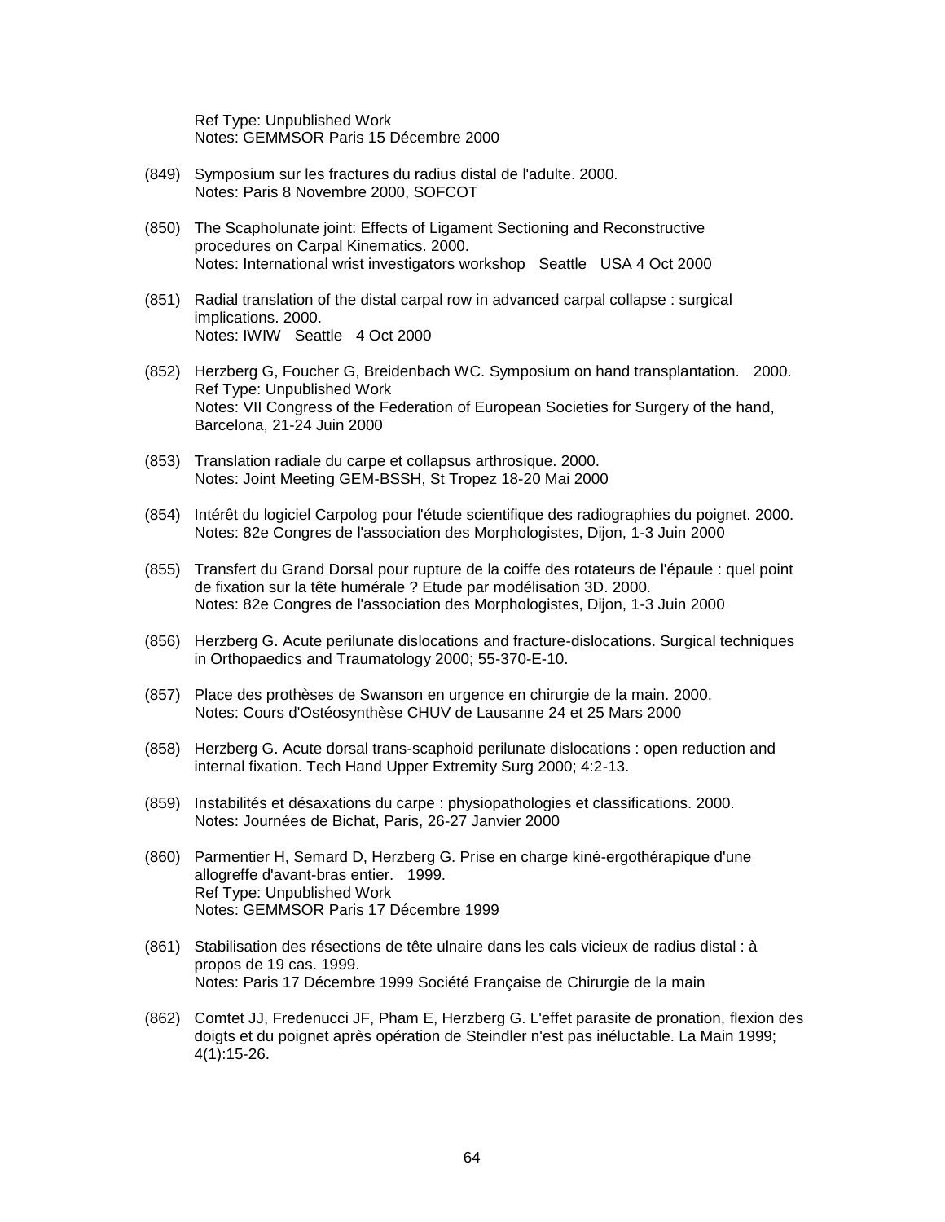Ref Type: Unpublished Work
Notes: GEMMSOR Paris 15 Décembre 2000

(849) Symposium sur les fractures du radius distal de l'adulte. 2000.
Notes: Paris 8 Novembre 2000, SOFCOT

(850) The Scapholunate joint: Effects of Ligament Sectioning and Reconstructive procedures on Carpal Kinematics. 2000.
Notes: International wrist investigators workshop Seattle USA 4 Oct 2000

(851) Radial translation of the distal carpal row in advanced carpal collapse : surgical implications. 2000.
Notes: IWIW Seattle 4 Oct 2000

(852) Herzberg G, Foucher G, Breidenbach WC. Symposium on hand transplantation. 2000.
Ref Type: Unpublished Work
Notes: VII Congress of the Federation of European Societies for Surgery of the hand, Barcelona, 21-24 Juin 2000

(853) Translation radiale du carpe et collapsus arthrosique. 2000.
Notes: Joint Meeting GEM-BSSH, St Tropez 18-20 Mai 2000

(854) Intérêt du logiciel Carpolog pour l'étude scientifique des radiographies du poignet. 2000.
Notes: 82e Congres de l'association des Morphologistes, Dijon, 1-3 Juin 2000

(855) Transfert du Grand Dorsal pour rupture de la coiffe des rotateurs de l'épaule : quel point de fixation sur la tête humérale ? Etude par modélisation 3D. 2000.
Notes: 82e Congres de l'association des Morphologistes, Dijon, 1-3 Juin 2000

(856) Herzberg G. Acute perilunate dislocations and fracture-dislocations. Surgical techniques in Orthopaedics and Traumatology 2000; 55-370-E-10.

(857) Place des prothèses de Swanson en urgence en chirurgie de la main. 2000.
Notes: Cours d'Ostéosynthèse CHUV de Lausanne 24 et 25 Mars 2000

(858) Herzberg G. Acute dorsal trans-scaphoid perilunate dislocations : open reduction and internal fixation. Tech Hand Upper Extremity Surg 2000; 4:2-13.

(859) Instabilités et désaxations du carpe : physiopathologies et classifications. 2000.
Notes: Journées de Bichat, Paris, 26-27 Janvier 2000

(860) Parmentier H, Semard D, Herzberg G. Prise en charge kiné-ergothérapique d'une allogreffe d'avant-bras entier. 1999.
Ref Type: Unpublished Work
Notes: GEMMSOR Paris 17 Décembre 1999

(861) Stabilisation des résections de tête ulnaire dans les cals vicieux de radius distal : à propos de 19 cas. 1999.
Notes: Paris 17 Décembre 1999 Société Française de Chirurgie de la main

(862) Comtet JJ, Fredenucci JF, Pham E, Herzberg G. L'effet parasite de pronation, flexion des doigts et du poignet après opération de Steindler n'est pas inéluctable. La Main 1999; 4(1):15-26.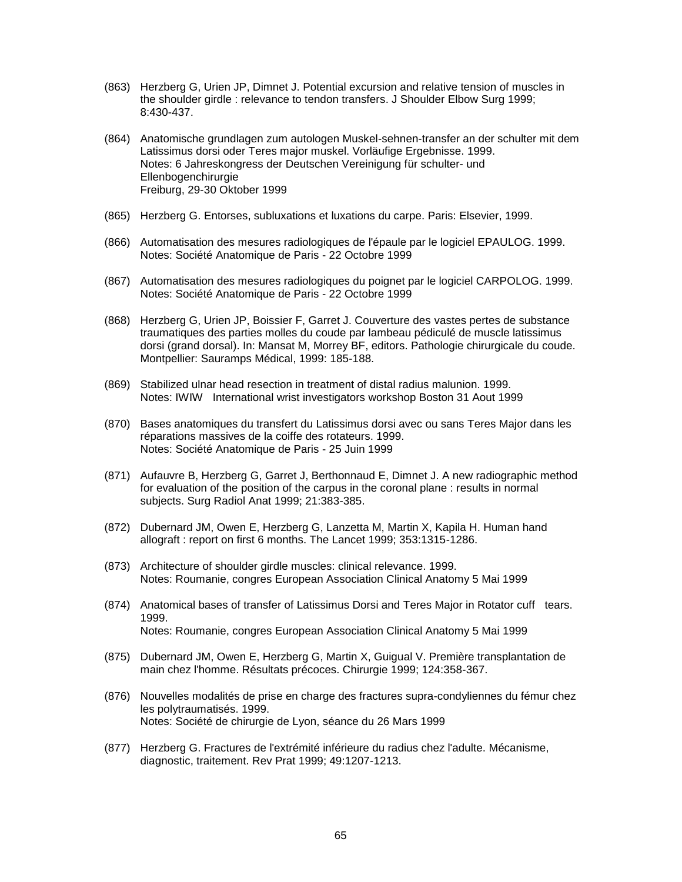(863) Herzberg G, Urien JP, Dimnet J. Potential excursion and relative tension of muscles in the shoulder girdle : relevance to tendon transfers. J Shoulder Elbow Surg 1999; 8:430-437.

(864) Anatomische grundlagen zum autologen Muskel-sehnen-transfer an der schulter mit dem Latissimus dorsi oder Teres major muskel. Vorläufige Ergebnisse. 1999.
Notes: 6 Jahreskongress der Deutschen Vereinigung für schulter- und Ellenbogenchirurgie
Freiburg, 29-30 Oktober 1999

(865) Herzberg G. Entorses, subluxations et luxations du carpe. Paris: Elsevier, 1999.

(866) Automatisation des mesures radiologiques de l'épaule par le logiciel EPAULOG. 1999.
Notes: Société Anatomique de Paris - 22 Octobre 1999

(867) Automatisation des mesures radiologiques du poignet par le logiciel CARPOLOG. 1999.
Notes: Société Anatomique de Paris - 22 Octobre 1999

(868) Herzberg G, Urien JP, Boissier F, Garret J. Couverture des vastes pertes de substance traumatiques des parties molles du coude par lambeau pédiculé de muscle latissimus dorsi (grand dorsal). In: Mansat M, Morrey BF, editors. Pathologie chirurgicale du coude. Montpellier: Sauramps Médical, 1999: 185-188.

(869) Stabilized ulnar head resection in treatment of distal radius malunion. 1999.
Notes: IWIW International wrist investigators workshop Boston 31 Aout 1999

(870) Bases anatomiques du transfert du Latissimus dorsi avec ou sans Teres Major dans les réparations massives de la coiffe des rotateurs. 1999.
Notes: Société Anatomique de Paris - 25 Juin 1999

(871) Aufauvre B, Herzberg G, Garret J, Berthonnaud E, Dimnet J. A new radiographic method for evaluation of the position of the carpus in the coronal plane : results in normal subjects. Surg Radiol Anat 1999; 21:383-385.

(872) Dubernard JM, Owen E, Herzberg G, Lanzetta M, Martin X, Kapila H. Human hand allograft : report on first 6 months. The Lancet 1999; 353:1315-1286.

(873) Architecture of shoulder girdle muscles: clinical relevance. 1999.
Notes: Roumanie, congres European Association Clinical Anatomy 5 Mai 1999

(874) Anatomical bases of transfer of Latissimus Dorsi and Teres Major in Rotator cuff tears. 1999.
Notes: Roumanie, congres European Association Clinical Anatomy 5 Mai 1999

(875) Dubernard JM, Owen E, Herzberg G, Martin X, Guigual V. Première transplantation de main chez l'homme. Résultats précoces. Chirurgie 1999; 124:358-367.

(876) Nouvelles modalités de prise en charge des fractures supra-condyliennes du fémur chez les polytraumatisés. 1999.
Notes: Société de chirurgie de Lyon, séance du 26 Mars 1999

(877) Herzberg G. Fractures de l'extrémité inférieure du radius chez l'adulte. Mécanisme, diagnostic, traitement. Rev Prat 1999; 49:1207-1213.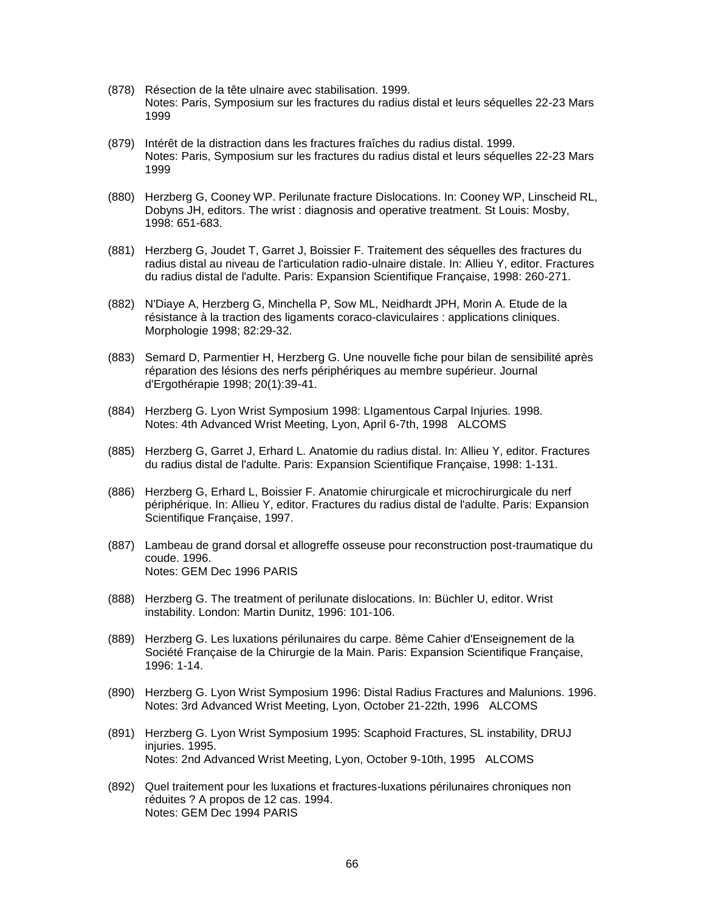(878) Résection de la tête ulnaire avec stabilisation. 1999.
Notes: Paris, Symposium sur les fractures du radius distal et leurs séquelles 22-23 Mars 1999

(879) Intérêt de la distraction dans les fractures fraîches du radius distal. 1999.
Notes: Paris, Symposium sur les fractures du radius distal et leurs séquelles 22-23 Mars 1999

(880) Herzberg G, Cooney WP. Perilunate fracture Dislocations. In: Cooney WP, Linscheid RL, Dobyns JH, editors. The wrist : diagnosis and operative treatment. St Louis: Mosby, 1998: 651-683.

(881) Herzberg G, Joudet T, Garret J, Boissier F. Traitement des séquelles des fractures du radius distal au niveau de l'articulation radio-ulnaire distale. In: Allieu Y, editor. Fractures du radius distal de l'adulte. Paris: Expansion Scientifique Française, 1998: 260-271.

(882) N'Diaye A, Herzberg G, Minchella P, Sow ML, Neidhardt JPH, Morin A. Etude de la résistance à la traction des ligaments coraco-claviculaires : applications cliniques. Morphologie 1998; 82:29-32.

(883) Semard D, Parmentier H, Herzberg G. Une nouvelle fiche pour bilan de sensibilité après réparation des lésions des nerfs périphériques au membre supérieur. Journal d'Ergothérapie 1998; 20(1):39-41.

(884) Herzberg G. Lyon Wrist Symposium 1998: LIgamentous Carpal Injuries. 1998.
Notes: 4th Advanced Wrist Meeting, Lyon, April 6-7th, 1998 ALCOMS

(885) Herzberg G, Garret J, Erhard L. Anatomie du radius distal. In: Allieu Y, editor. Fractures du radius distal de l'adulte. Paris: Expansion Scientifique Française, 1998: 1-131.

(886) Herzberg G, Erhard L, Boissier F. Anatomie chirurgicale et microchirurgicale du nerf périphérique. In: Allieu Y, editor. Fractures du radius distal de l'adulte. Paris: Expansion Scientifique Française, 1997.

(887) Lambeau de grand dorsal et allogreffe osseuse pour reconstruction post-traumatique du coude. 1996.
Notes: GEM Dec 1996 PARIS

(888) Herzberg G. The treatment of perilunate dislocations. In: Büchler U, editor. Wrist instability. London: Martin Dunitz, 1996: 101-106.

(889) Herzberg G. Les luxations périlunaires du carpe. 8ème Cahier d'Enseignement de la Société Française de la Chirurgie de la Main. Paris: Expansion Scientifique Française, 1996: 1-14.

(890) Herzberg G. Lyon Wrist Symposium 1996: Distal Radius Fractures and Malunions. 1996.
Notes: 3rd Advanced Wrist Meeting, Lyon, October 21-22th, 1996 ALCOMS

(891) Herzberg G. Lyon Wrist Symposium 1995: Scaphoid Fractures, SL instability, DRUJ injuries. 1995.
Notes: 2nd Advanced Wrist Meeting, Lyon, October 9-10th, 1995 ALCOMS

(892) Quel traitement pour les luxations et fractures-luxations périlunaires chroniques non réduites ? A propos de 12 cas. 1994.
Notes: GEM Dec 1994 PARIS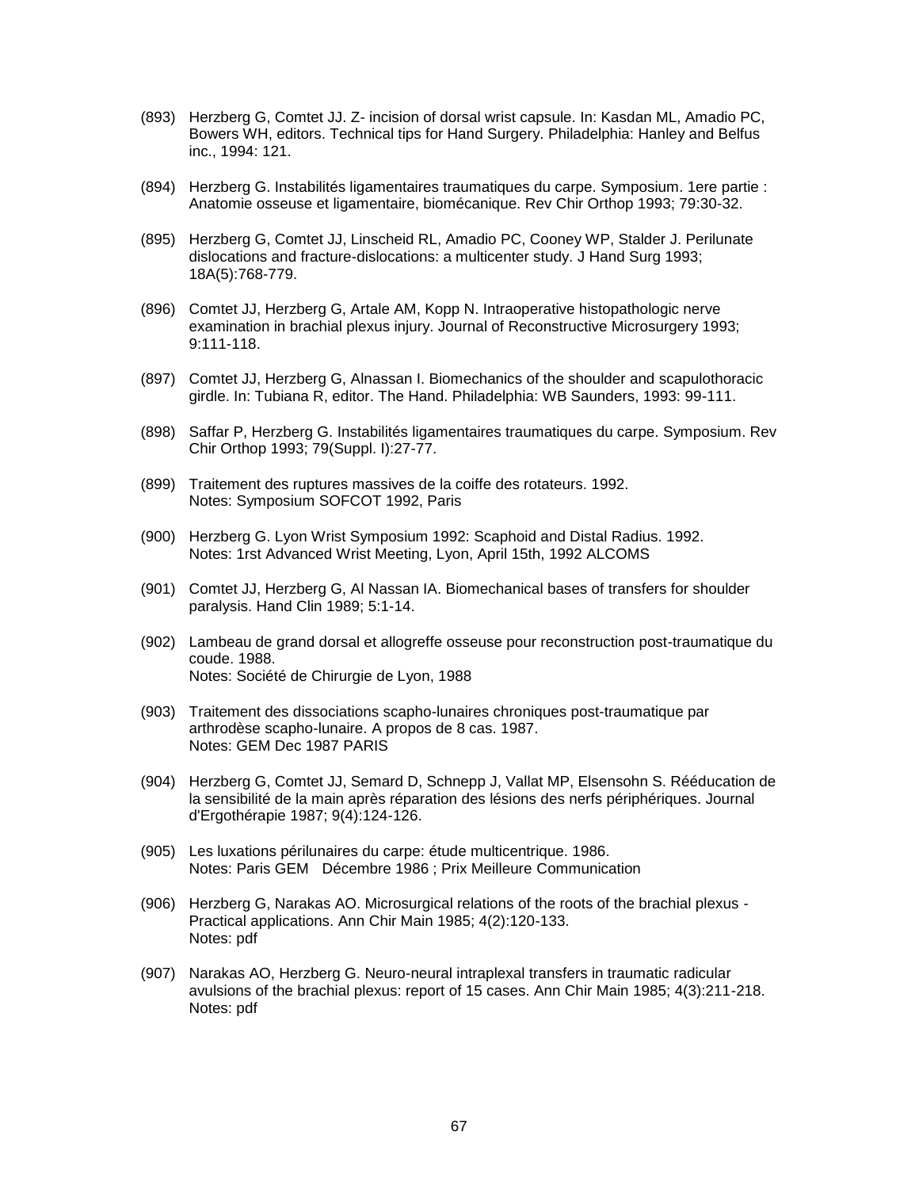(893) Herzberg G, Comtet JJ. Z- incision of dorsal wrist capsule. In: Kasdan ML, Amadio PC, Bowers WH, editors. Technical tips for Hand Surgery. Philadelphia: Hanley and Belfus inc., 1994: 121.

(894) Herzberg G. Instabilités ligamentaires traumatiques du carpe. Symposium. 1ere partie : Anatomie osseuse et ligamentaire, biomécanique. Rev Chir Orthop 1993; 79:30-32.

(895) Herzberg G, Comtet JJ, Linscheid RL, Amadio PC, Cooney WP, Stalder J. Perilunate dislocations and fracture-dislocations: a multicenter study. J Hand Surg 1993; 18A(5):768-779.

(896) Comtet JJ, Herzberg G, Artale AM, Kopp N. Intraoperative histopathologic nerve examination in brachial plexus injury. Journal of Reconstructive Microsurgery 1993; 9:111-118.

(897) Comtet JJ, Herzberg G, Alnassan I. Biomechanics of the shoulder and scapulothoracic girdle. In: Tubiana R, editor. The Hand. Philadelphia: WB Saunders, 1993: 99-111.

(898) Saffar P, Herzberg G. Instabilités ligamentaires traumatiques du carpe. Symposium. Rev Chir Orthop 1993; 79(Suppl. I):27-77.

(899) Traitement des ruptures massives de la coiffe des rotateurs. 1992.
Notes: Symposium SOFCOT 1992, Paris

(900) Herzberg G. Lyon Wrist Symposium 1992: Scaphoid and Distal Radius. 1992.
Notes: 1rst Advanced Wrist Meeting, Lyon, April 15th, 1992 ALCOMS

(901) Comtet JJ, Herzberg G, Al Nassan IA. Biomechanical bases of transfers for shoulder paralysis. Hand Clin 1989; 5:1-14.

(902) Lambeau de grand dorsal et allogreffe osseuse pour reconstruction post-traumatique du coude. 1988.
Notes: Société de Chirurgie de Lyon, 1988

(903) Traitement des dissociations scapho-lunaires chroniques post-traumatique par arthrodèse scapho-lunaire. A propos de 8 cas. 1987.
Notes: GEM Dec 1987 PARIS

(904) Herzberg G, Comtet JJ, Semard D, Schnepp J, Vallat MP, Elsensohn S. Rééducation de la sensibilité de la main après réparation des lésions des nerfs périphériques. Journal d'Ergothérapie 1987; 9(4):124-126.

(905) Les luxations périlunaires du carpe: étude multicentrique. 1986.
Notes: Paris GEM Décembre 1986 ; Prix Meilleure Communication

(906) Herzberg G, Narakas AO. Microsurgical relations of the roots of the brachial plexus - Practical applications. Ann Chir Main 1985; 4(2):120-133.
Notes: pdf

(907) Narakas AO, Herzberg G. Neuro-neural intraplexal transfers in traumatic radicular avulsions of the brachial plexus: report of 15 cases. Ann Chir Main 1985; 4(3):211-218.
Notes: pdf